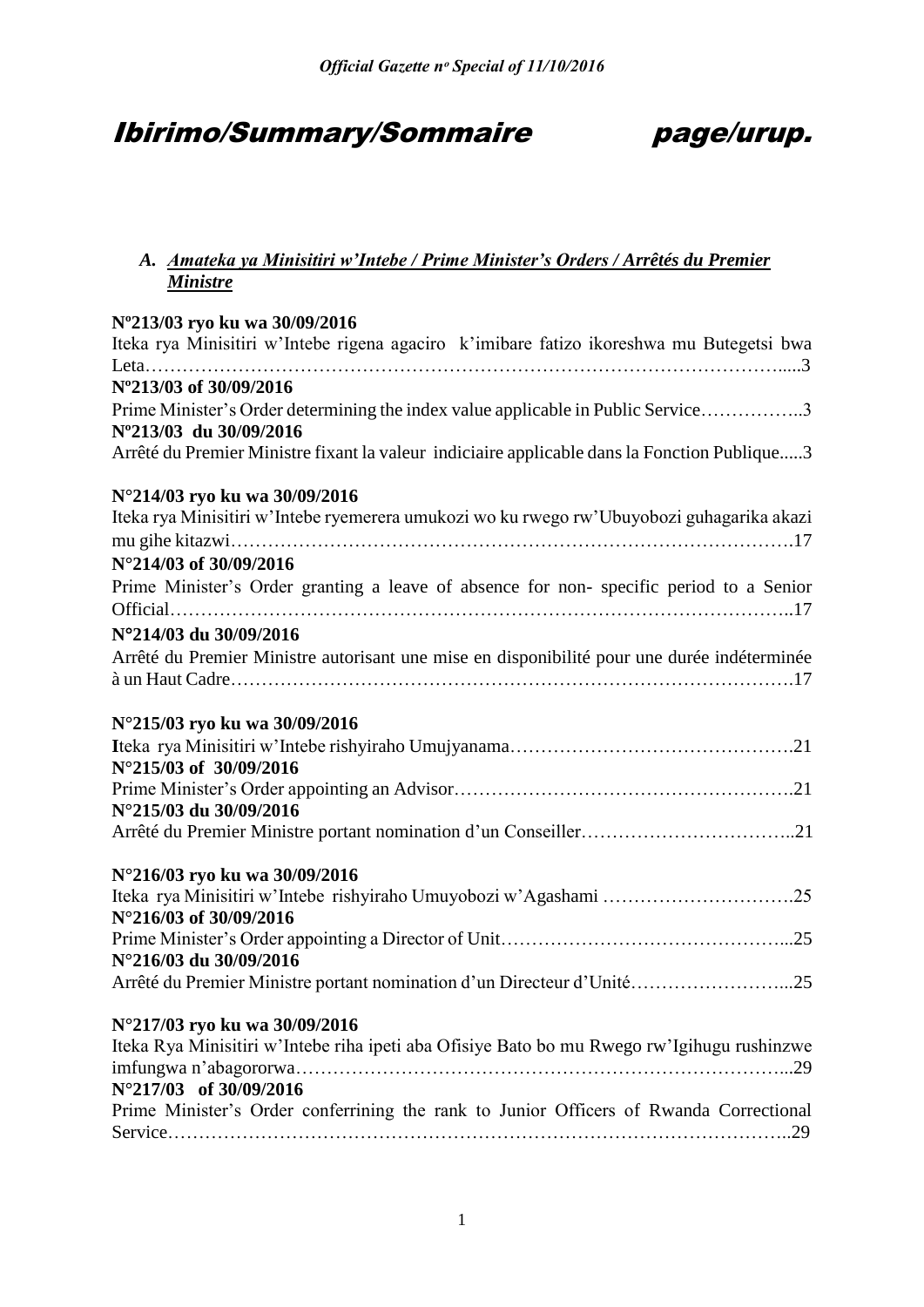# Ibirimo/Summary/Sommaire page/urup.

## A. *Amateka ya Minisitiri w'Intebe / Prime Minister's Orders / Arrêtés du Premier Ministre*

**Nº213/03 ryo ku wa 30/09/2016**
Iteka rya Minisitiri w'Intebe rigena agaciro k'imibare fatizo ikoreshwa mu Butegetsi bwa Leta…………………………………………………………………………………………....3
**Nº213/03 of 30/09/2016**
Prime Minister's Order determining the index value applicable in Public Service……………..3
**Nº213/03 du 30/09/2016**
Arrêté du Premier Ministre fixant la valeur indiciaire applicable dans la Fonction Publique.....3

**N°214/03 ryo ku wa 30/09/2016**
Iteka rya Minisitiri w'Intebe ryemerera umukozi wo ku rwego rw'Ubuyobozi guhagarika akazi mu gihe kitazwi……………………………………………………………………………….17
**N°214/03 of 30/09/2016**
Prime Minister's Order granting a leave of absence for non- specific period to a Senior Official……………………………………………………………………………………..17
**N°214/03 du 30/09/2016**
Arrêté du Premier Ministre autorisant une mise en disponibilité pour une durée indéterminée à un Haut Cadre……………………………………………………………………………….17

**N°215/03 ryo ku wa 30/09/2016**
**I**teka rya Minisitiri w'Intebe rishyiraho Umujyanama……………………………………….21
**N°215/03 of 30/09/2016**
Prime Minister's Order appointing an Advisor……………………………………………….21
**N°215/03 du 30/09/2016**
Arrêté du Premier Ministre portant nomination d'un Conseiller……………………………..21

**N°216/03 ryo ku wa 30/09/2016**
Iteka rya Minisitiri w'Intebe rishyiraho Umuyobozi w'Agashami ………………………….25
**N°216/03 of 30/09/2016**
Prime Minister's Order appointing a Director of Unit………………………………………...25
**N°216/03 du 30/09/2016**
Arrêté du Premier Ministre portant nomination d'un Directeur d'Unité……………………...25

**N°217/03 ryo ku wa 30/09/2016**
Iteka Rya Minisitiri w'Intebe riha ipeti aba Ofisiye Bato bo mu Rwego rw'Igihugu rushinzwe imfungwa n'abagororwa…………………………………………………………………...29
**N°217/03 of 30/09/2016**
Prime Minister's Order conferrining the rank to Junior Officers of Rwanda Correctional Service……………………………………………………………………………………..29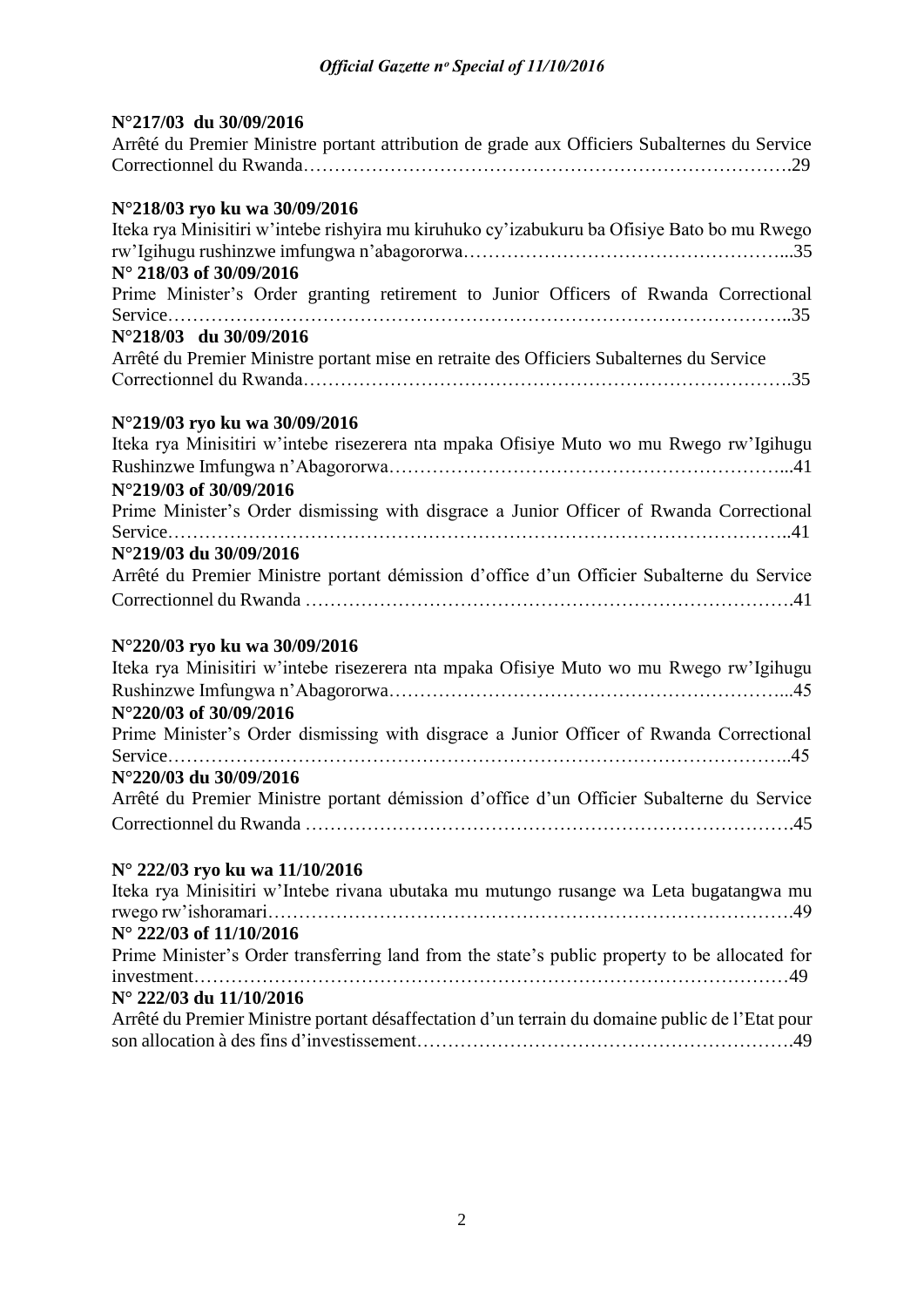**N°217/03 du 30/09/2016**
Arrêté du Premier Ministre portant attribution de grade aux Officiers Subalternes du Service Correctionnel du Rwanda…………………………………………………………………….29

**N°218/03 ryo ku wa 30/09/2016**
Iteka rya Minisitiri w'intebe rishyira mu kiruhuko cy'izabukuru ba Ofisiye Bato bo mu Rwego rw'Igihugu rushinzwe imfungwa n'abagororwa……………………………………………...35
**N° 218/03 of 30/09/2016**
Prime Minister's Order granting retirement to Junior Officers of Rwanda Correctional Service……………………………………………………………………………………..35
**N°218/03 du 30/09/2016**
Arrêté du Premier Ministre portant mise en retraite des Officiers Subalternes du Service Correctionnel du Rwanda…………………………………………………………………….35

**N°219/03 ryo ku wa 30/09/2016**
Iteka rya Minisitiri w'intebe risezerera nta mpaka Ofisiye Muto wo mu Rwego rw'Igihugu Rushinzwe Imfungwa n'Abagororwa………………………………………………………...41
**N°219/03 of 30/09/2016**
Prime Minister's Order dismissing with disgrace a Junior Officer of Rwanda Correctional Service……………………………………………………………………………………..41
**N°219/03 du 30/09/2016**
Arrêté du Premier Ministre portant démission d'office d'un Officier Subalterne du Service Correctionnel du Rwanda …………………………………………………………………….41

**N°220/03 ryo ku wa 30/09/2016**
Iteka rya Minisitiri w'intebe risezerera nta mpaka Ofisiye Muto wo mu Rwego rw'Igihugu Rushinzwe Imfungwa n'Abagororwa………………………………………………………...45
**N°220/03 of 30/09/2016**
Prime Minister's Order dismissing with disgrace a Junior Officer of Rwanda Correctional Service……………………………………………………………………………………..45
**N°220/03 du 30/09/2016**
Arrêté du Premier Ministre portant démission d'office d'un Officier Subalterne du Service Correctionnel du Rwanda …………………………………………………………………….45

**N° 222/03 ryo ku wa 11/10/2016**
Iteka rya Minisitiri w'Intebe rivana ubutaka mu mutungo rusange wa Leta bugatangwa mu rwego rw'ishoramari……………………………………………………………………….49
**N° 222/03 of 11/10/2016**
Prime Minister's Order transferring land from the state's public property to be allocated for investment…………………………………………………………………………………49
**N° 222/03 du 11/10/2016**
Arrêté du Premier Ministre portant désaffectation d'un terrain du domaine public de l'Etat pour son allocation à des fins d'investissement…………………………………………………….49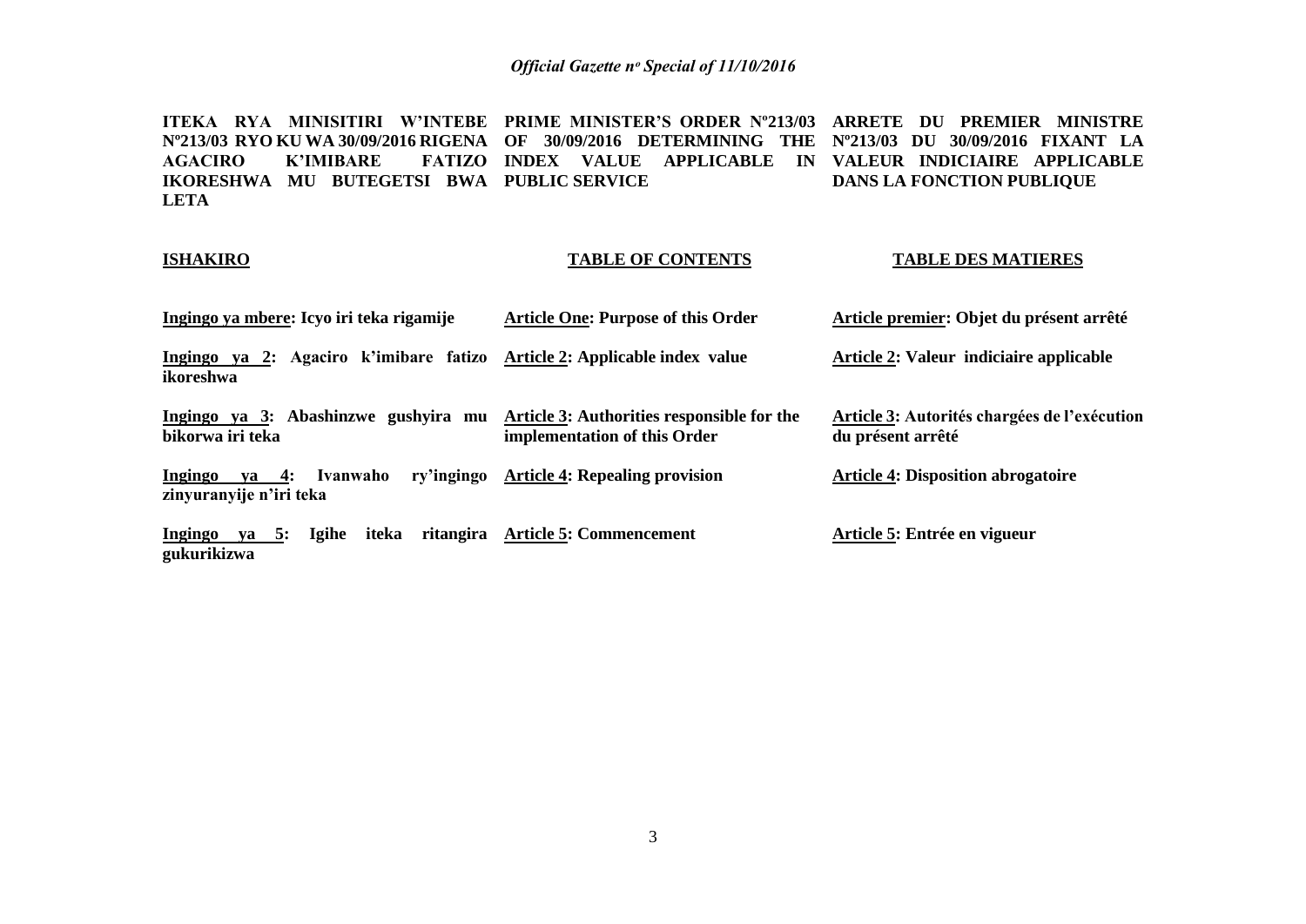**ITEKA RYA MINISITIRI W'INTEBE Nº213/03 RYO KU WA 30/09/2016 RIGENA AGACIRO K'IMIBARE FATIZO IKORESHWA MU BUTEGETSI BWA LETA**

**PRIME MINISTER'S ORDER Nº213/03 OF 30/09/2016 DETERMINING THE INDEX VALUE APPLICABLE IN PUBLIC SERVICE**

**ARRETE DU PREMIER MINISTRE Nº213/03 DU 30/09/2016 FIXANT LA VALEUR INDICIAIRE APPLICABLE DANS LA FONCTION PUBLIQUE**

| **ISHAKIRO** | **TABLE OF CONTENTS** | **TABLE DES MATIERES** |
|---|---|---|
| **Ingingo ya mbere: Icyo iri teka rigamije** | **Article One: Purpose of this Order** | **Article premier: Objet du présent arrêté** |
| **Ingingo ya 2: Agaciro k'imibare fatizo ikoreshwa** | **Article 2: Applicable index value** | **Article 2: Valeur indiciaire applicable** |
| **Ingingo ya 3: Abashinzwe gushyira mu bikorwa iri teka** | **Article 3: Authorities responsible for the implementation of this Order** | **Article 3: Autorités chargées de l'exécution du présent arrêté** |
| **Ingingo ya 4: Ivanwaho ry'ingingo zinyuranyije n'iri teka** | **Article 4: Repealing provision** | **Article 4: Disposition abrogatoire** |
| **Ingingo ya 5: Igihe iteka ritangira gukurikizwa** | **Article 5: Commencement** | **Article 5: Entrée en vigueur** |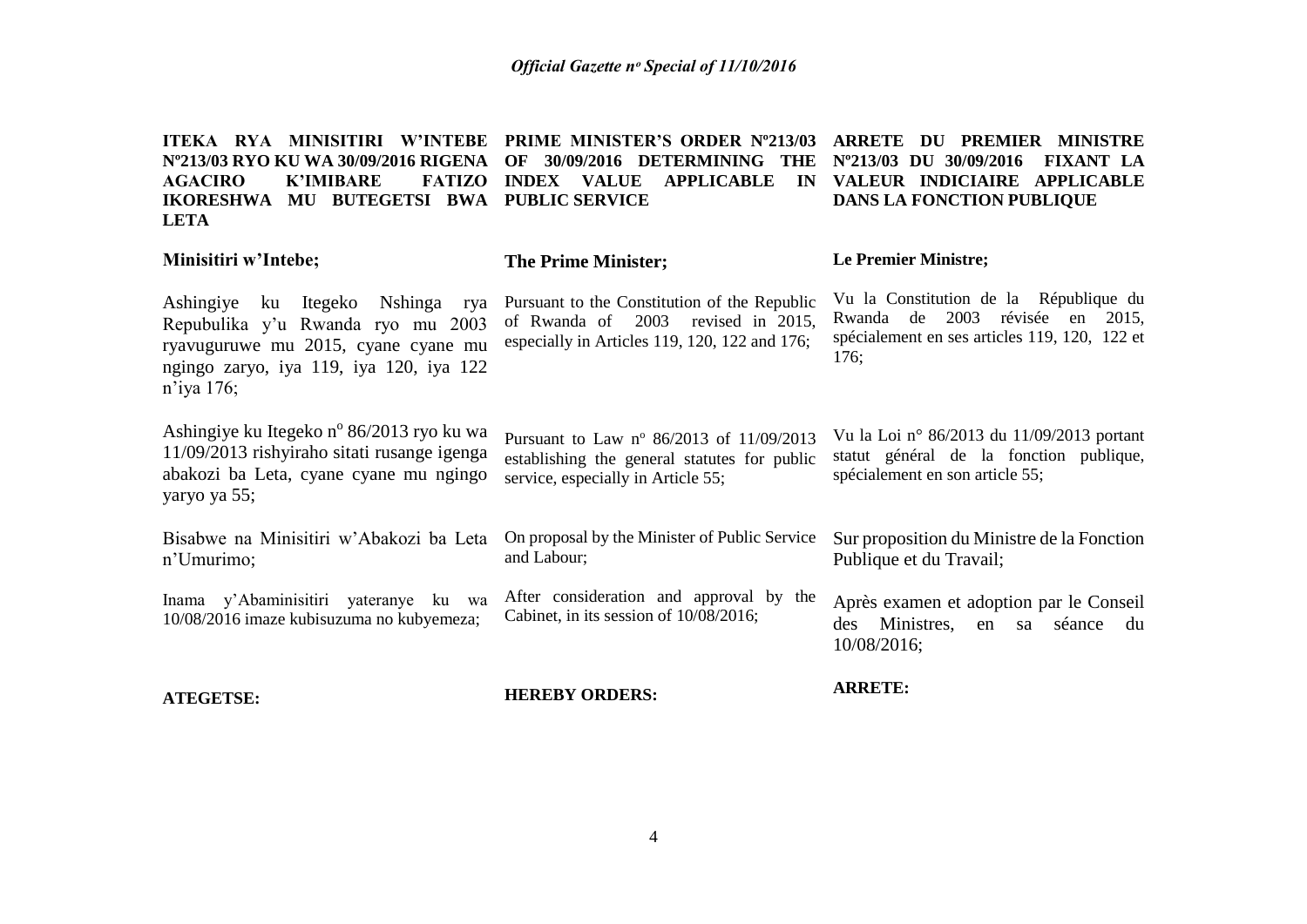**ITEKA RYA MINISITIRI W'INTEBE Nº213/03 RYO KU WA 30/09/2016 RIGENA AGACIRO K'IMIBARE FATIZO IKORESHWA MU BUTEGETSI BWA LETA**

**Minisitiri w'Intebe;**

Ashingiye ku Itegeko Nshinga rya Repubulika y'u Rwanda ryo mu 2003 ryavuguruwe mu 2015, cyane cyane mu ngingo zaryo, iya 119, iya 120, iya 122 n'iya 176;

Ashingiye ku Itegeko nº 86/2013 ryo ku wa 11/09/2013 rishyiraho sitati rusange igenga abakozi ba Leta, cyane cyane mu ngingo yaryo ya 55;

Bisabwe na Minisitiri w'Abakozi ba Leta n'Umurimo;

Inama y'Abaminisitiri yateranye ku wa 10/08/2016 imaze kubisuzuma no kubyemeza;

**ATEGETSE:**

**PRIME MINISTER'S ORDER Nº213/03 OF 30/09/2016 DETERMINING THE INDEX VALUE APPLICABLE IN PUBLIC SERVICE**

**The Prime Minister;**

Pursuant to the Constitution of the Republic of Rwanda of 2003 revised in 2015, especially in Articles 119, 120, 122 and 176;

Pursuant to Law nº 86/2013 of 11/09/2013 establishing the general statutes for public service, especially in Article 55;

On proposal by the Minister of Public Service and Labour;

After consideration and approval by the Cabinet, in its session of 10/08/2016;

**HEREBY ORDERS:**

**ARRETE DU PREMIER MINISTRE Nº213/03 DU 30/09/2016 FIXANT LA VALEUR INDICIAIRE APPLICABLE DANS LA FONCTION PUBLIQUE**

**Le Premier Ministre;**

Vu la Constitution de la République du Rwanda de 2003 révisée en 2015, spécialement en ses articles 119, 120, 122 et 176;

Vu la Loi n° 86/2013 du 11/09/2013 portant statut général de la fonction publique, spécialement en son article 55;

Sur proposition du Ministre de la Fonction Publique et du Travail;

Après examen et adoption par le Conseil des Ministres, en sa séance du 10/08/2016;

**ARRETE:**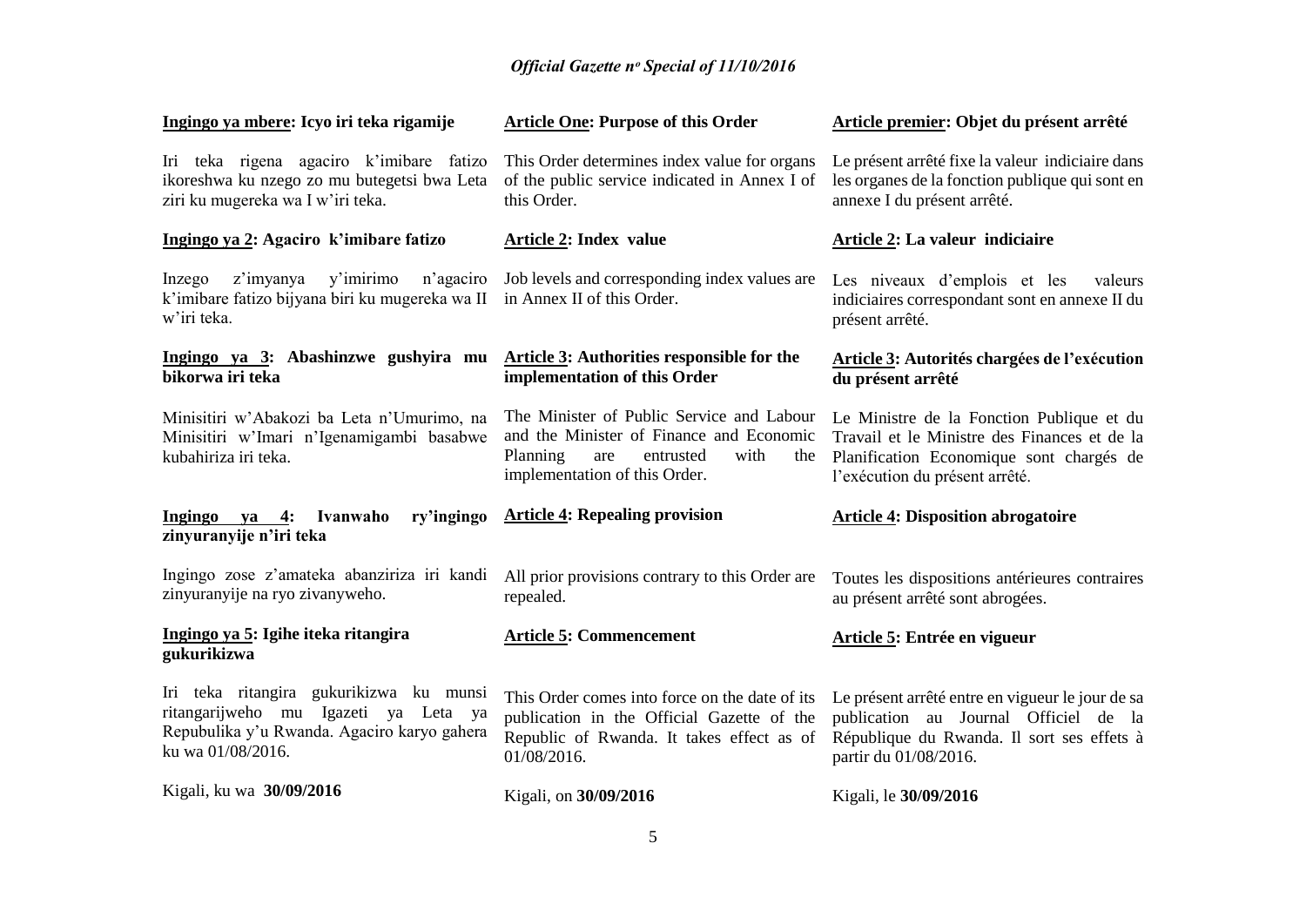**Ingingo ya mbere: Icyo iri teka rigamije**

Iri teka rigena agaciro k'imibare fatizo ikoreshwa ku nzego zo mu butegetsi bwa Leta ziri ku mugereka wa I w'iri teka.

**Ingingo ya 2: Agaciro k'imibare fatizo**

Inzego z'imyanya y'imirimo n'agaciro k'imibare fatizo bijyana biri ku mugereka wa II w'iri teka.

**Ingingo ya 3: Abashinzwe gushyira mu bikorwa iri teka**

Minisitiri w'Abakozi ba Leta n'Umurimo, na Minisitiri w'Imari n'Igenamigambi basabwe kubahiriza iri teka.

**Ingingo ya 4: Ivanwaho ry'ingingo zinyuranyije n'iri teka**

Ingingo zose z'amateka abanziriza iri kandi zinyuranyije na ryo zivanyweho.

**Ingingo ya 5: Igihe iteka ritangira gukurikizwa**

Iri teka ritangira gukurikizwa ku munsi ritangarijweho mu Igazeti ya Leta ya Repubulika y'u Rwanda. Agaciro karyo gahera ku wa 01/08/2016.

Kigali, ku wa **30/09/2016**

**Article One: Purpose of this Order**

This Order determines index value for organs of the public service indicated in Annex I of this Order.

**Article 2: Index value**

Job levels and corresponding index values are in Annex II of this Order.

**Article 3: Authorities responsible for the implementation of this Order**

The Minister of Public Service and Labour and the Minister of Finance and Economic Planning are entrusted with the implementation of this Order.

**Article 4: Repealing provision**

All prior provisions contrary to this Order are repealed.

**Article 5: Commencement**

This Order comes into force on the date of its publication in the Official Gazette of the Republic of Rwanda. It takes effect as of 01/08/2016.

Kigali, on **30/09/2016**

**Article premier: Objet du présent arrêté**

Le présent arrêté fixe la valeur indiciaire dans les organes de la fonction publique qui sont en annexe I du présent arrêté.

**Article 2: La valeur indiciaire**

Les niveaux d'emplois et les valeurs indiciaires correspondant sont en annexe II du présent arrêté.

**Article 3: Autorités chargées de l'exécution du présent arrêté**

Le Ministre de la Fonction Publique et du Travail et le Ministre des Finances et de la Planification Economique sont chargés de l'exécution du présent arrêté.

**Article 4: Disposition abrogatoire**

Toutes les dispositions antérieures contraires au présent arrêté sont abrogées.

**Article 5: Entrée en vigueur**

Le présent arrêté entre en vigueur le jour de sa publication au Journal Officiel de la République du Rwanda. Il sort ses effets à partir du 01/08/2016.

Kigali, le **30/09/2016**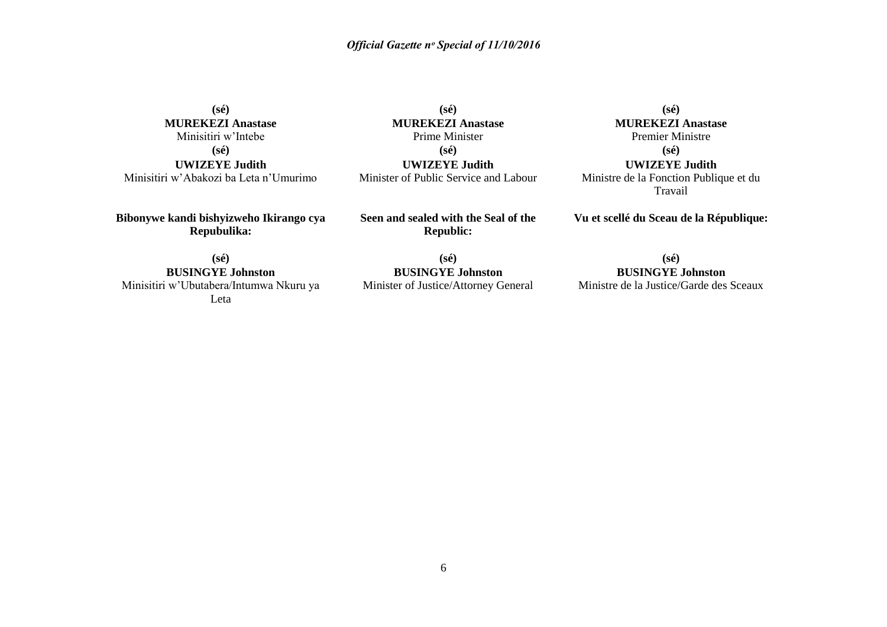**(sé)**
**MUREKEZI Anastase**
Minisitiri w'Intebe

**(sé)**
**UWIZEYE Judith**
Minisitiri w'Abakozi ba Leta n'Umurimo

**Bibonywe kandi bishyizweho Ikirango cya Repubulika:**

**(sé)**
**BUSINGYE Johnston**
Minisitiri w'Ubutabera/Intumwa Nkuru ya Leta

**(sé)**
**MUREKEZI Anastase**
Prime Minister

**(sé)**
**UWIZEYE Judith**
Minister of Public Service and Labour

**Seen and sealed with the Seal of the Republic:**

**(sé)**
**BUSINGYE Johnston**
Minister of Justice/Attorney General

**(sé)**
**MUREKEZI Anastase**
Premier Ministre

**(sé)**
**UWIZEYE Judith**
Ministre de la Fonction Publique et du Travail

**Vu et scellé du Sceau de la République:**

**(sé)**
**BUSINGYE Johnston**
Ministre de la Justice/Garde des Sceaux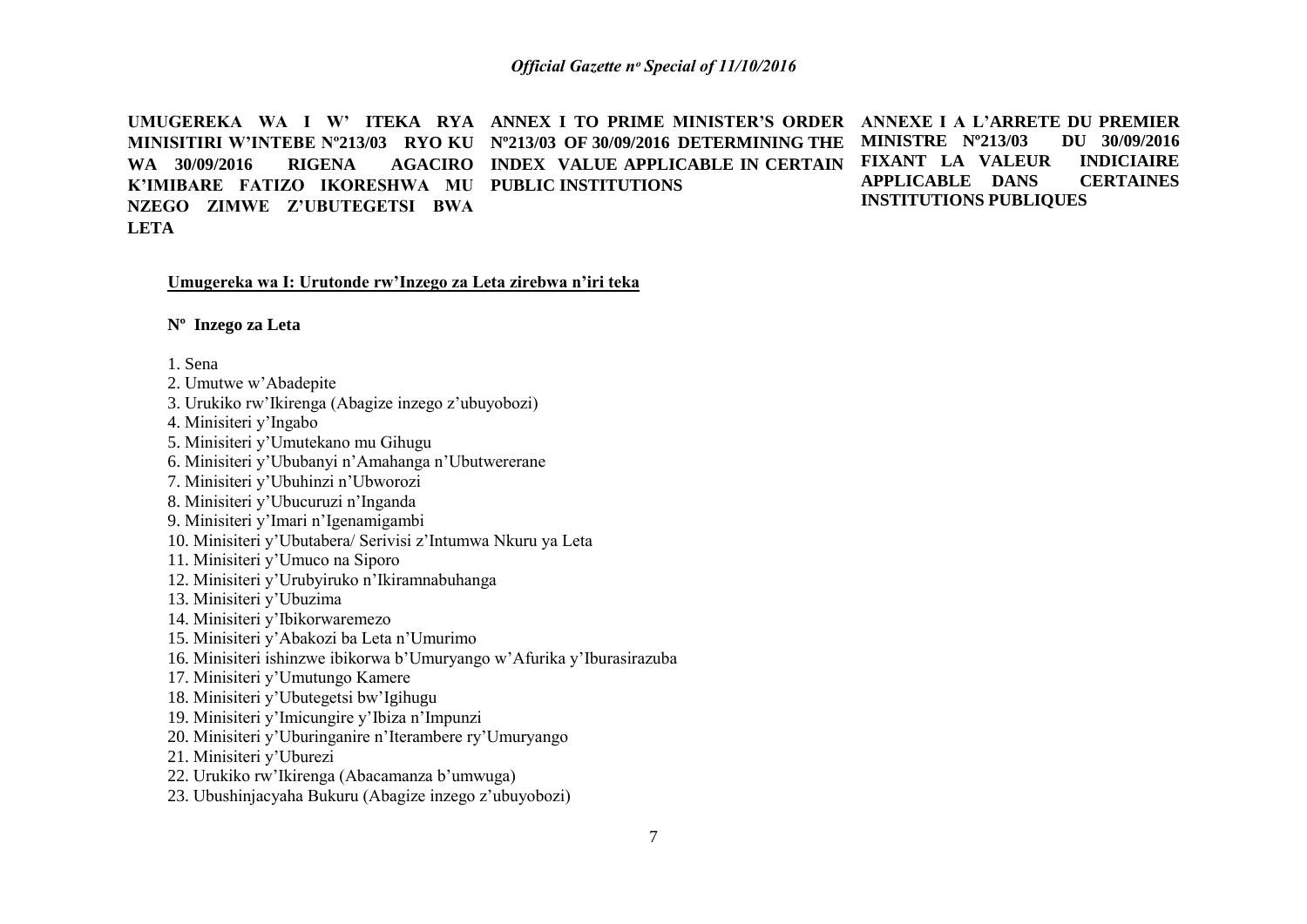**UMUGEREKA WA I W' ITEKA RYA MINISITIRI W'INTEBE Nº213/03 RYO KU WA 30/09/2016 RIGENA AGACIRO K'IMIBARE FATIZO IKORESHWA MU NZEGO ZIMWE Z'UBUTEGETSI BWA LETA**

**ANNEX I TO PRIME MINISTER'S ORDER Nº213/03 OF 30/09/2016 DETERMINING THE INDEX VALUE APPLICABLE IN CERTAIN PUBLIC INSTITUTIONS**

**ANNEXE I A L'ARRETE DU PREMIER MINISTRE Nº213/03 DU 30/09/2016 FIXANT LA VALEUR INDICIAIRE APPLICABLE DANS CERTAINES INSTITUTIONS PUBLIQUES**

**Umugereka wa I: Urutonde rw'Inzego za Leta zirebwa n'iri teka**

**Nº Inzego za Leta**

1. Sena
2. Umutwe w'Abadepite
3. Urukiko rw'Ikirenga (Abagize inzego z'ubuyobozi)
4. Minisiteri y'Ingabo
5. Minisiteri y'Umutekano mu Gihugu
6. Minisiteri y'Ububanyi n'Amahanga n'Ubutwererane
7. Minisiteri y'Ubuhinzi n'Ubworozi
8. Minisiteri y'Ubucuruzi n'Inganda
9. Minisiteri y'Imari n'Igenamigambi
10. Minisiteri y'Ubutabera/ Serivisi z'Intumwa Nkuru ya Leta
11. Minisiteri y'Umuco na Siporo
12. Minisiteri y'Urubyiruko n'Ikiramnabuhanga
13. Minisiteri y'Ubuzima
14. Minisiteri y'Ibikorwaremezo
15. Minisiteri y'Abakozi ba Leta n'Umurimo
16. Minisiteri ishinzwe ibikorwa b'Umuryango w'Afurika y'Iburasirazuba
17. Minisiteri y'Umutungo Kamere
18. Minisiteri y'Ubutegetsi bw'Igihugu
19. Minisiteri y'Imicungire y'Ibiza n'Impunzi
20. Minisiteri y'Uburinganire n'Iterambere ry'Umuryango
21. Minisiteri y'Uburezi
22. Urukiko rw'Ikirenga (Abacamanza b'umwuga)
23. Ubushinjacyaha Bukuru (Abagize inzego z'ubuyobozi)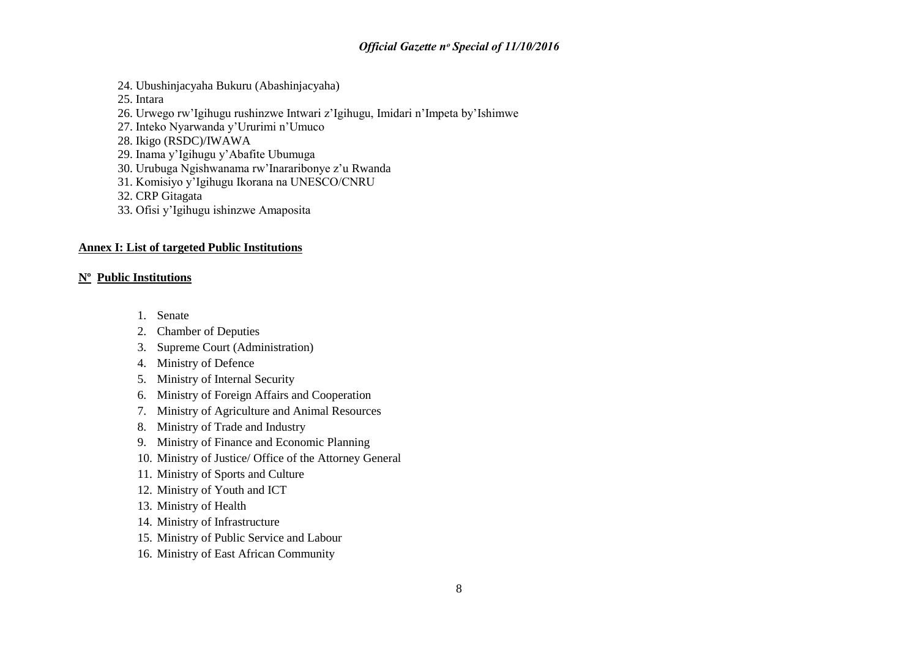24. Ubushinjacyaha Bukuru (Abashinjacyaha)
25. Intara
26. Urwego rw'Igihugu rushinzwe Intwari z'Igihugu, Imidari n'Impeta by'Ishimwe
27. Inteko Nyarwanda y'Ururimi n'Umuco
28. Ikigo (RSDC)/IWAWA
29. Inama y'Igihugu y'Abafite Ubumuga
30. Urubuga Ngishwanama rw'Inararibonye z'u Rwanda
31. Komisiyo y'Igihugu Ikorana na UNESCO/CNRU
32. CRP Gitagata
33. Ofisi y'Igihugu ishinzwe Amaposita

**<u>Annex I: List of targeted Public Institutions</u>**

**<u>N<sup></sup>o</u>  <u>Public Institutions</u>**

1. Senate
2. Chamber of Deputies
3. Supreme Court (Administration)
4. Ministry of Defence
5. Ministry of Internal Security
6. Ministry of Foreign Affairs and Cooperation
7. Ministry of Agriculture and Animal Resources
8. Ministry of Trade and Industry
9. Ministry of Finance and Economic Planning
10. Ministry of Justice/ Office of the Attorney General
11. Ministry of Sports and Culture
12. Ministry of Youth and ICT
13. Ministry of Health
14. Ministry of Infrastructure
15. Ministry of Public Service and Labour
16. Ministry of East African Community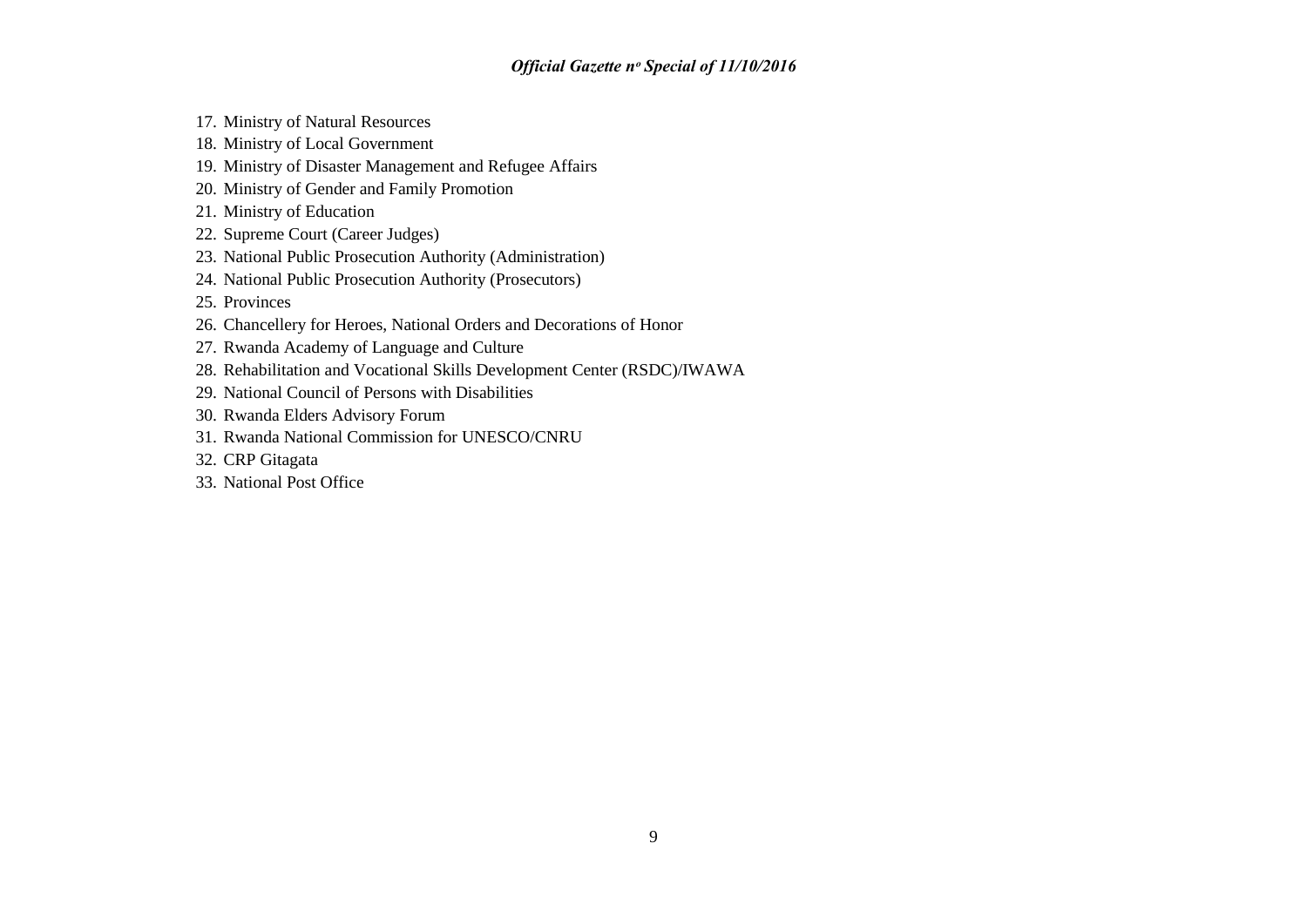17. Ministry of Natural Resources
18. Ministry of Local Government
19. Ministry of Disaster Management and Refugee Affairs
20. Ministry of Gender and Family Promotion
21. Ministry of Education
22. Supreme Court (Career Judges)
23. National Public Prosecution Authority (Administration)
24. National Public Prosecution Authority (Prosecutors)
25. Provinces
26. Chancellery for Heroes, National Orders and Decorations of Honor
27. Rwanda Academy of Language and Culture
28. Rehabilitation and Vocational Skills Development Center (RSDC)/IWAWA
29. National Council of Persons with Disabilities
30. Rwanda Elders Advisory Forum
31. Rwanda National Commission for UNESCO/CNRU
32. CRP Gitagata
33. National Post Office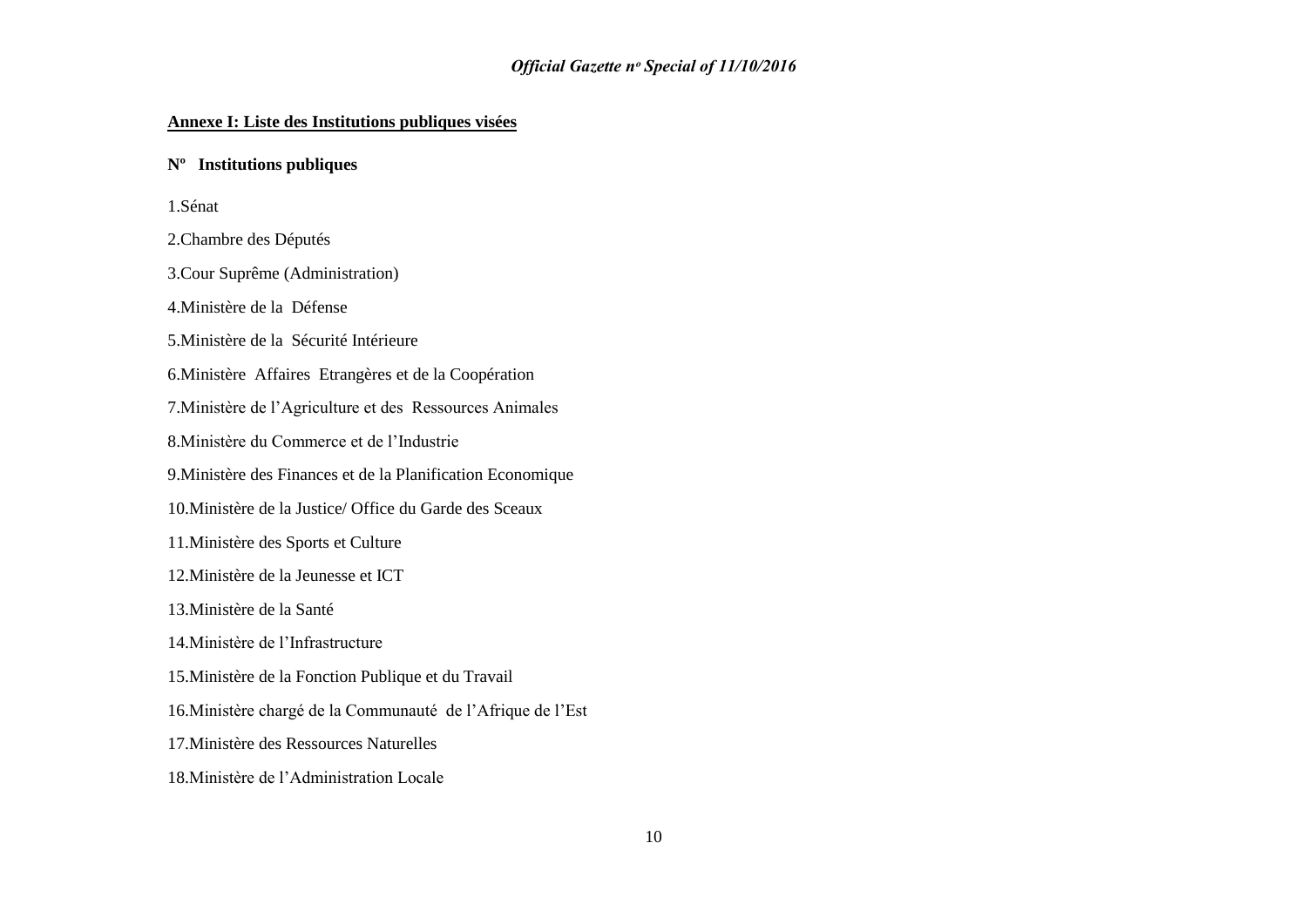**Annexe I: Liste des Institutions publiques visées**

**Nº Institutions publiques**

1.Sénat

2.Chambre des Députés

3.Cour Suprême (Administration)

4.Ministère de la Défense

5.Ministère de la Sécurité Intérieure

6.Ministère Affaires Etrangères et de la Coopération

7.Ministère de l'Agriculture et des Ressources Animales

8.Ministère du Commerce et de l'Industrie

9.Ministère des Finances et de la Planification Economique

10.Ministère de la Justice/ Office du Garde des Sceaux

11.Ministère des Sports et Culture

12.Ministère de la Jeunesse et ICT

13.Ministère de la Santé

14.Ministère de l'Infrastructure

15.Ministère de la Fonction Publique et du Travail

16.Ministère chargé de la Communauté de l'Afrique de l'Est

17.Ministère des Ressources Naturelles

18.Ministère de l'Administration Locale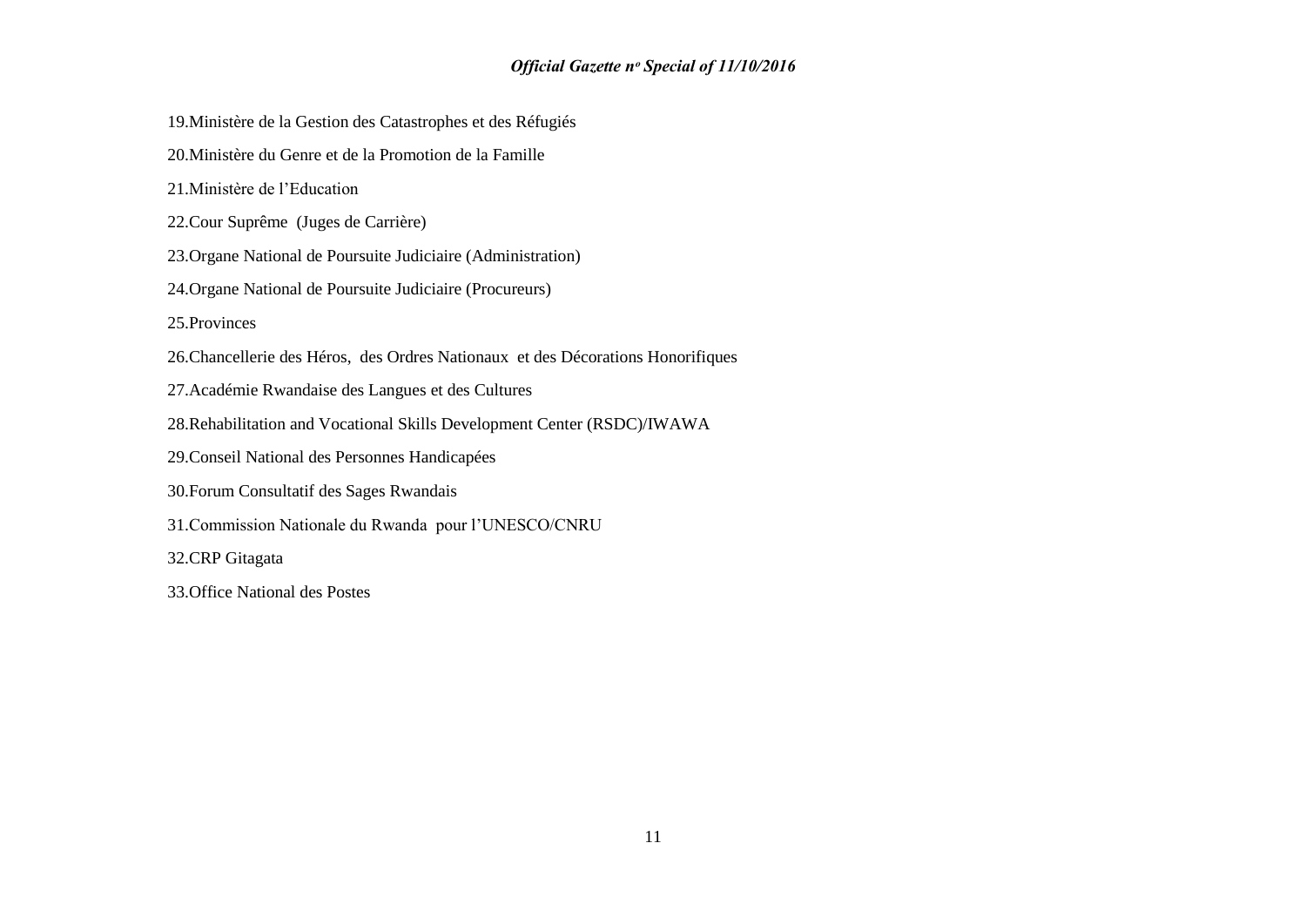19.Ministère de la Gestion des Catastrophes et des Réfugiés

20.Ministère du Genre et de la Promotion de la Famille

21.Ministère de l'Education

22.Cour Suprême (Juges de Carrière)

23.Organe National de Poursuite Judiciaire (Administration)

24.Organe National de Poursuite Judiciaire (Procureurs)

25.Provinces

26.Chancellerie des Héros, des Ordres Nationaux et des Décorations Honorifiques

27.Académie Rwandaise des Langues et des Cultures

28.Rehabilitation and Vocational Skills Development Center (RSDC)/IWAWA

29.Conseil National des Personnes Handicapées

30.Forum Consultatif des Sages Rwandais

31.Commission Nationale du Rwanda pour l'UNESCO/CNRU

32.CRP Gitagata

33.Office National des Postes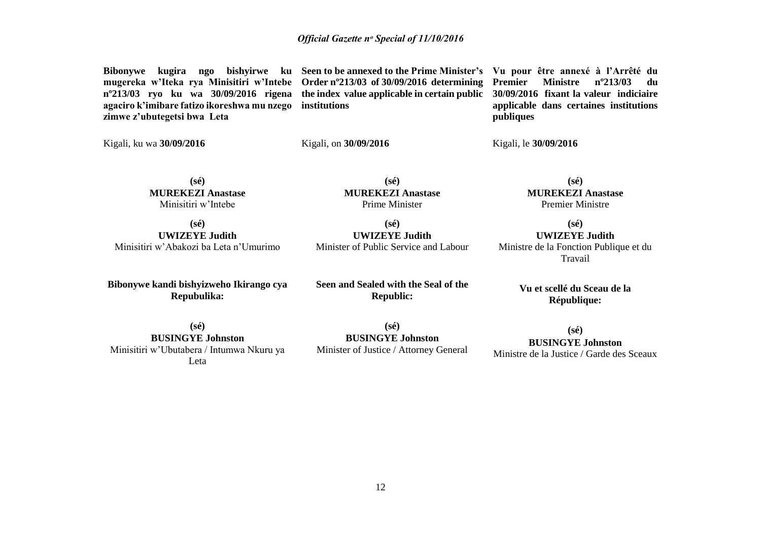**Bibonywe kugira ngo bishyirwe ku mugereka w'Iteka rya Minisitiri w'Intebe nº213/03 ryo ku wa 30/09/2016 rigena agaciro k'imibare fatizo ikoreshwa mu nzego zimwe z'ubutegetsi bwa Leta**

Kigali, ku wa **30/09/2016**

**(sé)**
**MUREKEZI Anastase**
Minisitiri w'Intebe

**(sé)**
**UWIZEYE Judith**
Minisitiri w'Abakozi ba Leta n'Umurimo

**Bibonywe kandi bishyizweho Ikirango cya Repubulika:**

**(sé)**
**BUSINGYE Johnston**
Minisitiri w'Ubutabera / Intumwa Nkuru ya Leta

**Seen to be annexed to the Prime Minister's Order nº213/03 of 30/09/2016 determining the index value applicable in certain public institutions**

Kigali, on **30/09/2016**

**(sé)**
**MUREKEZI Anastase**
Prime Minister

**(sé)**
**UWIZEYE Judith**
Minister of Public Service and Labour

**Seen and Sealed with the Seal of the Republic:**

**(sé)**
**BUSINGYE Johnston**
Minister of Justice / Attorney General

**Vu pour être annexé à l'Arrêté du Premier Ministre nº213/03 du 30/09/2016 fixant la valeur indiciaire applicable dans certaines institutions publiques**

Kigali, le **30/09/2016**

**(sé)**
**MUREKEZI Anastase**
Premier Ministre

**(sé)**
**UWIZEYE Judith**
Ministre de la Fonction Publique et du Travail

**Vu et scellé du Sceau de la République:**

**(sé)**
**BUSINGYE Johnston**
Ministre de la Justice / Garde des Sceaux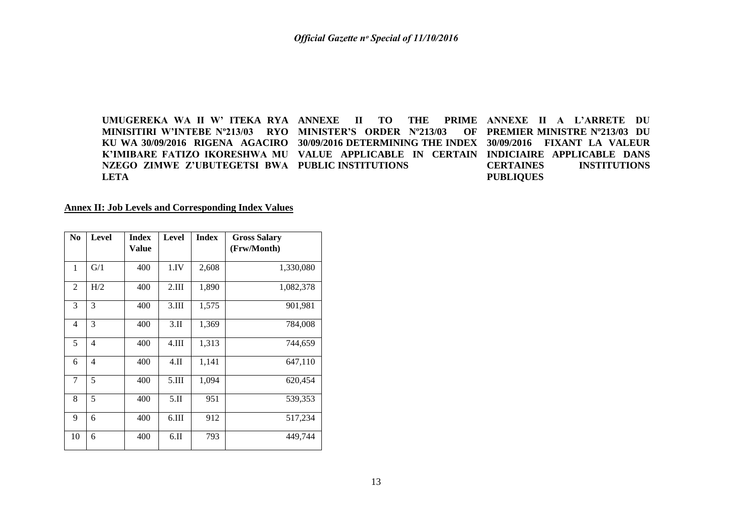**UMUGEREKA WA II W' ITEKA RYA MINISITIRI W'INTEBE Nº213/03 RYO KU WA 30/09/2016 RIGENA AGACIRO K'IMIBARE FATIZO IKORESHWA MU NZEGO ZIMWE Z'UBUTEGETSI BWA LETA**

**ANNEXE II TO THE PRIME MINISTER'S ORDER Nº213/03 OF 30/09/2016 DETERMINING THE INDEX VALUE APPLICABLE IN CERTAIN PUBLIC INSTITUTIONS**

**ANNEXE II A L'ARRETE DU PREMIER MINISTRE Nº213/03 DU 30/09/2016 FIXANT LA VALEUR INDICIAIRE APPLICABLE DANS CERTAINES INSTITUTIONS PUBLIQUES**

**Annex II: Job Levels and Corresponding Index Values**

| No | Level | Index Value | Level | Index | Gross Salary (Frw/Month) |
|---|---|---|---|---|---|
| 1 | G/1 | 400 | 1.IV | 2,608 | 1,330,080 |
| 2 | H/2 | 400 | 2.III | 1,890 | 1,082,378 |
| 3 | 3 | 400 | 3.III | 1,575 | 901,981 |
| 4 | 3 | 400 | 3.II | 1,369 | 784,008 |
| 5 | 4 | 400 | 4.III | 1,313 | 744,659 |
| 6 | 4 | 400 | 4.II | 1,141 | 647,110 |
| 7 | 5 | 400 | 5.III | 1,094 | 620,454 |
| 8 | 5 | 400 | 5.II | 951 | 539,353 |
| 9 | 6 | 400 | 6.III | 912 | 517,234 |
| 10 | 6 | 400 | 6.II | 793 | 449,744 |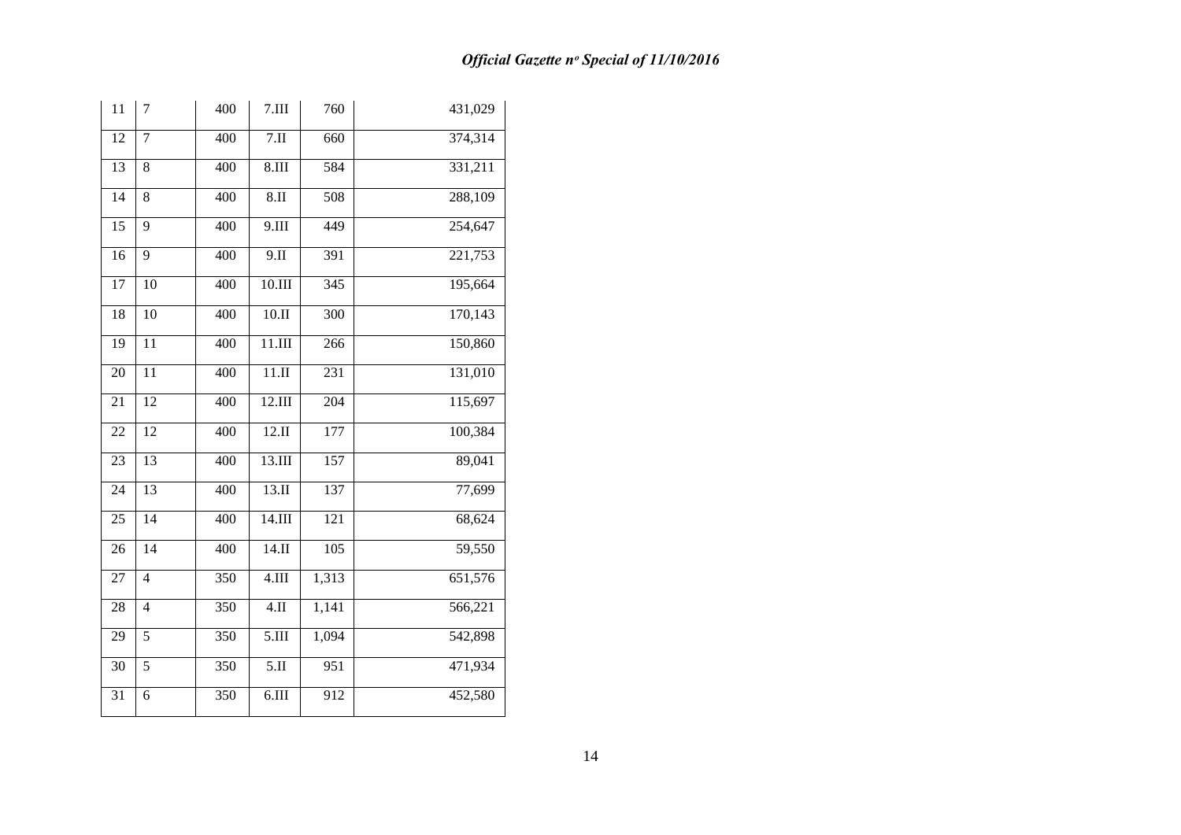| 11 | 7 | 400 | 7.III | 760 | 431,029 |
|---|---|---|---|---|---|
| 12 | 7 | 400 | 7.II | 660 | 374,314 |
| 13 | 8 | 400 | 8.III | 584 | 331,211 |
| 14 | 8 | 400 | 8.II | 508 | 288,109 |
| 15 | 9 | 400 | 9.III | 449 | 254,647 |
| 16 | 9 | 400 | 9.II | 391 | 221,753 |
| 17 | 10 | 400 | 10.III | 345 | 195,664 |
| 18 | 10 | 400 | 10.II | 300 | 170,143 |
| 19 | 11 | 400 | 11.III | 266 | 150,860 |
| 20 | 11 | 400 | 11.II | 231 | 131,010 |
| 21 | 12 | 400 | 12.III | 204 | 115,697 |
| 22 | 12 | 400 | 12.II | 177 | 100,384 |
| 23 | 13 | 400 | 13.III | 157 | 89,041 |
| 24 | 13 | 400 | 13.II | 137 | 77,699 |
| 25 | 14 | 400 | 14.III | 121 | 68,624 |
| 26 | 14 | 400 | 14.II | 105 | 59,550 |
| 27 | 4 | 350 | 4.III | 1,313 | 651,576 |
| 28 | 4 | 350 | 4.II | 1,141 | 566,221 |
| 29 | 5 | 350 | 5.III | 1,094 | 542,898 |
| 30 | 5 | 350 | 5.II | 951 | 471,934 |
| 31 | 6 | 350 | 6.III | 912 | 452,580 |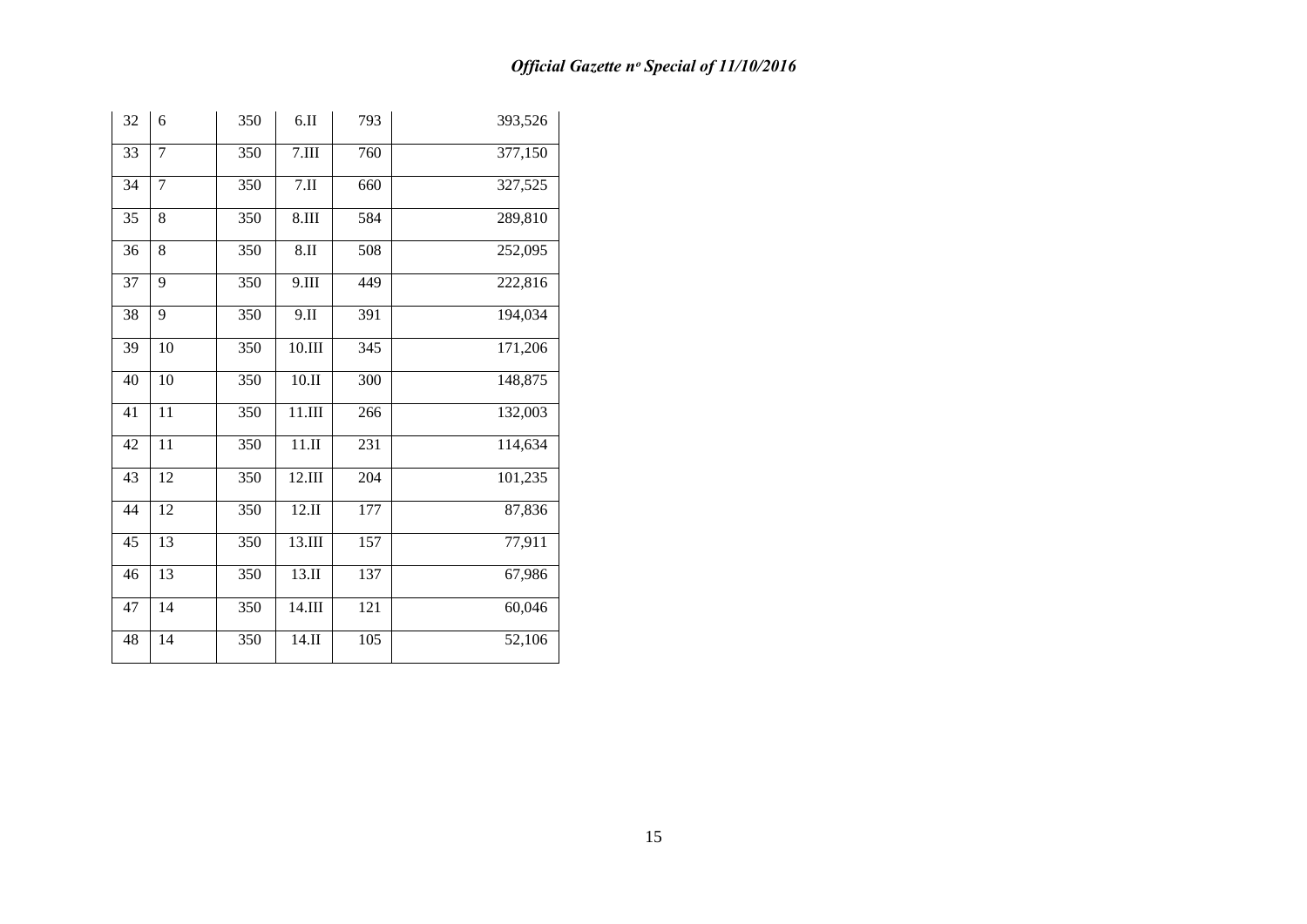| | | | | | |
|---|---|---|---|---|---|
| 32 | 6 | 350 | 6.II | 793 | 393,526 |
| 33 | 7 | 350 | 7.III | 760 | 377,150 |
| 34 | 7 | 350 | 7.II | 660 | 327,525 |
| 35 | 8 | 350 | 8.III | 584 | 289,810 |
| 36 | 8 | 350 | 8.II | 508 | 252,095 |
| 37 | 9 | 350 | 9.III | 449 | 222,816 |
| 38 | 9 | 350 | 9.II | 391 | 194,034 |
| 39 | 10 | 350 | 10.III | 345 | 171,206 |
| 40 | 10 | 350 | 10.II | 300 | 148,875 |
| 41 | 11 | 350 | 11.III | 266 | 132,003 |
| 42 | 11 | 350 | 11.II | 231 | 114,634 |
| 43 | 12 | 350 | 12.III | 204 | 101,235 |
| 44 | 12 | 350 | 12.II | 177 | 87,836 |
| 45 | 13 | 350 | 13.III | 157 | 77,911 |
| 46 | 13 | 350 | 13.II | 137 | 67,986 |
| 47 | 14 | 350 | 14.III | 121 | 60,046 |
| 48 | 14 | 350 | 14.II | 105 | 52,106 |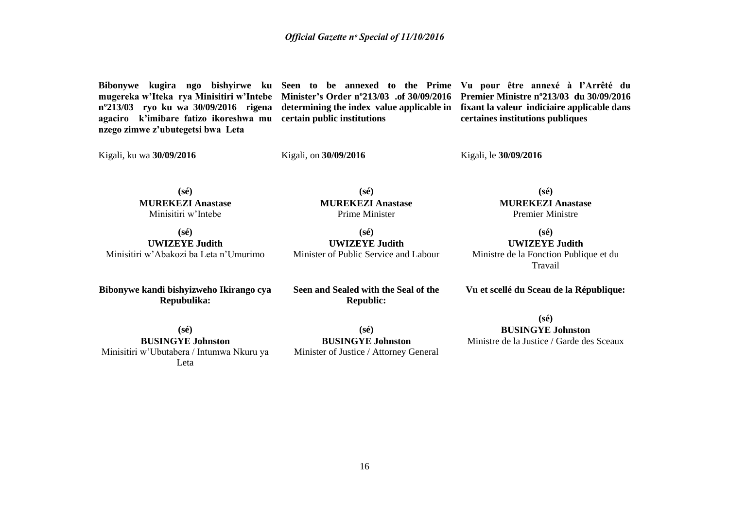**Bibonywe kugira ngo bishyirwe ku mugereka w'Iteka rya Minisitiri w'Intebe nº213/03 ryo ku wa 30/09/2016 rigena agaciro k'imibare fatizo ikoreshwa mu nzego zimwe z'ubutegetsi bwa Leta**

Kigali, ku wa **30/09/2016**

**(sé)**
**MUREKEZI Anastase**
Minisitiri w'Intebe

**(sé)**
**UWIZEYE Judith**
Minisitiri w'Abakozi ba Leta n'Umurimo

**Bibonywe kandi bishyizweho Ikirango cya Repubulika:**

**(sé)**
**BUSINGYE Johnston**
Minisitiri w'Ubutabera / Intumwa Nkuru ya Leta

**Seen to be annexed to the Prime Minister's Order nº213/03 .of 30/09/2016 determining the index value applicable in certain public institutions**

Kigali, on **30/09/2016**

**(sé)**
**MUREKEZI Anastase**
Prime Minister

**(sé)**
**UWIZEYE Judith**
Minister of Public Service and Labour

**Seen and Sealed with the Seal of the Republic:**

**(sé)**
**BUSINGYE Johnston**
Minister of Justice / Attorney General

**Vu pour être annexé à l'Arrêté du Premier Ministre nº213/03 du 30/09/2016 fixant la valeur indiciaire applicable dans certaines institutions publiques**

Kigali, le **30/09/2016**

**(sé)**
**MUREKEZI Anastase**
Premier Ministre

**(sé)**
**UWIZEYE Judith**
Ministre de la Fonction Publique et du Travail

**Vu et scellé du Sceau de la République:**

**(sé)**
**BUSINGYE Johnston**
Ministre de la Justice / Garde des Sceaux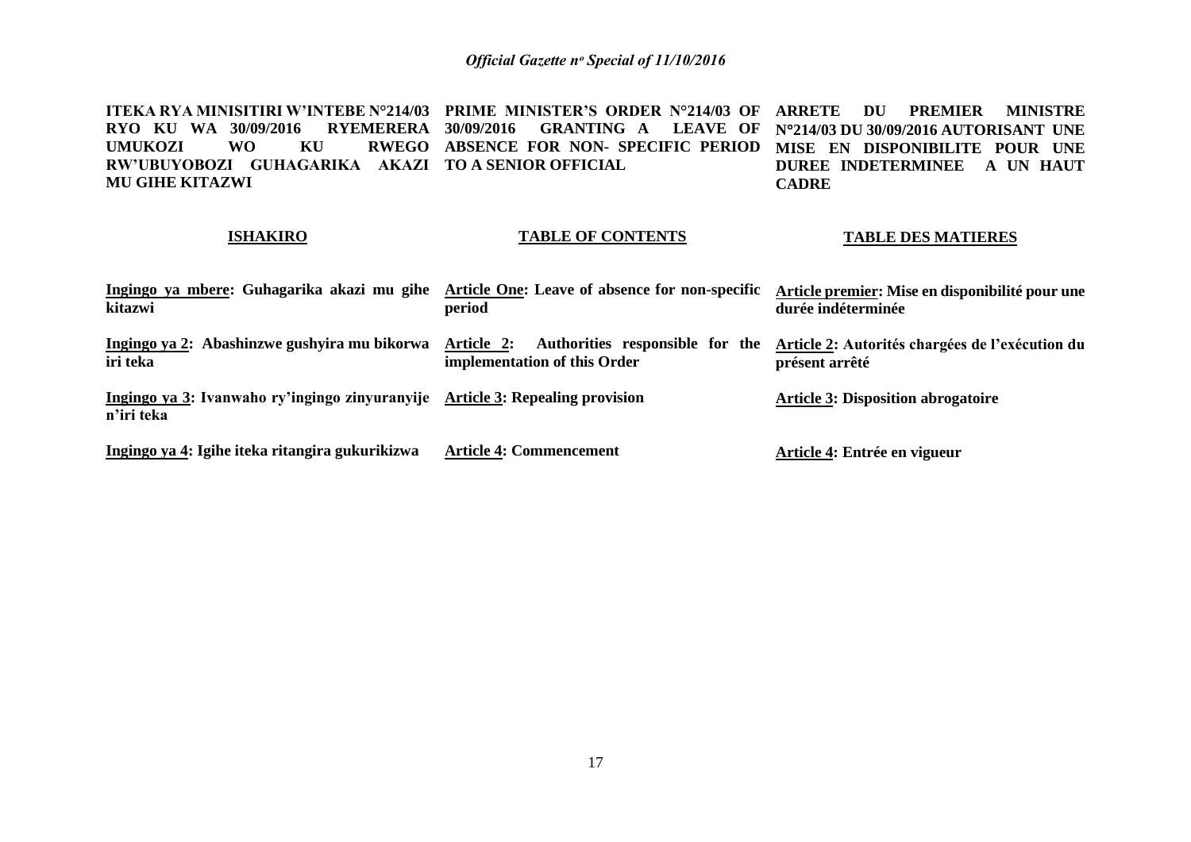**ITEKA RYA MINISITIRI W'INTEBE N°214/03 RYO KU WA 30/09/2016 RYEMERERA UMUKOZI WO KU RWEGO RW'UBUYOBOZI GUHAGARIKA AKAZI MU GIHE KITAZWI**

**ISHAKIRO**

**Ingingo ya mbere: Guhagarika akazi mu gihe kitazwi**

**Ingingo ya 2: Abashinzwe gushyira mu bikorwa iri teka**

**Ingingo ya 3: Ivanwaho ry'ingingo zinyuranyije n'iri teka**

**Ingingo ya 4: Igihe iteka ritangira gukurikizwa**

**PRIME MINISTER'S ORDER N°214/03 OF 30/09/2016 GRANTING A LEAVE OF ABSENCE FOR NON- SPECIFIC PERIOD TO A SENIOR OFFICIAL**

**TABLE OF CONTENTS**

**Article One: Leave of absence for non-specific period**

**Article 2: Authorities responsible for the implementation of this Order**

**Article 3: Repealing provision**

**Article 4: Commencement**

**ARRETE DU PREMIER MINISTRE N°214/03 DU 30/09/2016 AUTORISANT UNE MISE EN DISPONIBILITE POUR UNE DUREE INDETERMINEE A UN HAUT CADRE**

**TABLE DES MATIERES**

**Article premier: Mise en disponibilité pour une durée indéterminée**

**Article 2: Autorités chargées de l'exécution du présent arrêté**

**Article 3: Disposition abrogatoire**

**Article 4: Entrée en vigueur**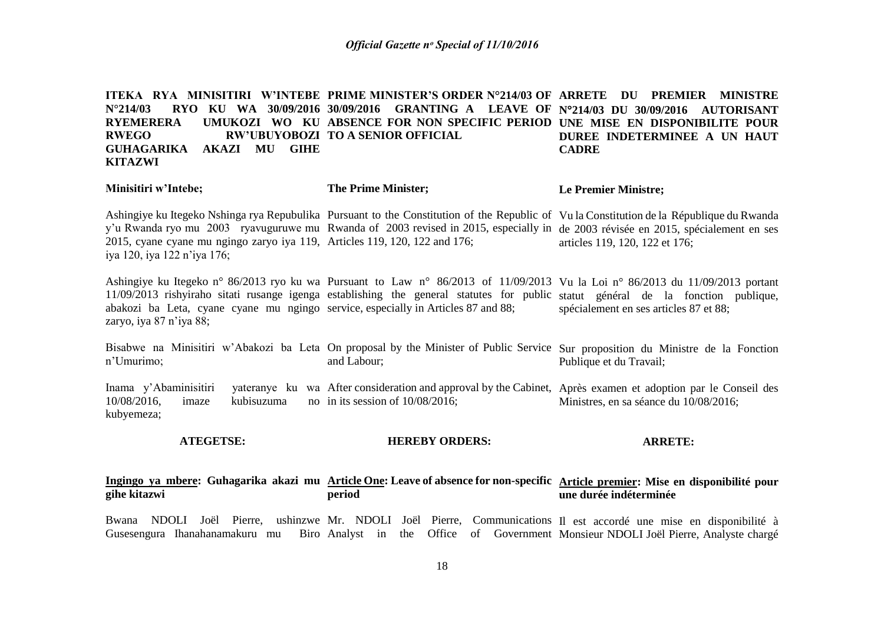**ITEKA RYA MINISITIRI W'INTEBE N°214/03 RYO KU WA 30/09/2016 RYEMERERA UMUKOZI WO KU RWEGO RW'UBUYOBOZI GUHAGARIKA AKAZI MU GIHE KITAZWI**

**Minisitiri w'Intebe;**

Ashingiye ku Itegeko Nshinga rya Repubulika y'u Rwanda ryo mu 2003 ryavuguruwe mu 2015, cyane cyane mu ngingo zaryo iya 119, iya 120, iya 122 n'iya 176;

Ashingiye ku Itegeko n° 86/2013 ryo ku wa 11/09/2013 rishyiraho sitati rusange igenga abakozi ba Leta, cyane cyane mu ngingo zaryo, iya 87 n'iya 88;

Bisabwe na Minisitiri w'Abakozi ba Leta n'Umurimo;

Inama y'Abaminisitiri yateranye ku wa 10/08/2016, imaze kubisuzuma no kubyemeza;

**ATEGETSE:**

**Ingingo ya mbere: Guhagarika akazi mu gihe kitazwi**

Bwana NDOLI Joël Pierre, ushinzwe Gusesengura Ihanahanamakuru mu Biro

**PRIME MINISTER'S ORDER N°214/03 OF 30/09/2016 GRANTING A LEAVE OF ABSENCE FOR NON SPECIFIC PERIOD TO A SENIOR OFFICIAL**

**The Prime Minister;**

Pursuant to the Constitution of the Republic of Rwanda of 2003 revised in 2015, especially in Articles 119, 120, 122 and 176;

Pursuant to Law n° 86/2013 of 11/09/2013 establishing the general statutes for public service, especially in Articles 87 and 88;

On proposal by the Minister of Public Service and Labour;

After consideration and approval by the Cabinet, in its session of 10/08/2016;

**HEREBY ORDERS:**

**Article One: Leave of absence for non-specific period**

Mr. NDOLI Joël Pierre, Communications Analyst in the Office of Government

**ARRETE DU PREMIER MINISTRE N°214/03 DU 30/09/2016 AUTORISANT UNE MISE EN DISPONIBILITE POUR DUREE INDETERMINEE A UN HAUT CADRE**

**Le Premier Ministre;**

Vu la Constitution de la République du Rwanda de 2003 révisée en 2015, spécialement en ses articles 119, 120, 122 et 176;

Vu la Loi n° 86/2013 du 11/09/2013 portant statut général de la fonction publique, spécialement en ses articles 87 et 88;

Sur proposition du Ministre de la Fonction Publique et du Travail;

Après examen et adoption par le Conseil des Ministres, en sa séance du 10/08/2016;

**ARRETE:**

**Article premier: Mise en disponibilité pour une durée indéterminée**

Il est accordé une mise en disponibilité à Monsieur NDOLI Joël Pierre, Analyste chargé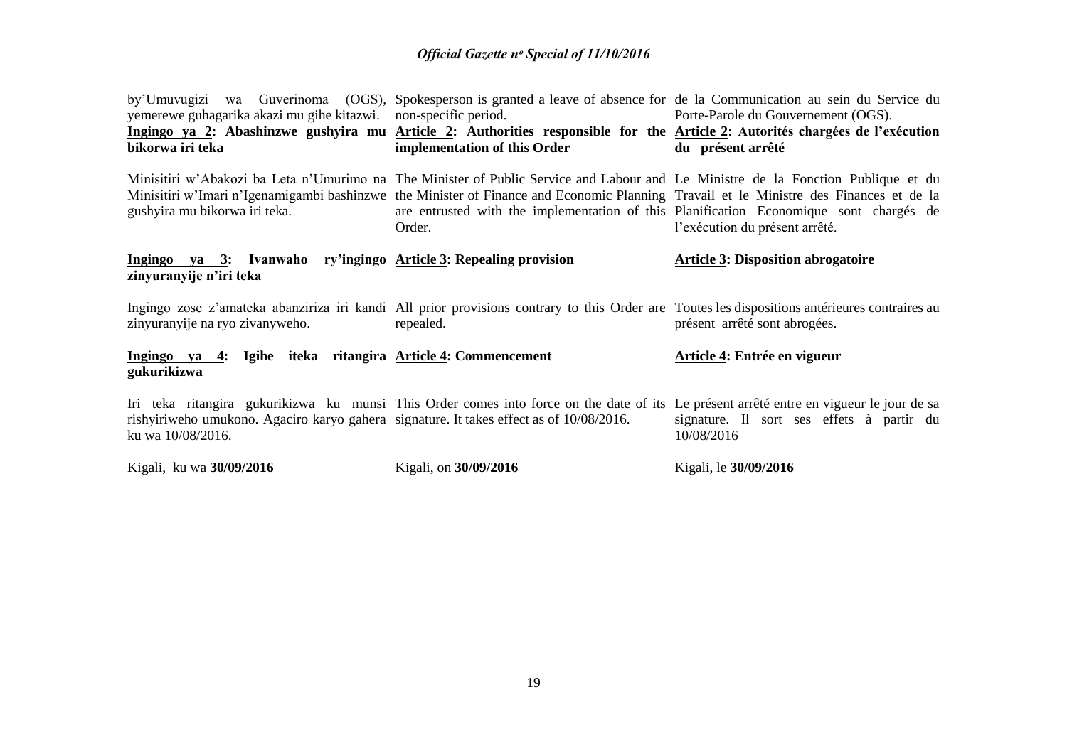by'Umuvugizi wa Guverinoma (OGS), yemerewe guhagarika akazi mu gihe kitazwi.

**Ingingo ya 2: Abashinzwe gushyira mu bikorwa iri teka**

Minisitiri w'Abakozi ba Leta n'Umurimo na Minisitiri w'Imari n'Igenamigambi bashinzwe gushyira mu bikorwa iri teka.

**Ingingo ya 3: Ivanwaho ry'ingingo zinyuranyije n'iri teka**

Ingingo zose z'amateka abanziriza iri kandi zinyuranyije na ryo zivanyweho.

**Ingingo ya 4: Igihe iteka ritangira gukurikizwa**

Iri teka ritangira gukurikizwa ku munsi rishyiriweho umukono. Agaciro karyo gahera ku wa 10/08/2016.

Kigali, ku wa **30/09/2016**

Spokesperson is granted a leave of absence for non-specific period.

**Article 2: Authorities responsible for the implementation of this Order**

The Minister of Public Service and Labour and the Minister of Finance and Economic Planning are entrusted with the implementation of this Order.

**Article 3: Repealing provision**

All prior provisions contrary to this Order are repealed.

**Article 4: Commencement**

This Order comes into force on the date of its signature. It takes effect as of 10/08/2016.

Kigali, on **30/09/2016**

de la Communication au sein du Service du Porte-Parole du Gouvernement (OGS).

**Article 2: Autorités chargées de l'exécution du présent arrêté**

Le Ministre de la Fonction Publique et du Travail et le Ministre des Finances et de la Planification Economique sont chargés de l'exécution du présent arrêté.

**Article 3: Disposition abrogatoire**

Toutes les dispositions antérieures contraires au présent arrêté sont abrogées.

**Article 4: Entrée en vigueur**

Le présent arrêté entre en vigueur le jour de sa signature. Il sort ses effets à partir du 10/08/2016

Kigali, le **30/09/2016**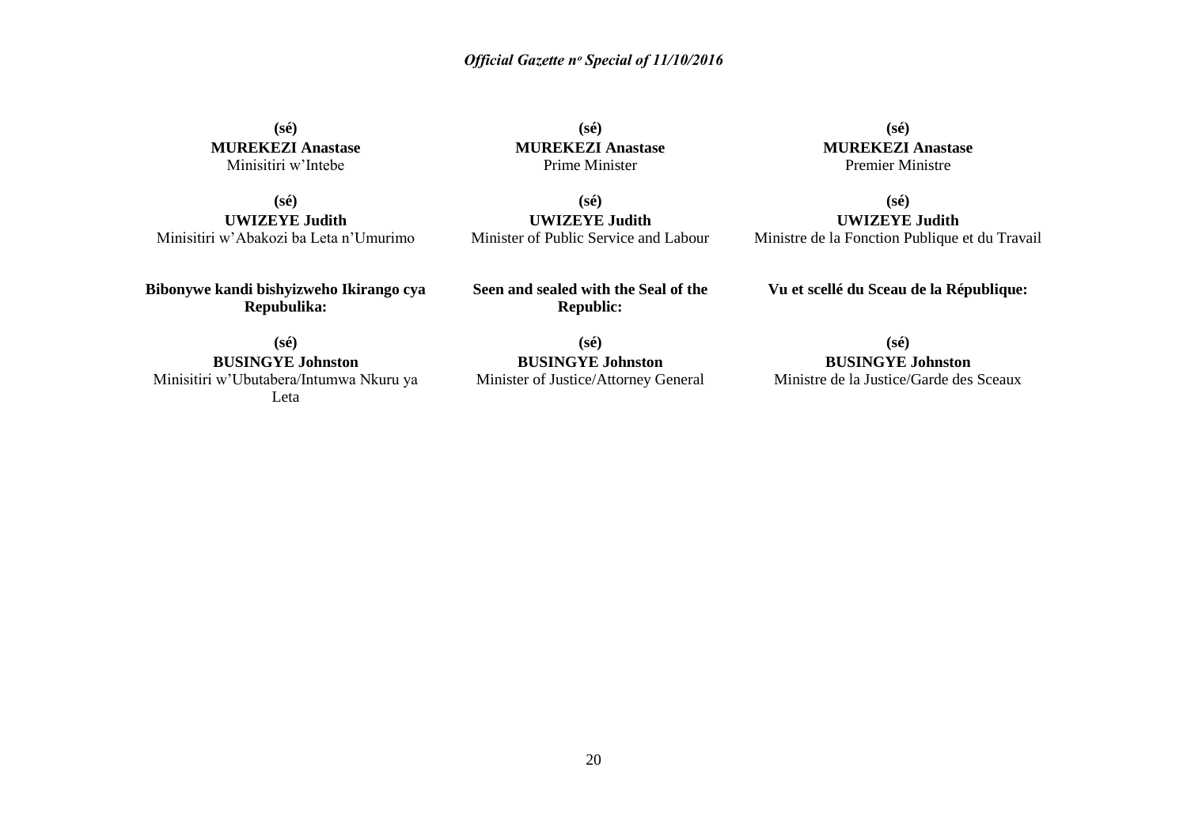**(sé)**
**MUREKEZI Anastase**
Minisitiri w'Intebe

**(sé)**
**UWIZEYE Judith**
Minisitiri w'Abakozi ba Leta n'Umurimo

**Bibonywe kandi bishyizweho Ikirango cya Repubulika:**

**(sé)**
**BUSINGYE Johnston**
Minisitiri w'Ubutabera/Intumwa Nkuru ya Leta

**(sé)**
**MUREKEZI Anastase**
Prime Minister

**(sé)**
**UWIZEYE Judith**
Minister of Public Service and Labour

**Seen and sealed with the Seal of the Republic:**

**(sé)**
**BUSINGYE Johnston**
Minister of Justice/Attorney General

**(sé)**
**MUREKEZI Anastase**
Premier Ministre

**(sé)**
**UWIZEYE Judith**
Ministre de la Fonction Publique et du Travail

**Vu et scellé du Sceau de la République:**

**(sé)**
**BUSINGYE Johnston**
Ministre de la Justice/Garde des Sceaux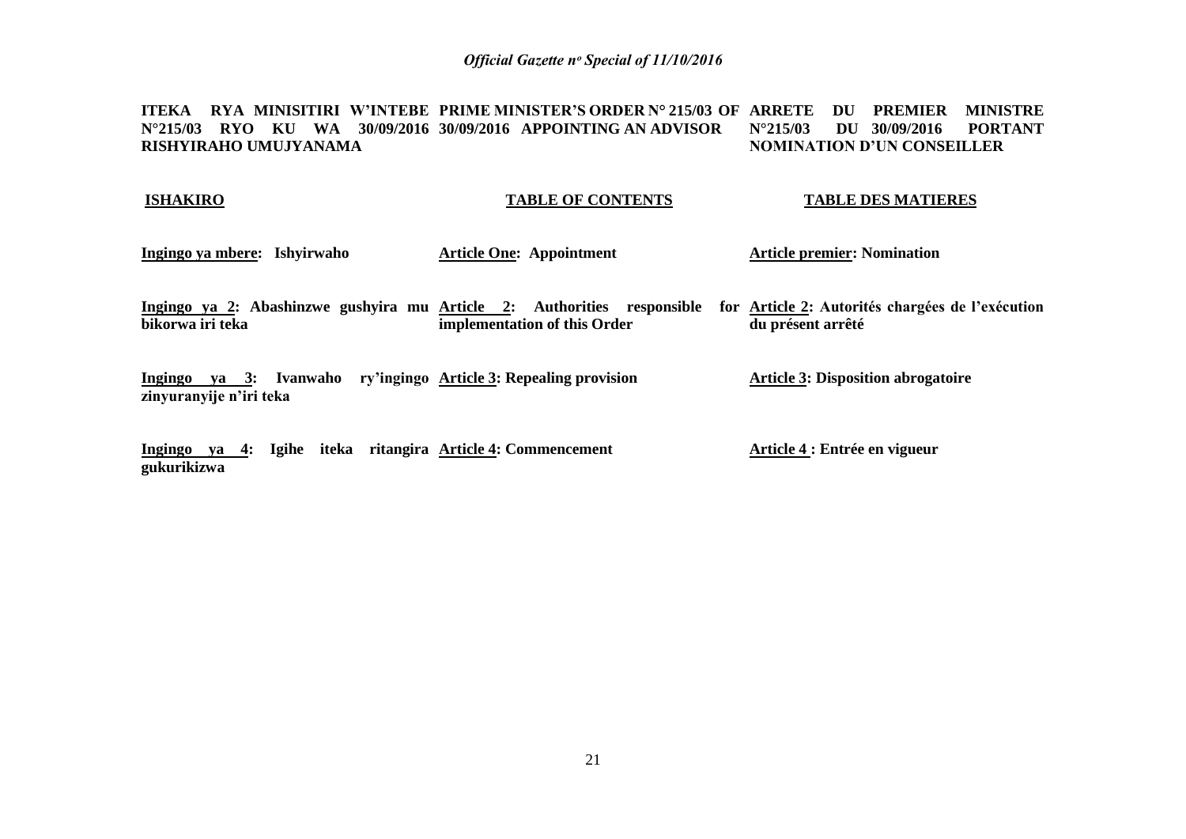**ITEKA RYA MINISITIRI W'INTEBE N°215/03 RYO KU WA 30/09/2016 RISHYIRAHO UMUJYANAMA**

**ISHAKIRO**

**Ingingo ya mbere: Ishyirwaho**

**Ingingo ya 2: Abashinzwe gushyira mu bikorwa iri teka**

**Ingingo ya 3: Ivanwaho ry'ingingo zinyuranyije n'iri teka**

**Ingingo ya 4: Igihe iteka ritangira gukurikizwa**

**PRIME MINISTER'S ORDER N° 215/03 OF 30/09/2016 APPOINTING AN ADVISOR**

**TABLE OF CONTENTS**

**Article One: Appointment**

**Article 2: Authorities responsible for implementation of this Order**

**Article 3: Repealing provision**

**Article 4: Commencement**

**ARRETE DU PREMIER MINISTRE N°215/03 DU 30/09/2016 PORTANT NOMINATION D'UN CONSEILLER**

**TABLE DES MATIERES**

**Article premier: Nomination**

**Article 2: Autorités chargées de l'exécution du présent arrêté**

**Article 3: Disposition abrogatoire**

**Article 4 : Entrée en vigueur**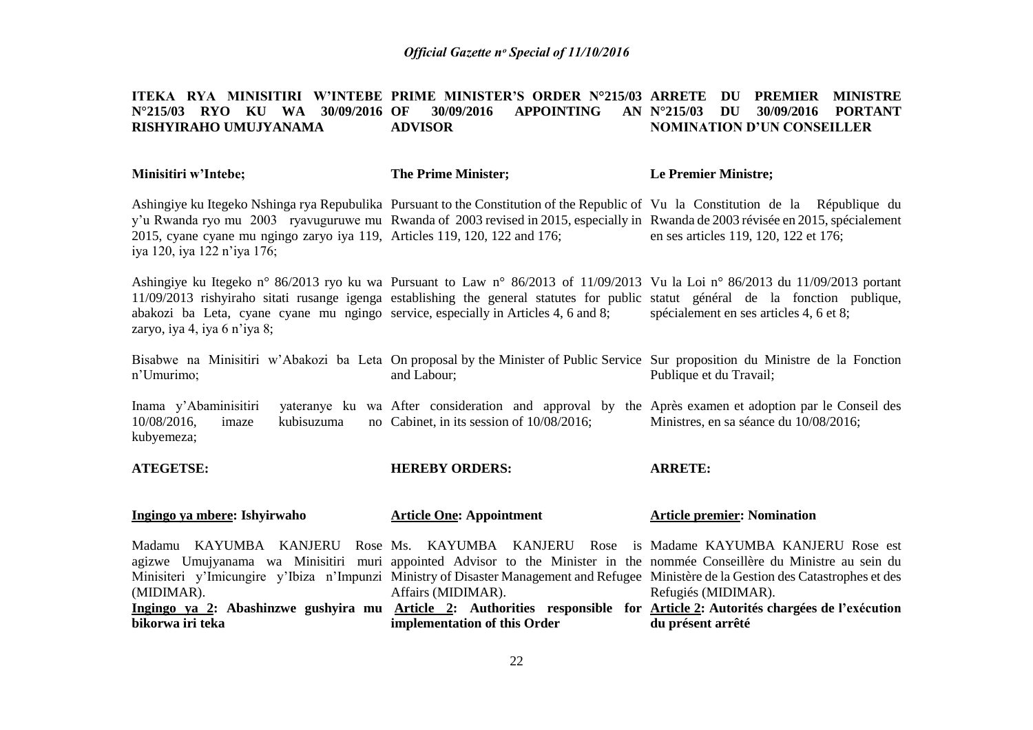**ITEKA RYA MINISITIRI W'INTEBE N°215/03 RYO KU WA 30/09/2016 RISHYIRAHO UMUJYANAMA**

**Minisitiri w'Intebe;**

Ashingiye ku Itegeko Nshinga rya Repubulika y'u Rwanda ryo mu 2003 ryavuguruwe mu 2015, cyane cyane mu ngingo zaryo iya 119, iya 120, iya 122 n'iya 176;

Ashingiye ku Itegeko n° 86/2013 ryo ku wa 11/09/2013 rishyiraho sitati rusange igenga abakozi ba Leta, cyane cyane mu ngingo zaryo, iya 4, iya 6 n'iya 8;

Bisabwe na Minisitiri w'Abakozi ba Leta n'Umurimo;

Inama y'Abaminisitiri yateranye ku wa 10/08/2016, imaze kubisuzuma no kubyemeza;

**ATEGETSE:**

**Ingingo ya mbere: Ishyirwaho**

Madamu KAYUMBA KANJERU Rose agizwe Umujyanama wa Minisitiri muri Minisiteri y'Imicungire y'Ibiza n'Impunzi (MIDIMAR).

**Ingingo ya 2: Abashinzwe gushyira mu bikorwa iri teka**

**PRIME MINISTER'S ORDER N°215/03 OF 30/09/2016 APPOINTING AN ADVISOR**

**The Prime Minister;**

Pursuant to the Constitution of the Republic of Rwanda of 2003 revised in 2015, especially in Articles 119, 120, 122 and 176;

Pursuant to Law n° 86/2013 of 11/09/2013 establishing the general statutes for public service, especially in Articles 4, 6 and 8;

On proposal by the Minister of Public Service and Labour;

After consideration and approval by the Cabinet, in its session of 10/08/2016;

**HEREBY ORDERS:**

**Article One: Appointment**

Ms. KAYUMBA KANJERU Rose is appointed Advisor to the Minister in the Ministry of Disaster Management and Refugee Affairs (MIDIMAR).

**Article 2: Authorities responsible for implementation of this Order**

**ARRETE DU PREMIER MINISTRE N°215/03 DU 30/09/2016 PORTANT NOMINATION D'UN CONSEILLER**

**Le Premier Ministre;**

Vu la Constitution de la République du Rwanda de 2003 révisée en 2015, spécialement en ses articles 119, 120, 122 et 176;

Vu la Loi n° 86/2013 du 11/09/2013 portant statut général de la fonction publique, spécialement en ses articles 4, 6 et 8;

Sur proposition du Ministre de la Fonction Publique et du Travail;

Après examen et adoption par le Conseil des Ministres, en sa séance du 10/08/2016;

**ARRETE:**

**Article premier: Nomination**

Madame KAYUMBA KANJERU Rose est nommée Conseillère du Ministre au sein du Ministère de la Gestion des Catastrophes et des Refugiés (MIDIMAR).

**Article 2: Autorités chargées de l'exécution du présent arrêté**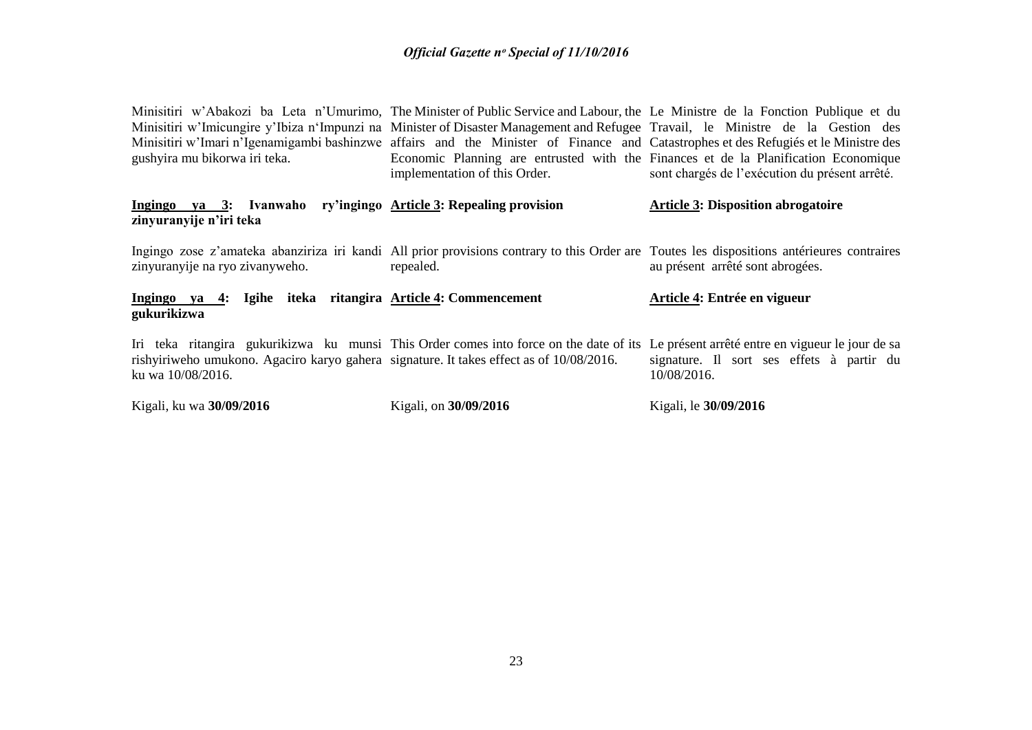Minisitiri w'Abakozi ba Leta n'Umurimo, Minisitiri w'Imicungire y'Ibiza n'Impunzi na Minisitiri w'Imari n'Igenamigambi bashinzwe gushyira mu bikorwa iri teka.

The Minister of Public Service and Labour, the Minister of Disaster Management and Refugee affairs and the Minister of Finance and Economic Planning are entrusted with the implementation of this Order.

Le Ministre de la Fonction Publique et du Travail, le Ministre de la Gestion des Catastrophes et des Refugiés et le Ministre des Finances et de la Planification Economique sont chargés de l'exécution du présent arrêté.

**Ingingo ya 3: Ivanwaho ry'ingingo zinyuranyije n'iri teka**

Ingingo zose z'amateka abanziriza iri kandi zinyuranyije na ryo zivanyweho.

**Article 3: Repealing provision**

All prior provisions contrary to this Order are repealed.

**Article 3: Disposition abrogatoire**

Toutes les dispositions antérieures contraires au présent arrêté sont abrogées.

**Ingingo ya 4: Igihe iteka ritangira gukurikizwa**

Iri teka ritangira gukurikizwa ku munsi rishyiriweho umukono. Agaciro karyo gahera ku wa 10/08/2016.

**Article 4: Commencement**

This Order comes into force on the date of its signature. It takes effect as of 10/08/2016.

**Article 4: Entrée en vigueur**

Le présent arrêté entre en vigueur le jour de sa signature. Il sort ses effets à partir du 10/08/2016.

Kigali, ku wa **30/09/2016**

Kigali, on **30/09/2016**

Kigali, le **30/09/2016**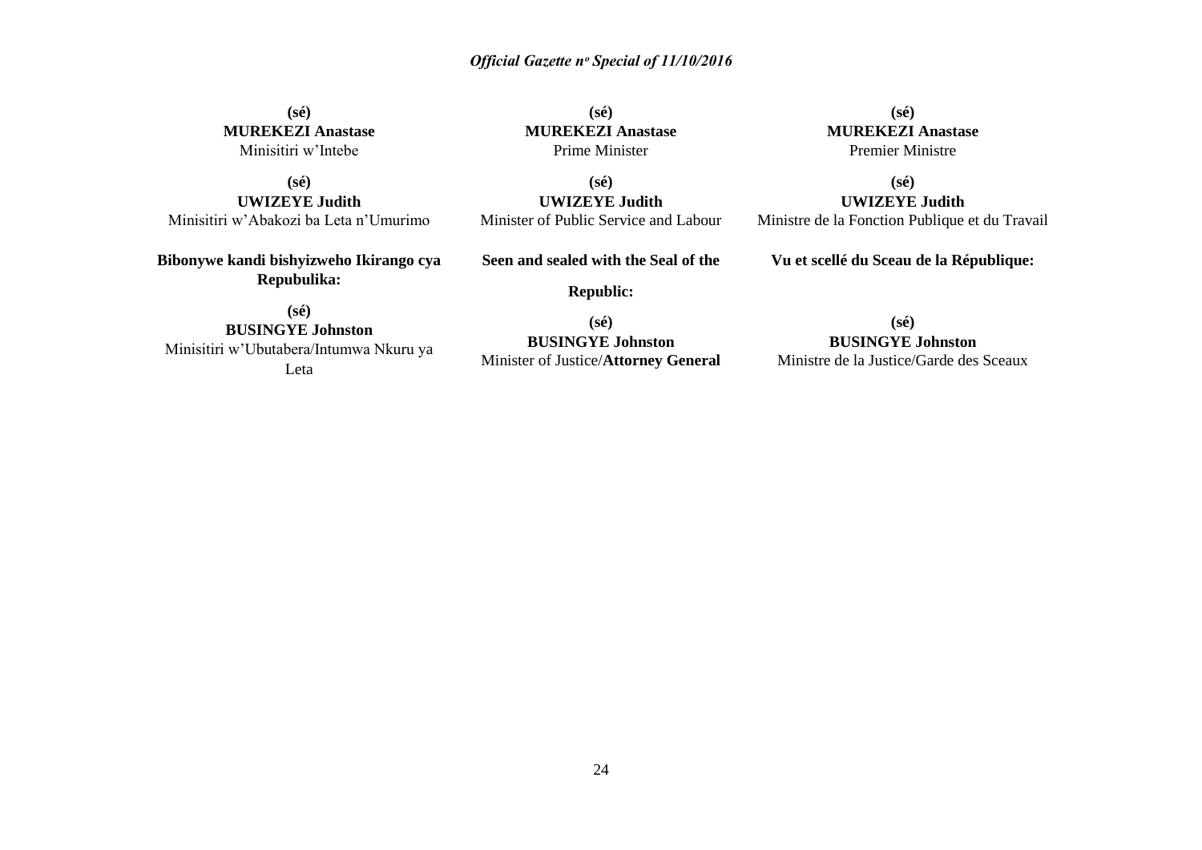**(sé)**
**MUREKEZI Anastase**
Minisitiri w'Intebe

**(sé)**
**UWIZEYE Judith**
Minisitiri w'Abakozi ba Leta n'Umurimo

**Bibonywe kandi bishyizweho Ikirango cya Repubulika:**

**(sé)**
**BUSINGYE Johnston**
Minisitiri w'Ubutabera/Intumwa Nkuru ya Leta

**(sé)**
**MUREKEZI Anastase**
Prime Minister

**(sé)**
**UWIZEYE Judith**
Minister of Public Service and Labour

**Seen and sealed with the Seal of the Republic:**

**(sé)**
**BUSINGYE Johnston**
Minister of Justice/**Attorney General**

**(sé)**
**MUREKEZI Anastase**
Premier Ministre

**(sé)**
**UWIZEYE Judith**
Ministre de la Fonction Publique et du Travail

**Vu et scellé du Sceau de la République:**

**(sé)**
**BUSINGYE Johnston**
Ministre de la Justice/Garde des Sceaux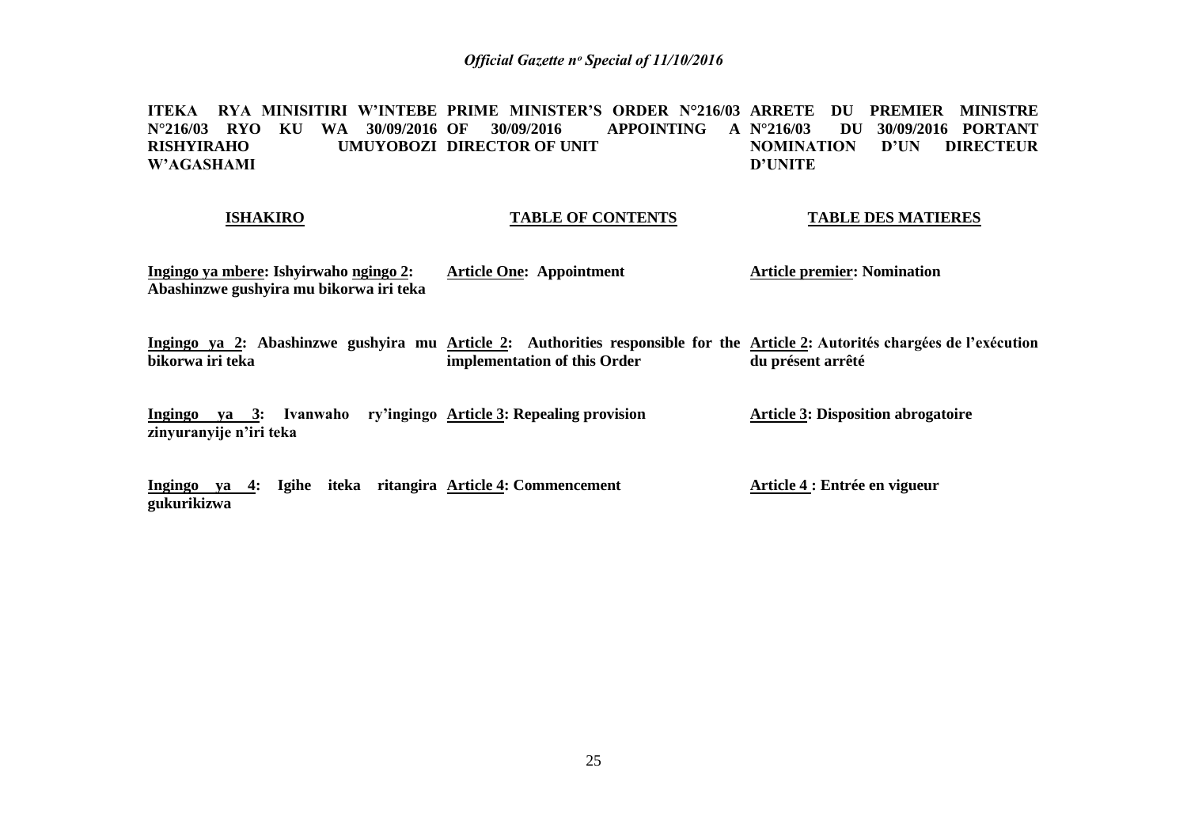**ITEKA RYA MINISITIRI W'INTEBE N°216/03 RYO KU WA 30/09/2016 RISHYIRAHO UMUYOBOZI W'AGASHAMI**

**PRIME MINISTER'S ORDER N°216/03 OF 30/09/2016 APPOINTING A DIRECTOR OF UNIT**

**ARRETE DU PREMIER MINISTRE N°216/03 DU 30/09/2016 PORTANT NOMINATION D'UN DIRECTEUR D'UNITE**

| **ISHAKIRO** | **TABLE OF CONTENTS** | **TABLE DES MATIERES** |
|---|---|---|
| **Ingingo ya mbere: Ishyirwaho ngingo 2: Abashinzwe gushyira mu bikorwa iri teka** | **Article One: Appointment** | **Article premier: Nomination** |
| **Ingingo ya 2: Abashinzwe gushyira mu bikorwa iri teka** | **Article 2: Authorities responsible for the implementation of this Order** | **Article 2: Autorités chargées de l'exécution du présent arrêté** |
| **Ingingo ya 3: Ivanwaho ry'ingingo zinyuranyije n'iri teka** | **Article 3: Repealing provision** | **Article 3: Disposition abrogatoire** |
| **Ingingo ya 4: Igihe iteka ritangira gukurikizwa** | **Article 4: Commencement** | **Article 4 : Entrée en vigueur** |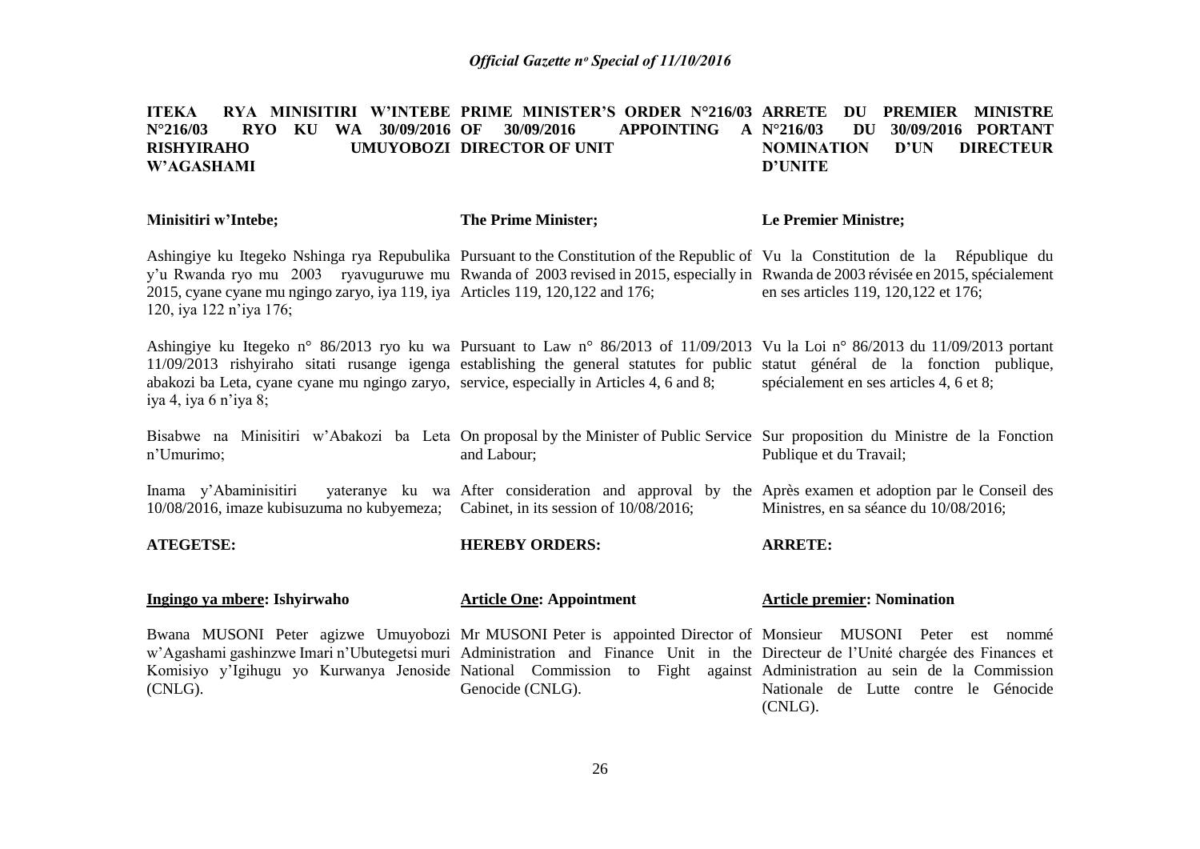**ITEKA RYA MINISITIRI W'INTEBE N°216/03 RYO KU WA 30/09/2016 RISHYIRAHO UMUYOBOZI W'AGASHAMI**

**Minisitiri w'Intebe;**

Ashingiye ku Itegeko Nshinga rya Repubulika y'u Rwanda ryo mu 2003 ryavuguruwe mu 2015, cyane cyane mu ngingo zaryo, iya 119, iya 120, iya 122 n'iya 176;

Ashingiye ku Itegeko n° 86/2013 ryo ku wa 11/09/2013 rishyiraho sitati rusange igenga abakozi ba Leta, cyane cyane mu ngingo zaryo, iya 4, iya 6 n'iya 8;

Bisabwe na Minisitiri w'Abakozi ba Leta n'Umurimo;

Inama y'Abaminisitiri yateranye ku wa 10/08/2016, imaze kubisuzuma no kubyemeza;

**ATEGETSE:**

**Ingingo ya mbere: Ishyirwaho**

Bwana MUSONI Peter agizwe Umuyobozi w'Agashami gashinzwe Imari n'Ubutegetsi muri Komisiyo y'Igihugu yo Kurwanya Jenoside (CNLG).

**PRIME MINISTER'S ORDER N°216/03 OF 30/09/2016 APPOINTING A DIRECTOR OF UNIT**

**The Prime Minister;**

Pursuant to the Constitution of the Republic of Rwanda of 2003 revised in 2015, especially in Articles 119, 120,122 and 176;

Pursuant to Law n° 86/2013 of 11/09/2013 establishing the general statutes for public service, especially in Articles 4, 6 and 8;

On proposal by the Minister of Public Service and Labour;

After consideration and approval by the Cabinet, in its session of 10/08/2016;

**HEREBY ORDERS:**

**Article One: Appointment**

Mr MUSONI Peter is appointed Director of Administration and Finance Unit in the National Commission to Fight against Genocide (CNLG).

**ARRETE DU PREMIER MINISTRE N°216/03 DU 30/09/2016 PORTANT NOMINATION D'UN DIRECTEUR D'UNITE**

**Le Premier Ministre;**

Vu la Constitution de la République du Rwanda de 2003 révisée en 2015, spécialement en ses articles 119, 120,122 et 176;

Vu la Loi n° 86/2013 du 11/09/2013 portant statut général de la fonction publique, spécialement en ses articles 4, 6 et 8;

Sur proposition du Ministre de la Fonction Publique et du Travail;

Après examen et adoption par le Conseil des Ministres, en sa séance du 10/08/2016;

**ARRETE:**

**Article premier: Nomination**

Monsieur MUSONI Peter est nommé Directeur de l'Unité chargée des Finances et Administration au sein de la Commission Nationale de Lutte contre le Génocide (CNLG).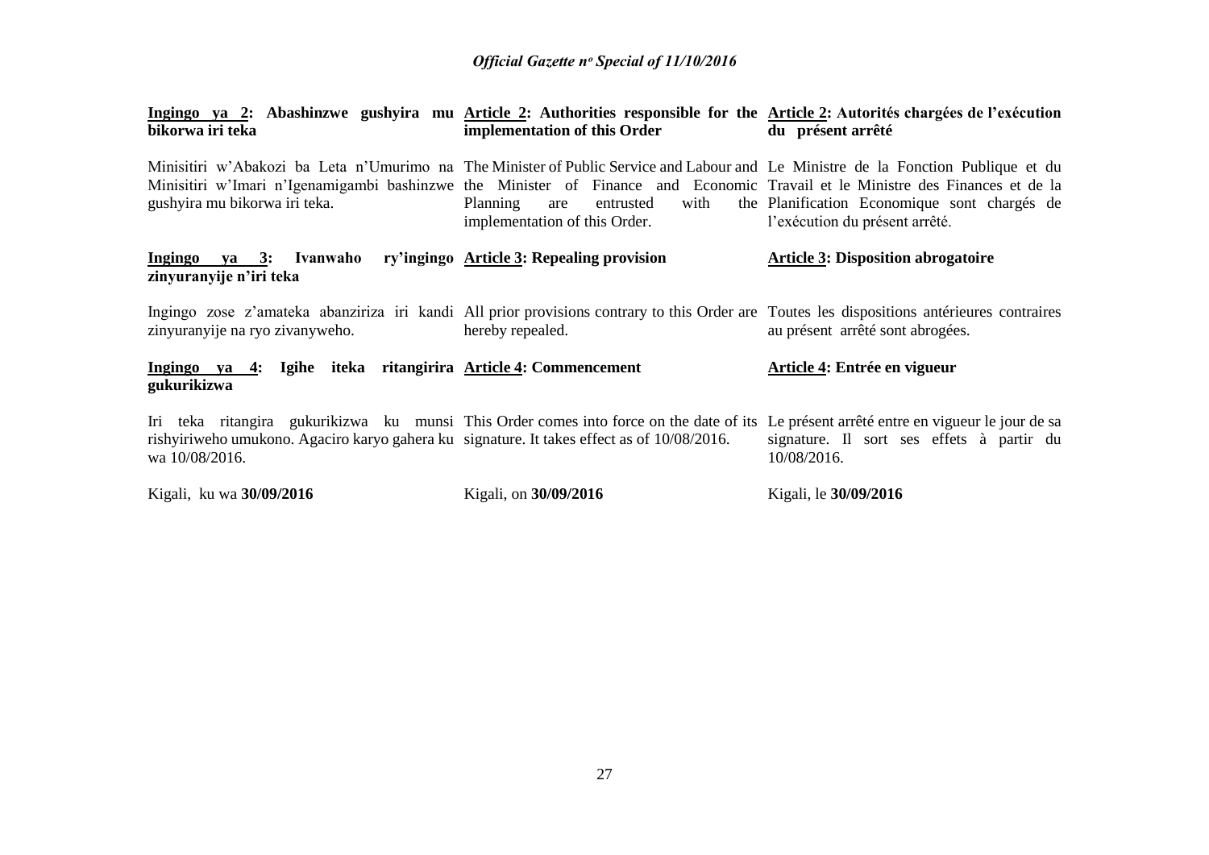**Ingingo ya 2: Abashinzwe gushyira mu bikorwa iri teka**

Minisitiri w'Abakozi ba Leta n'Umurimo na Minisitiri w'Imari n'Igenamigambi bashinzwe gushyira mu bikorwa iri teka.

**Ingingo ya 3: Ivanwaho ry'ingingo zinyuranyije n'iri teka**

Ingingo zose z'amateka abanziriza iri kandi zinyuranyije na ryo zivanyweho.

**Ingingo ya 4: Igihe iteka ritangirira gukurikizwa**

Iri teka ritangira gukurikizwa ku munsi rishyiriweho umukono. Agaciro karyo gahera ku wa 10/08/2016.

Kigali, ku wa **30/09/2016**

**Article 2: Authorities responsible for the implementation of this Order**

The Minister of Public Service and Labour and the Minister of Finance and Economic Planning are entrusted with the implementation of this Order.

**Article 3: Repealing provision**

All prior provisions contrary to this Order are hereby repealed.

**Article 4: Commencement**

This Order comes into force on the date of its signature. It takes effect as of 10/08/2016.

Kigali, on **30/09/2016**

**Article 2: Autorités chargées de l'exécution du présent arrêté**

Le Ministre de la Fonction Publique et du Travail et le Ministre des Finances et de la Planification Economique sont chargés de l'exécution du présent arrêté.

**Article 3: Disposition abrogatoire**

Toutes les dispositions antérieures contraires au présent arrêté sont abrogées.

**Article 4: Entrée en vigueur**

Le présent arrêté entre en vigueur le jour de sa signature. Il sort ses effets à partir du 10/08/2016.

Kigali, le **30/09/2016**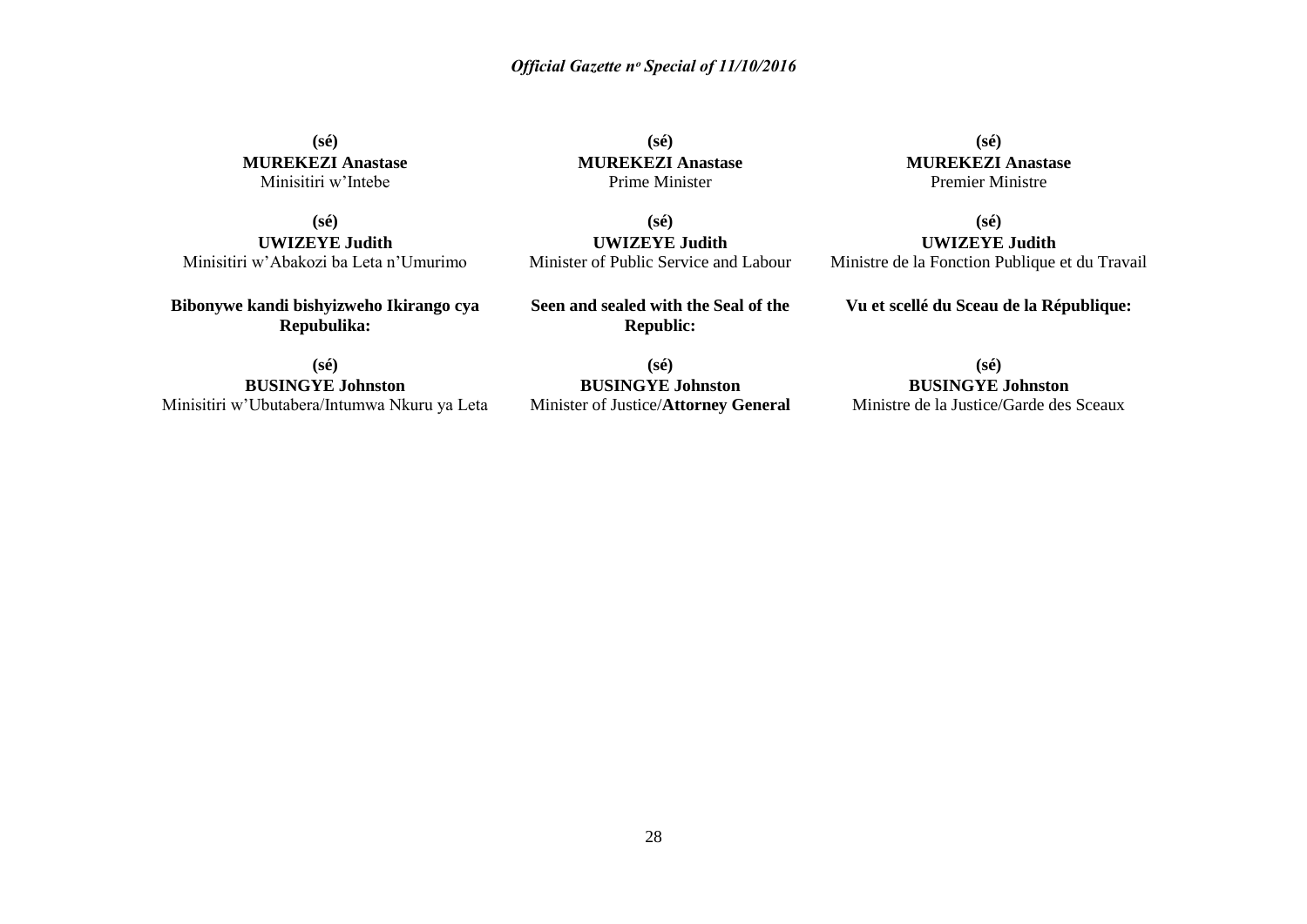**(sé)**
**MUREKEZI Anastase**
Minisitiri w'Intebe

**(sé)**
**UWIZEYE Judith**
Minisitiri w'Abakozi ba Leta n'Umurimo

**Bibonywe kandi bishyizweho Ikirango cya Repubulika:**

**(sé)**
**BUSINGYE Johnston**
Minisitiri w'Ubutabera/Intumwa Nkuru ya Leta

**(sé)**
**MUREKEZI Anastase**
Prime Minister

**(sé)**
**UWIZEYE Judith**
Minister of Public Service and Labour

**Seen and sealed with the Seal of the Republic:**

**(sé)**
**BUSINGYE Johnston**
Minister of Justice/**Attorney General**

**(sé)**
**MUREKEZI Anastase**
Premier Ministre

**(sé)**
**UWIZEYE Judith**
Ministre de la Fonction Publique et du Travail

**Vu et scellé du Sceau de la République:**

**(sé)**
**BUSINGYE Johnston**
Ministre de la Justice/Garde des Sceaux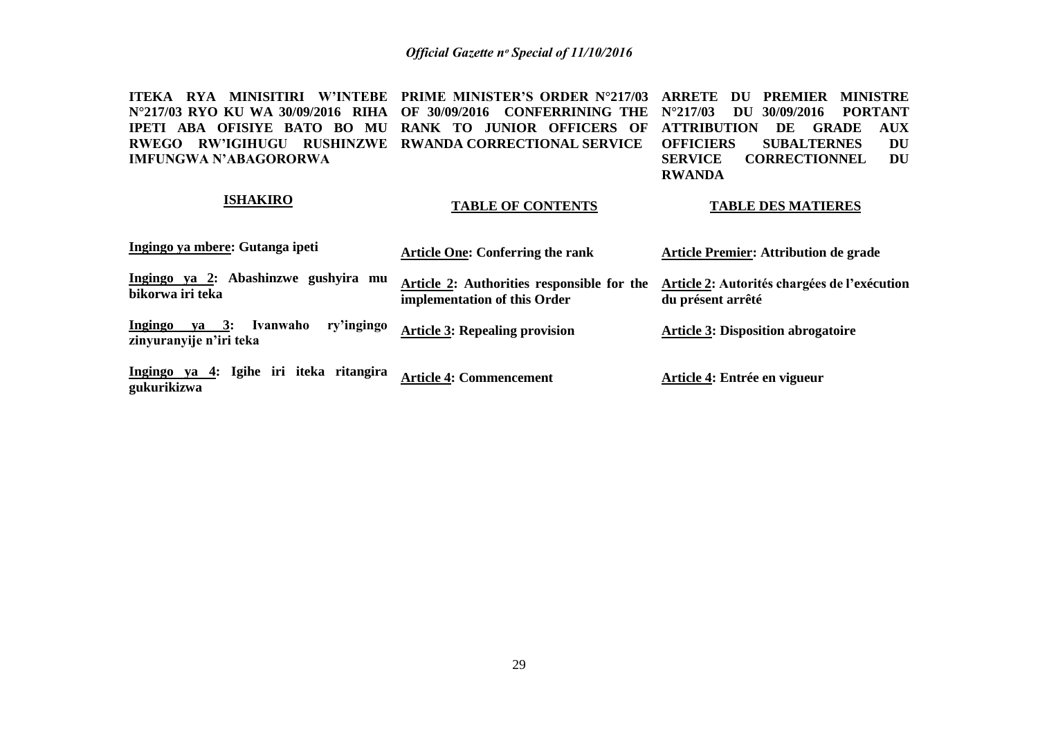**ITEKA RYA MINISITIRI W'INTEBE N°217/03 RYO KU WA 30/09/2016 RIHA IPETI ABA OFISIYE BATO BO MU RWEGO RW'IGIHUGU RUSHINZWE IMFUNGWA N'ABAGORORWA**

**ISHAKIRO**

**Ingingo ya mbere: Gutanga ipeti**

**Ingingo ya 2: Abashinzwe gushyira mu bikorwa iri teka**

**Ingingo ya 3: Ivanwaho ry'ingingo zinyuranyije n'iri teka**

**Ingingo ya 4: Igihe iri iteka ritangira gukurikizwa**

**PRIME MINISTER'S ORDER N°217/03 OF 30/09/2016 CONFERRING THE RANK TO JUNIOR OFFICERS OF RWANDA CORRECTIONAL SERVICE**

**TABLE OF CONTENTS**

**Article One: Conferring the rank**

**Article 2: Authorities responsible for the implementation of this Order**

**Article 3: Repealing provision**

**Article 4: Commencement**

**ARRETE DU PREMIER MINISTRE N°217/03 DU 30/09/2016 PORTANT ATTRIBUTION DE GRADE AUX OFFICIERS SUBALTERNES DU SERVICE CORRECTIONNEL DU RWANDA**

**TABLE DES MATIERES**

**Article Premier: Attribution de grade**

**Article 2: Autorités chargées de l'exécution du présent arrêté**

**Article 3: Disposition abrogatoire**

**Article 4: Entrée en vigueur**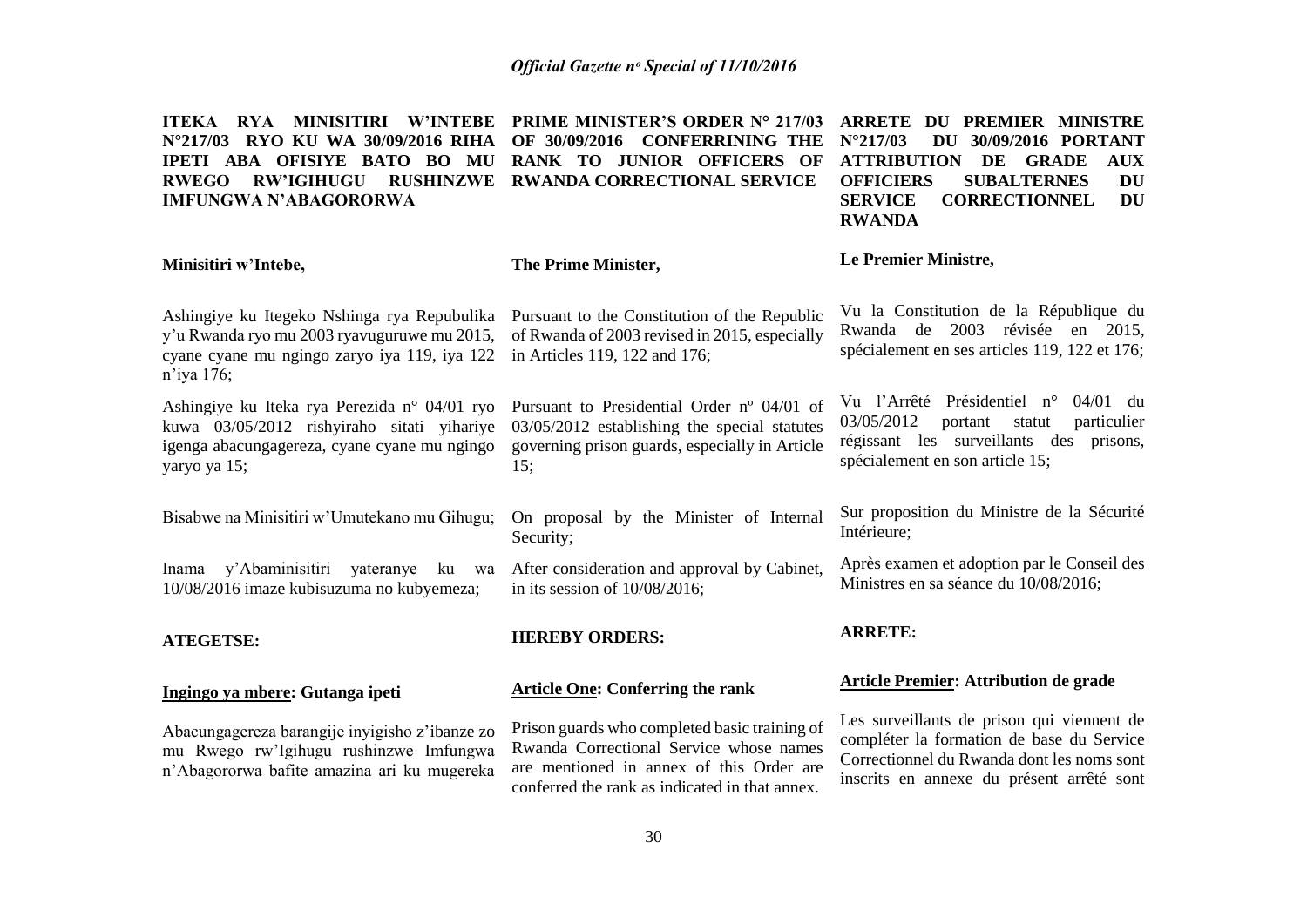**ITEKA RYA MINISITIRI W'INTEBE N°217/03 RYO KU WA 30/09/2016 RIHA IPETI ABA OFISIYE BATO BO MU RWEGO RW'IGIHUGU RUSHINZWE IMFUNGWA N'ABAGORORWA**

**Minisitiri w'Intebe,**

Ashingiye ku Itegeko Nshinga rya Repubulika y'u Rwanda ryo mu 2003 ryavuguruwe mu 2015, cyane cyane mu ngingo zaryo iya 119, iya 122 n'iya 176;

Ashingiye ku Iteka rya Perezida n° 04/01 ryo kuwa 03/05/2012 rishyiraho sitati yihariye igenga abacungagereza, cyane cyane mu ngingo yaryo ya 15;

Bisabwe na Minisitiri w'Umutekano mu Gihugu;

Inama y'Abaminisitiri yateranye ku wa 10/08/2016 imaze kubisuzuma no kubyemeza;

**ATEGETSE:**

**<u>Ingingo ya mbere</u>: Gutanga ipeti**

Abacungagereza barangije inyigisho z'ibanze zo mu Rwego rw'Igihugu rushinzwe Imfungwa n'Abagororwa bafite amazina ari ku mugereka

**PRIME MINISTER'S ORDER N° 217/03 OF 30/09/2016 CONFERRINING THE RANK TO JUNIOR OFFICERS OF RWANDA CORRECTIONAL SERVICE**

**The Prime Minister,**

Pursuant to the Constitution of the Republic of Rwanda of 2003 revised in 2015, especially in Articles 119, 122 and 176;

Pursuant to Presidential Order nº 04/01 of 03/05/2012 establishing the special statutes governing prison guards, especially in Article 15;

On proposal by the Minister of Internal Security;

After consideration and approval by Cabinet, in its session of 10/08/2016;

**HEREBY ORDERS:**

**<u>Article One</u>: Conferring the rank**

Prison guards who completed basic training of Rwanda Correctional Service whose names are mentioned in annex of this Order are conferred the rank as indicated in that annex.

**ARRETE DU PREMIER MINISTRE N°217/03 DU 30/09/2016 PORTANT ATTRIBUTION DE GRADE AUX OFFICIERS SUBALTERNES DU SERVICE CORRECTIONNEL DU RWANDA**

**Le Premier Ministre,**

Vu la Constitution de la République du Rwanda de 2003 révisée en 2015, spécialement en ses articles 119, 122 et 176;

Vu l'Arrêté Présidentiel n° 04/01 du 03/05/2012 portant statut particulier régissant les surveillants des prisons, spécialement en son article 15;

Sur proposition du Ministre de la Sécurité Intérieure;

Après examen et adoption par le Conseil des Ministres en sa séance du 10/08/2016;

**ARRETE:**

**<u>Article Premier</u>: Attribution de grade**

Les surveillants de prison qui viennent de compléter la formation de base du Service Correctionnel du Rwanda dont les noms sont inscrits en annexe du présent arrêté sont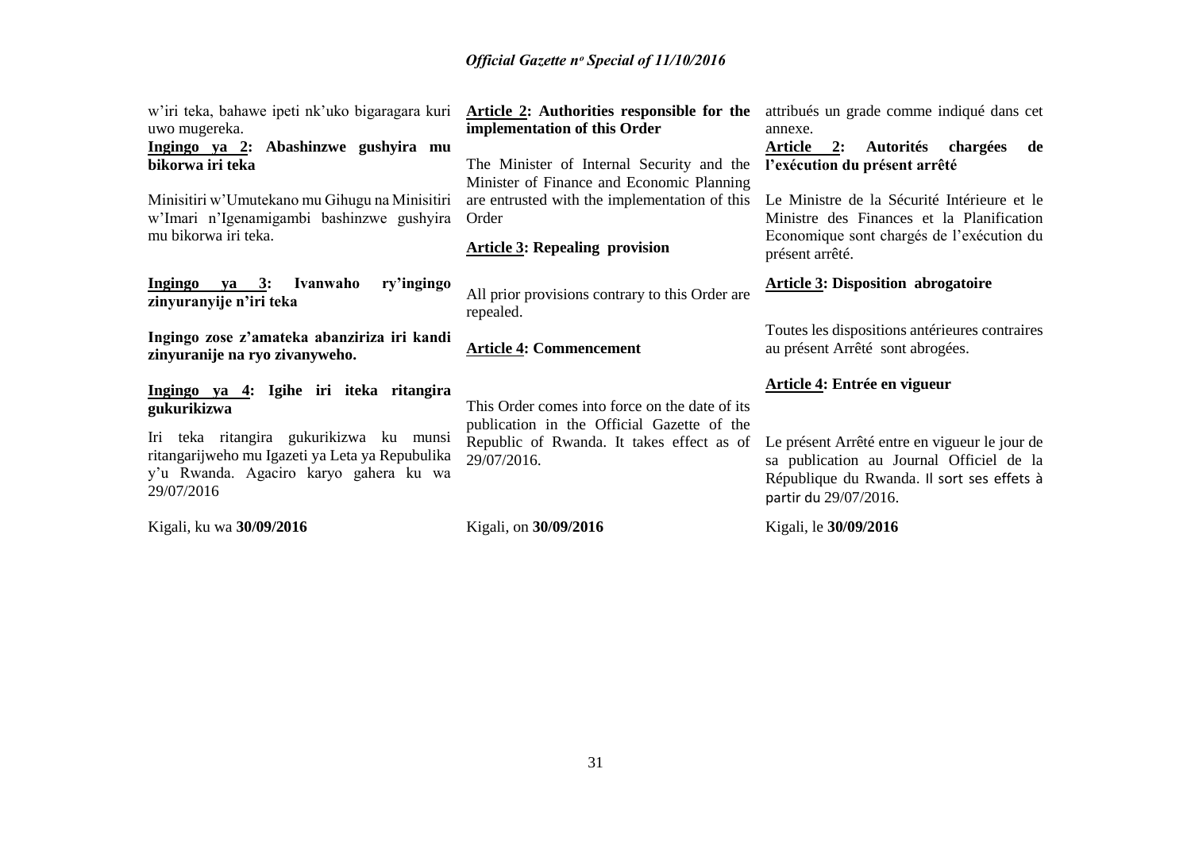w'iri teka, bahawe ipeti nk'uko bigaragara kuri uwo mugereka.

**Ingingo ya 2: Abashinzwe gushyira mu bikorwa iri teka**

Minisitiri w'Umutekano mu Gihugu na Minisitiri w'Imari n'Igenamigambi bashinzwe gushyira mu bikorwa iri teka.

**Ingingo ya 3: Ivanwaho ry'ingingo zinyuranyije n'iri teka**

**Ingingo zose z'amateka abanziriza iri kandi zinyuranije na ryo zivanyweho.**

**Ingingo ya 4: Igihe iri iteka ritangira gukurikizwa**

Iri teka ritangira gukurikizwa ku munsi ritangarijweho mu Igazeti ya Leta ya Repubulika y'u Rwanda. Agaciro karyo gahera ku wa 29/07/2016

Kigali, ku wa **30/09/2016**

**Article 2: Authorities responsible for the implementation of this Order**

The Minister of Internal Security and the Minister of Finance and Economic Planning are entrusted with the implementation of this Order

**Article 3: Repealing provision**

All prior provisions contrary to this Order are repealed.

**Article 4: Commencement**

This Order comes into force on the date of its publication in the Official Gazette of the Republic of Rwanda. It takes effect as of 29/07/2016.

Kigali, on **30/09/2016**

attribués un grade comme indiqué dans cet annexe.

**Article 2: Autorités chargées de l'exécution du présent arrêté**

Le Ministre de la Sécurité Intérieure et le Ministre des Finances et la Planification Economique sont chargés de l'exécution du présent arrêté.

**Article 3: Disposition abrogatoire**

Toutes les dispositions antérieures contraires au présent Arrêté sont abrogées.

**Article 4: Entrée en vigueur**

Le présent Arrêté entre en vigueur le jour de sa publication au Journal Officiel de la République du Rwanda. Il sort ses effets à partir du 29/07/2016.

Kigali, le **30/09/2016**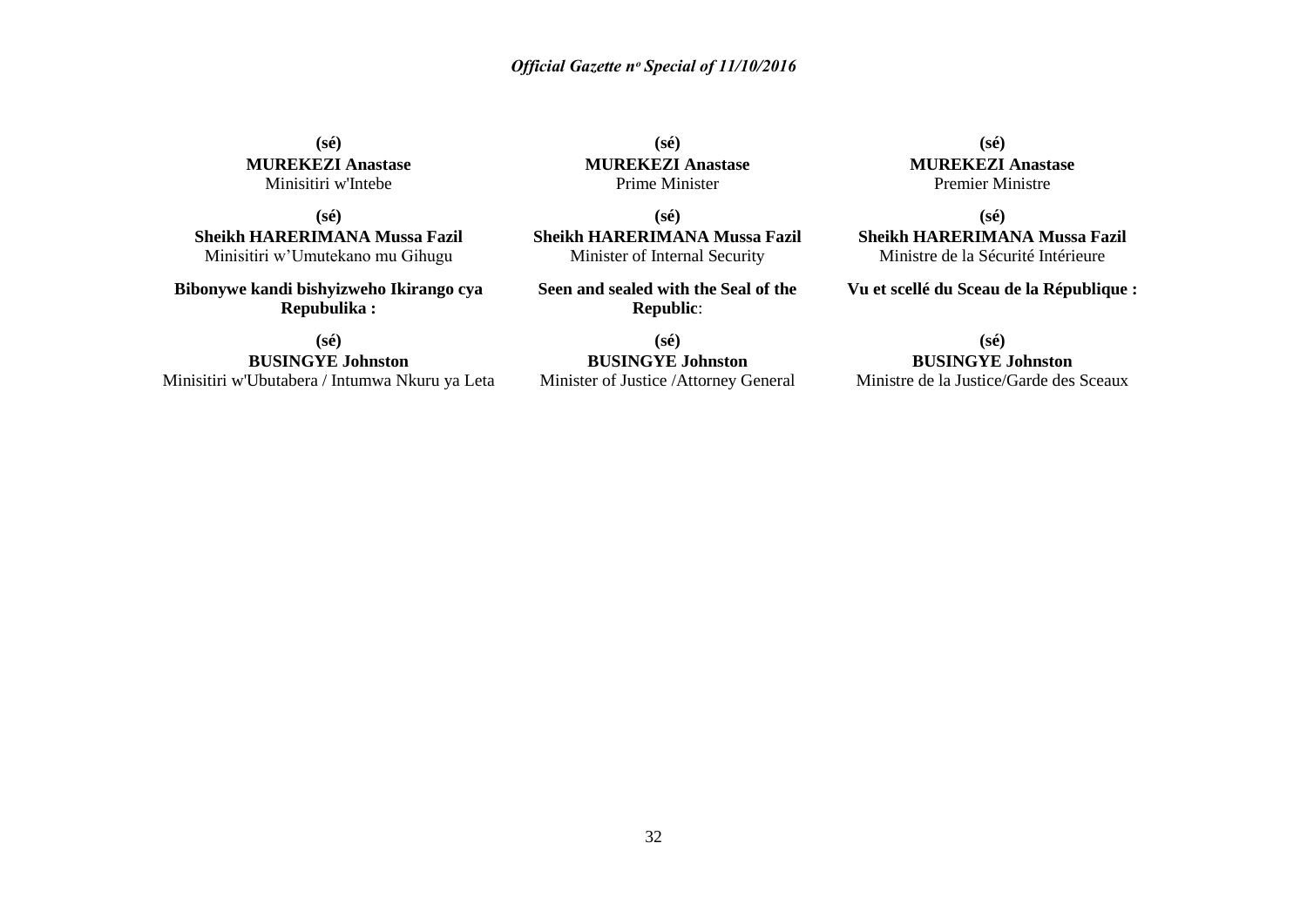**(sé)**
**MUREKEZI Anastase**
Minisitiri w'Intebe

**(sé)**
**Sheikh HARERIMANA Mussa Fazil**
Minisitiri w'Umutekano mu Gihugu

**Bibonywe kandi bishyizweho Ikirango cya Repubulika :**

**(sé)**
**BUSINGYE Johnston**
Minisitiri w'Ubutabera / Intumwa Nkuru ya Leta

**(sé)**
**MUREKEZI Anastase**
Prime Minister

**(sé)**
**Sheikh HARERIMANA Mussa Fazil**
Minister of Internal Security

**Seen and sealed with the Seal of the Republic**:

**(sé)**
**BUSINGYE Johnston**
Minister of Justice /Attorney General

**(sé)**
**MUREKEZI Anastase**
Premier Ministre

**(sé)**
**Sheikh HARERIMANA Mussa Fazil**
Ministre de la Sécurité Intérieure

**Vu et scellé du Sceau de la République :**

**(sé)**
**BUSINGYE Johnston**
Ministre de la Justice/Garde des Sceaux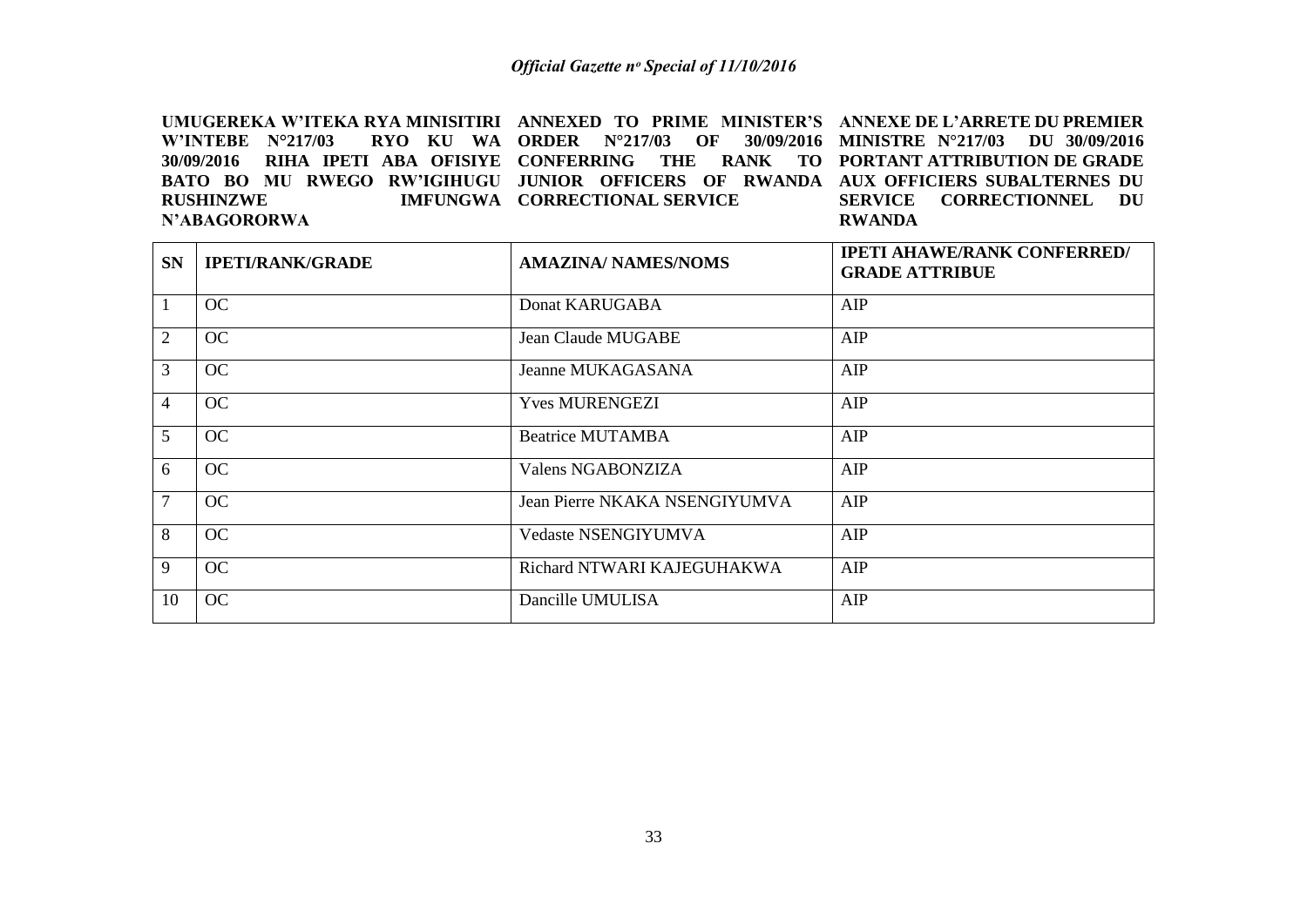**UMUGEREKA W'ITEKA RYA MINISITIRI W'INTEBE N°217/03 RYO KU WA 30/09/2016 RIHA IPETI ABA OFISIYE BATO BO MU RWEGO RW'IGIHUGU RUSHINZWE IMFUNGWA N'ABAGORORWA**

**ANNEXED TO PRIME MINISTER'S ORDER N°217/03 OF 30/09/2016 CONFERRING THE RANK TO JUNIOR OFFICERS OF RWANDA CORRECTIONAL SERVICE**

**ANNEXE DE L'ARRETE DU PREMIER MINISTRE N°217/03 DU 30/09/2016 PORTANT ATTRIBUTION DE GRADE AUX OFFICIERS SUBALTERNES DU SERVICE CORRECTIONNEL DU RWANDA**

| SN | IPETI/RANK/GRADE | AMAZINA/ NAMES/NOMS | IPETI AHAWE/RANK CONFERRED/ GRADE ATTRIBUE |
|---|---|---|---|
| 1 | OC | Donat KARUGABA | AIP |
| 2 | OC | Jean Claude MUGABE | AIP |
| 3 | OC | Jeanne MUKAGASANA | AIP |
| 4 | OC | Yves MURENGEZI | AIP |
| 5 | OC | Beatrice MUTAMBA | AIP |
| 6 | OC | Valens NGABONZIZA | AIP |
| 7 | OC | Jean Pierre NKAKA NSENGIYUMVA | AIP |
| 8 | OC | Vedaste NSENGIYUMVA | AIP |
| 9 | OC | Richard NTWARI KAJEGUHAKWA | AIP |
| 10 | OC | Dancille UMULISA | AIP |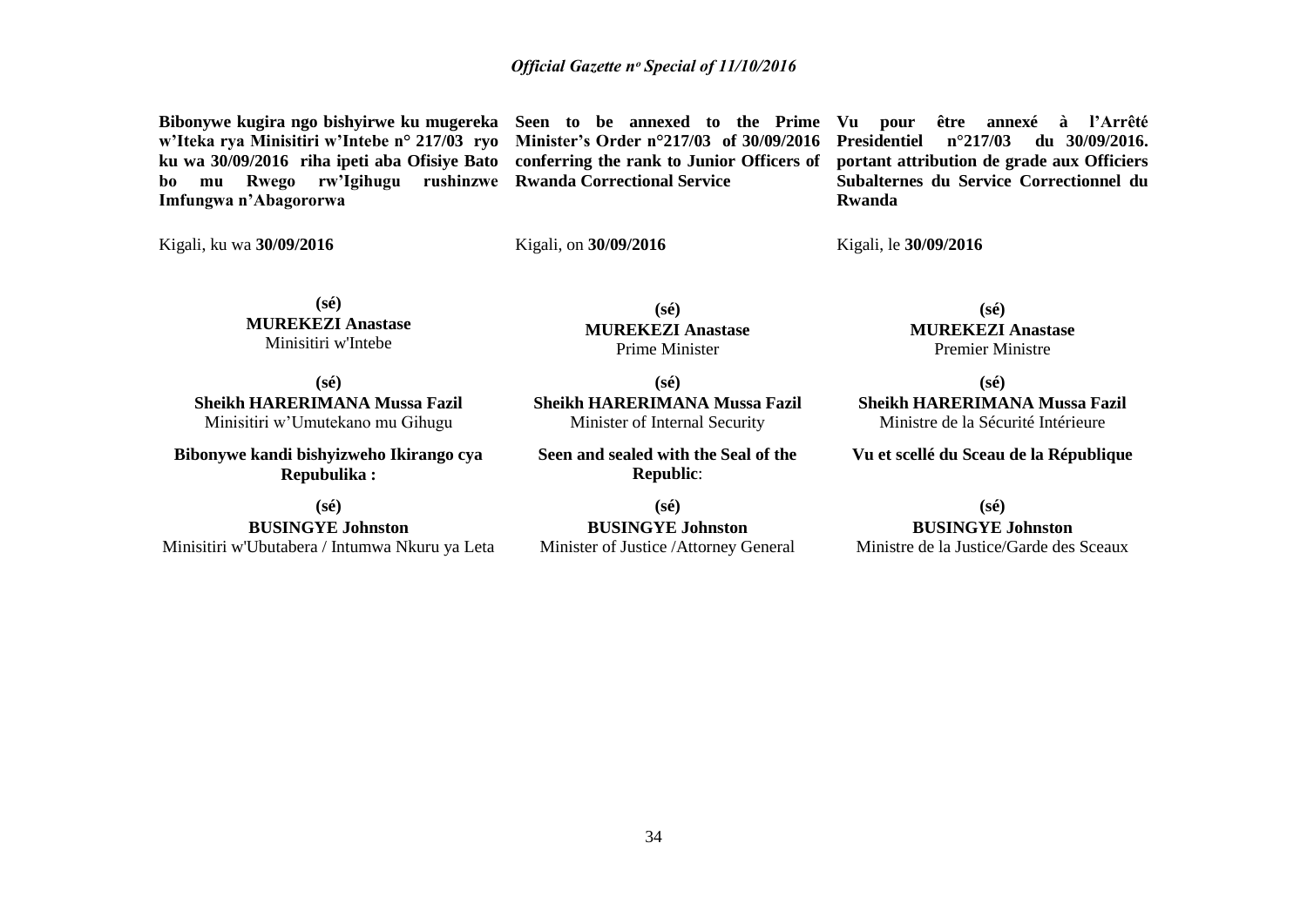**Bibonywe kugira ngo bishyirwe ku mugereka w'Iteka rya Minisitiri w'Intebe n° 217/03 ryo ku wa 30/09/2016 riha ipeti aba Ofisiye Bato bo mu Rwego rw'Igihugu rushinzwe Imfungwa n'Abagororwa**

Kigali, ku wa **30/09/2016**

**(sé)**
**MUREKEZI Anastase**
Minisitiri w'Intebe

**(sé)**
**Sheikh HARERIMANA Mussa Fazil**
Minisitiri w'Umutekano mu Gihugu

**Bibonywe kandi bishyizweho Ikirango cya Repubulika :**

**(sé)**
**BUSINGYE Johnston**
Minisitiri w'Ubutabera / Intumwa Nkuru ya Leta

**Seen to be annexed to the Prime Minister's Order n°217/03 of 30/09/2016 conferring the rank to Junior Officers of Rwanda Correctional Service**

Kigali, on **30/09/2016**

**(sé)**
**MUREKEZI Anastase**
Prime Minister

**(sé)**
**Sheikh HARERIMANA Mussa Fazil**
Minister of Internal Security

**Seen and sealed with the Seal of the Republic**:

**(sé)**
**BUSINGYE Johnston**
Minister of Justice /Attorney General

**Vu pour être annexé à l'Arrêté Presidentiel n°217/03 du 30/09/2016. portant attribution de grade aux Officiers Subalternes du Service Correctionnel du Rwanda**

Kigali, le **30/09/2016**

**(sé)**
**MUREKEZI Anastase**
Premier Ministre

**(sé)**
**Sheikh HARERIMANA Mussa Fazil**
Ministre de la Sécurité Intérieure

**Vu et scellé du Sceau de la République**

**(sé)**
**BUSINGYE Johnston**
Ministre de la Justice/Garde des Sceaux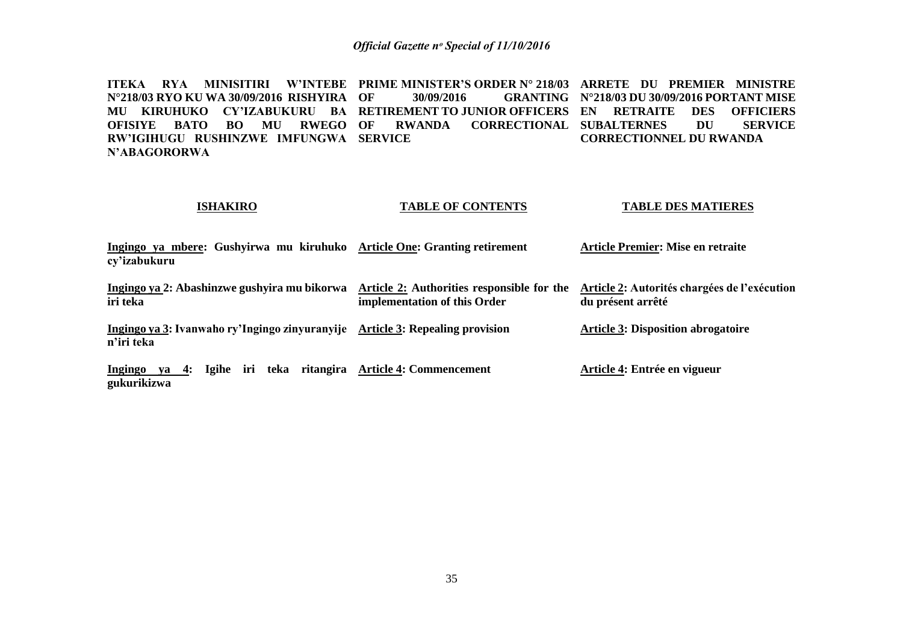**ITEKA RYA MINISITIRI W'INTEBE N°218/03 RYO KU WA 30/09/2016 RISHYIRA MU KIRUHUKO CY'IZABUKURU BA OFISIYE BATO BO MU RWEGO RW'IGIHUGU RUSHINZWE IMFUNGWA N'ABAGORORWA**

**PRIME MINISTER'S ORDER N° 218/03 OF 30/09/2016 GRANTING RETIREMENT TO JUNIOR OFFICERS OF RWANDA CORRECTIONAL SERVICE**

**ARRETE DU PREMIER MINISTRE N°218/03 DU 30/09/2016 PORTANT MISE EN RETRAITE DES OFFICIERS SUBALTERNES DU SERVICE CORRECTIONNEL DU RWANDA**

| **ISHAKIRO** | **TABLE OF CONTENTS** | **TABLE DES MATIERES** |
|---|---|---|
| **Ingingo ya mbere: Gushyirwa mu kiruhuko cy'izabukuru** | **Article One: Granting retirement** | **Article Premier: Mise en retraite** |
| **Ingingo ya 2: Abashinzwe gushyira mu bikorwa iri teka** | **Article 2: Authorities responsible for the implementation of this Order** | **Article 2: Autorités chargées de l'exécution du présent arrêté** |
| **Ingingo ya 3: Ivanwaho ry'Ingingo zinyuranyije n'iri teka** | **Article 3: Repealing provision** | **Article 3: Disposition abrogatoire** |
| **Ingingo ya 4: Igihe iri teka ritangira gukurikizwa** | **Article 4: Commencement** | **Article 4: Entrée en vigueur** |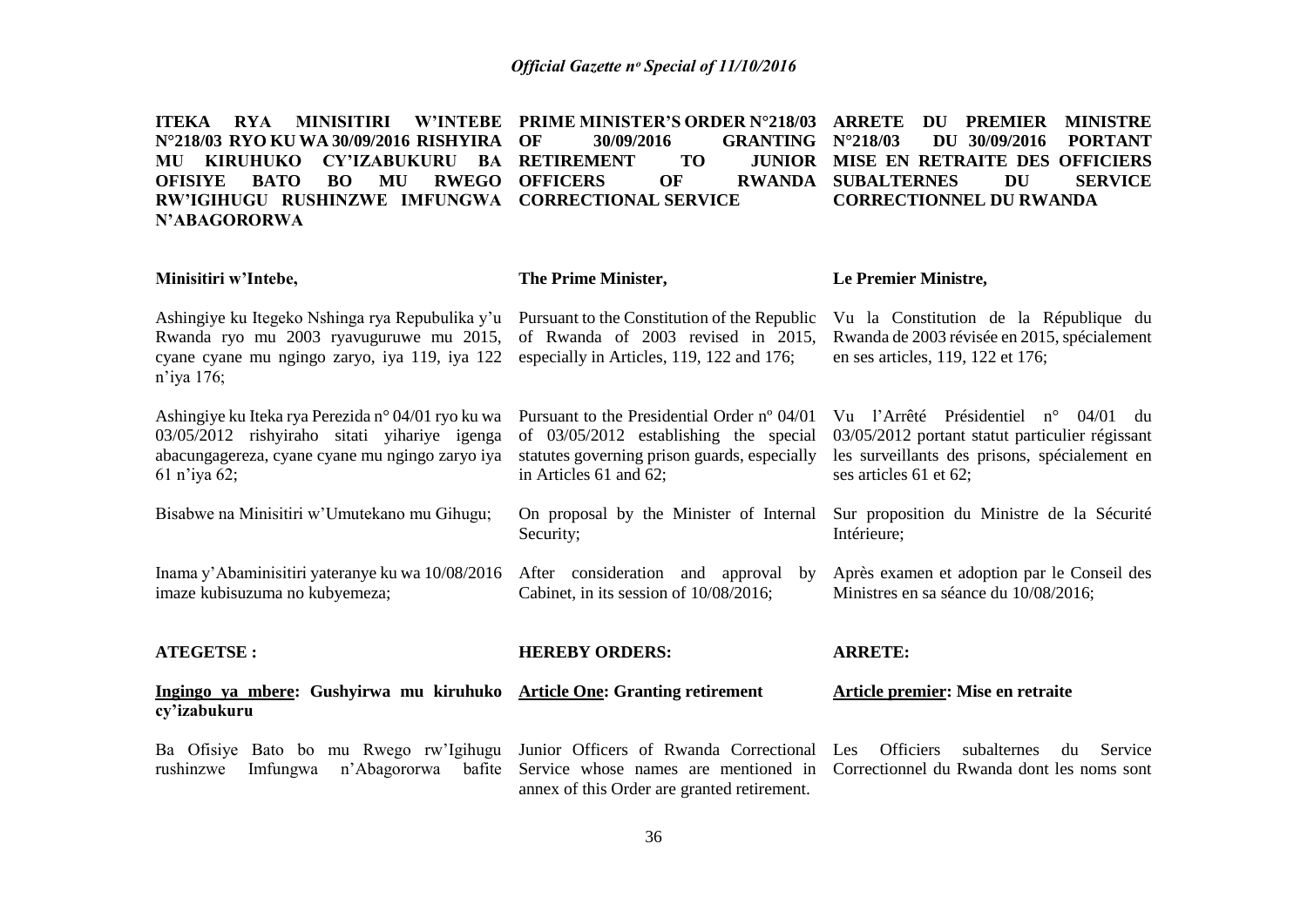**ITEKA RYA MINISITIRI W'INTEBE N°218/03 RYO KU WA 30/09/2016 RISHYIRA MU KIRUHUKO CY'IZABUKURU BA OFISIYE BATO BO MU RWEGO RW'IGIHUGU RUSHINZWE IMFUNGWA N'ABAGORORWA**

**Minisitiri w'Intebe,**

Ashingiye ku Itegeko Nshinga rya Repubulika y'u Rwanda ryo mu 2003 ryavuguruwe mu 2015, cyane cyane mu ngingo zaryo, iya 119, iya 122 n'iya 176;

Ashingiye ku Iteka rya Perezida n° 04/01 ryo ku wa 03/05/2012 rishyiraho sitati yihariye igenga abacungagereza, cyane cyane mu ngingo zaryo iya 61 n'iya 62;

Bisabwe na Minisitiri w'Umutekano mu Gihugu;

Inama y'Abaminisitiri yateranye ku wa 10/08/2016 imaze kubisuzuma no kubyemeza;

**ATEGETSE :**

**Ingingo ya mbere: Gushyirwa mu kiruhuko cy'izabukuru**

Ba Ofisiye Bato bo mu Rwego rw'Igihugu rushinzwe Imfungwa n'Abagororwa bafite

**PRIME MINISTER'S ORDER N°218/03 OF 30/09/2016 GRANTING RETIREMENT TO JUNIOR OFFICERS OF RWANDA CORRECTIONAL SERVICE**

**The Prime Minister,**

Pursuant to the Constitution of the Republic of Rwanda of 2003 revised in 2015, especially in Articles, 119, 122 and 176;

Pursuant to the Presidential Order nº 04/01 of 03/05/2012 establishing the special statutes governing prison guards, especially in Articles 61 and 62;

On proposal by the Minister of Internal Security;

After consideration and approval by Cabinet, in its session of 10/08/2016;

**HEREBY ORDERS:**

**Article One: Granting retirement**

Junior Officers of Rwanda Correctional Service whose names are mentioned in annex of this Order are granted retirement.

**ARRETE DU PREMIER MINISTRE N°218/03 DU 30/09/2016 PORTANT MISE EN RETRAITE DES OFFICIERS SUBALTERNES DU SERVICE CORRECTIONNEL DU RWANDA**

**Le Premier Ministre,**

Vu la Constitution de la République du Rwanda de 2003 révisée en 2015, spécialement en ses articles, 119, 122 et 176;

Vu l'Arrêté Présidentiel n° 04/01 du 03/05/2012 portant statut particulier régissant les surveillants des prisons, spécialement en ses articles 61 et 62;

Sur proposition du Ministre de la Sécurité Intérieure;

Après examen et adoption par le Conseil des Ministres en sa séance du 10/08/2016;

**ARRETE:**

**Article premier: Mise en retraite**

Les Officiers subalternes du Service Correctionnel du Rwanda dont les noms sont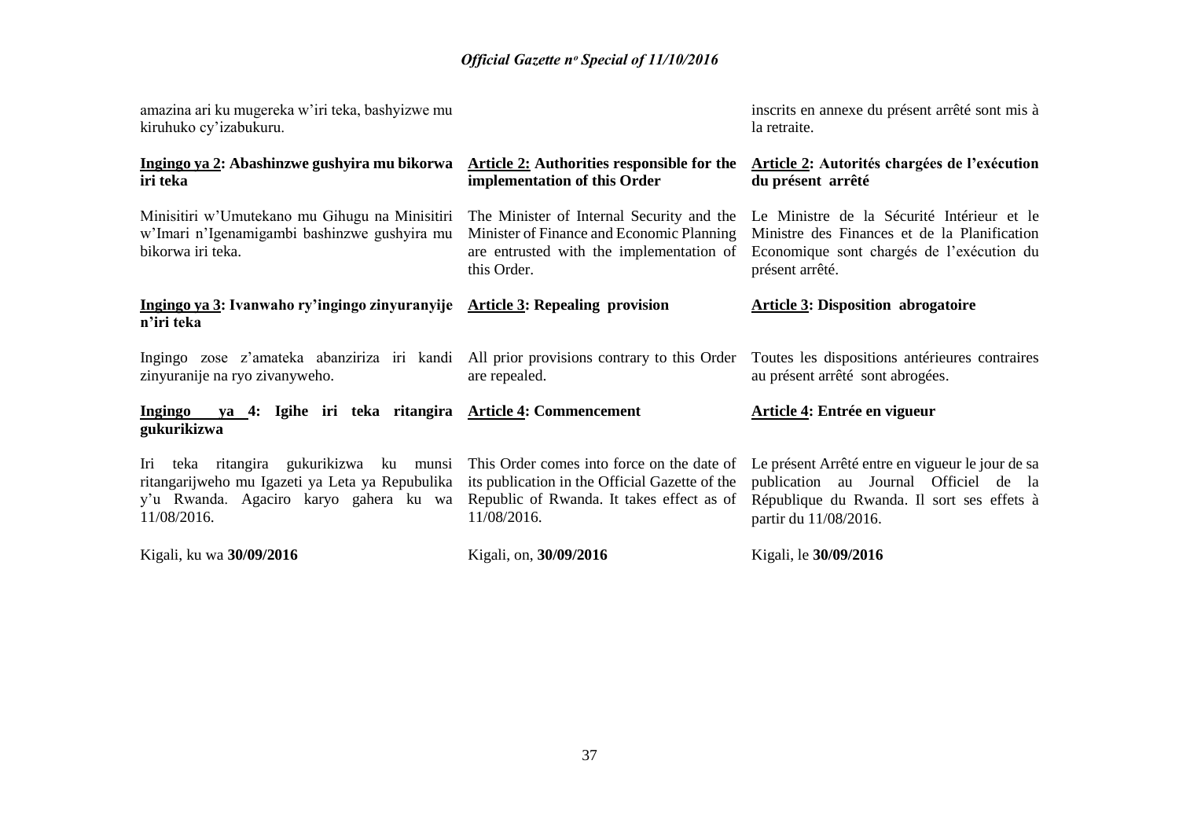amazina ari ku mugereka w'iri teka, bashyizwe mu kiruhuko cy'izabukuru.

inscrits en annexe du présent arrêté sont mis à la retraite.

**Ingingo ya 2: Abashinzwe gushyira mu bikorwa iri teka**

Minisitiri w'Umutekano mu Gihugu na Minisitiri w'Imari n'Igenamigambi bashinzwe gushyira mu bikorwa iri teka.

**Ingingo ya 3: Ivanwaho ry'ingingo zinyuranyije n'iri teka**

Ingingo zose z'amateka abanziriza iri kandi zinyuranije na ryo zivanyweho.

**Ingingo ya 4: Igihe iri teka ritangira gukurikizwa**

Iri teka ritangira gukurikizwa ku munsi ritangarijweho mu Igazeti ya Leta ya Repubulika y'u Rwanda. Agaciro karyo gahera ku wa 11/08/2016.

Kigali, ku wa **30/09/2016**

**Article 2: Authorities responsible for the implementation of this Order**

The Minister of Internal Security and the Minister of Finance and Economic Planning are entrusted with the implementation of this Order.

**Article 3: Repealing provision**

All prior provisions contrary to this Order are repealed.

**Article 4: Commencement**

This Order comes into force on the date of its publication in the Official Gazette of the Republic of Rwanda. It takes effect as of 11/08/2016.

Kigali, on, **30/09/2016**

**Article 2: Autorités chargées de l'exécution du présent arrêté**

Le Ministre de la Sécurité Intérieur et le Ministre des Finances et de la Planification Economique sont chargés de l'exécution du présent arrêté.

**Article 3: Disposition abrogatoire**

Toutes les dispositions antérieures contraires au présent arrêté sont abrogées.

**Article 4: Entrée en vigueur**

Le présent Arrêté entre en vigueur le jour de sa publication au Journal Officiel de la République du Rwanda. Il sort ses effets à partir du 11/08/2016.

Kigali, le **30/09/2016**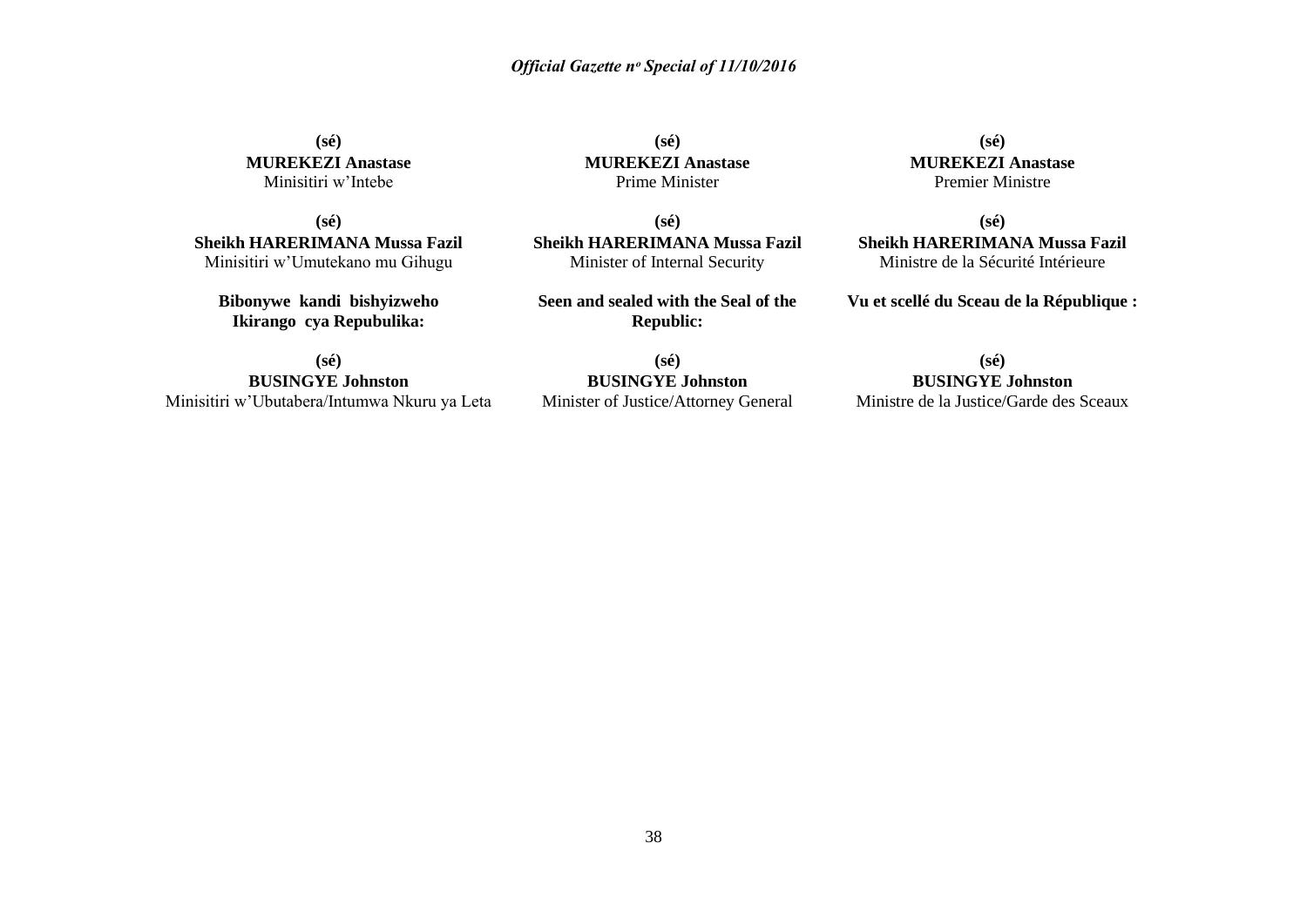**(sé)**
**MUREKEZI Anastase**
Minisitiri w'Intebe

**(sé)**
**Sheikh HARERIMANA Mussa Fazil**
Minisitiri w'Umutekano mu Gihugu

**Bibonywe kandi bishyizweho Ikirango cya Repubulika:**

**(sé)**
**BUSINGYE Johnston**
Minisitiri w'Ubutabera/Intumwa Nkuru ya Leta

**(sé)**
**MUREKEZI Anastase**
Prime Minister

**(sé)**
**Sheikh HARERIMANA Mussa Fazil**
Minister of Internal Security

**Seen and sealed with the Seal of the Republic:**

**(sé)**
**BUSINGYE Johnston**
Minister of Justice/Attorney General

**(sé)**
**MUREKEZI Anastase**
Premier Ministre

**(sé)**
**Sheikh HARERIMANA Mussa Fazil**
Ministre de la Sécurité Intérieure

**Vu et scellé du Sceau de la République :**

**(sé)**
**BUSINGYE Johnston**
Ministre de la Justice/Garde des Sceaux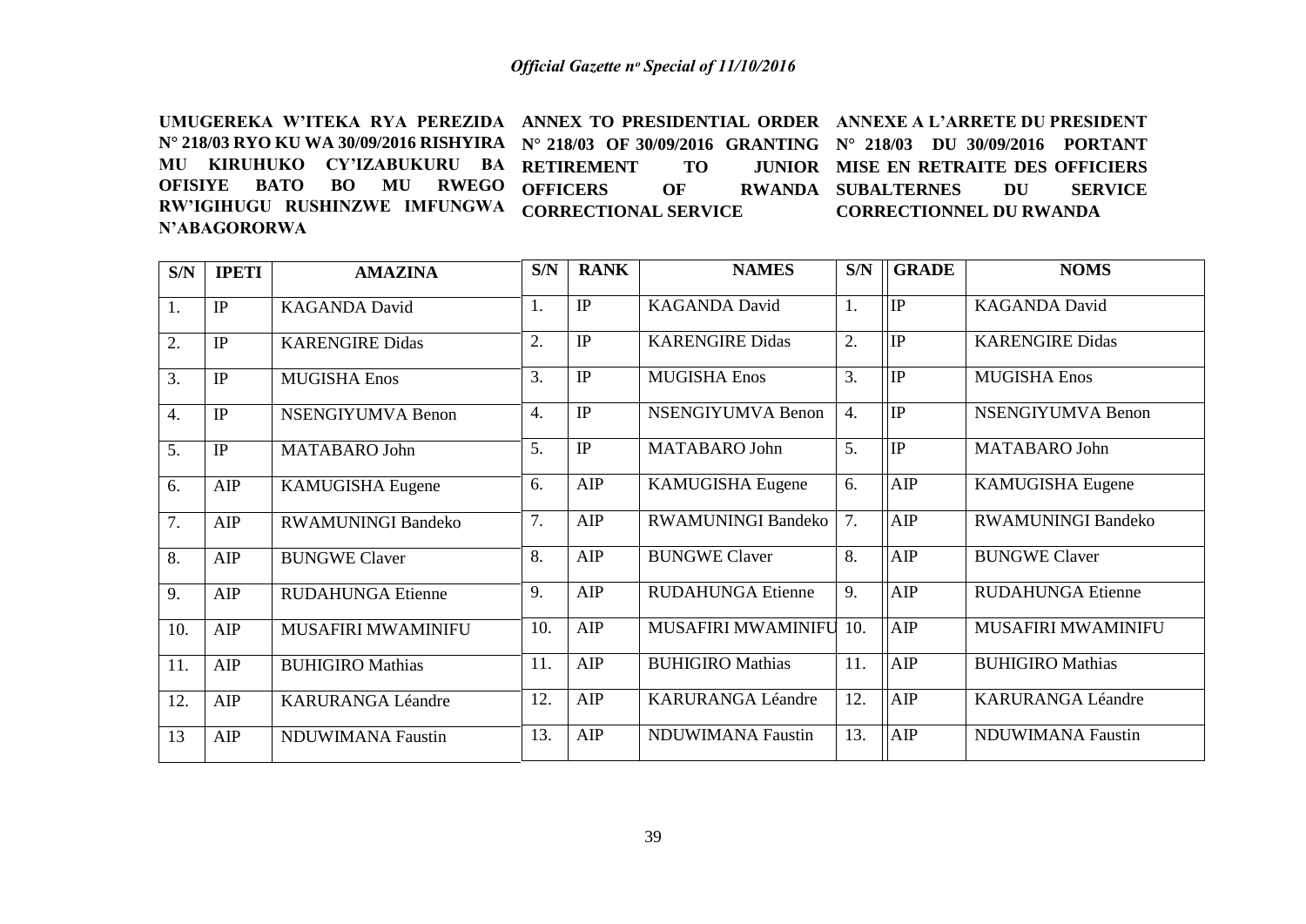**UMUGEREKA W'ITEKA RYA PEREZIDA N° 218/03 RYO KU WA 30/09/2016 RISHYIRA MU KIRUHUKO CY'IZABUKURU BA OFISIYE BATO BO MU RWEGO RW'IGIHUGU RUSHINZWE IMFUNGWA N'ABAGORORWA**

**ANNEX TO PRESIDENTIAL ORDER N° 218/03 OF 30/09/2016 GRANTING RETIREMENT TO JUNIOR OFFICERS OF RWANDA CORRECTIONAL SERVICE**

**ANNEXE A L'ARRETE DU PRESIDENT N° 218/03 DU 30/09/2016 PORTANT MISE EN RETRAITE DES OFFICIERS SUBALTERNES DU SERVICE CORRECTIONNEL DU RWANDA**

| S/N | IPETI | AMAZINA | S/N | RANK | NAMES | S/N | GRADE | NOMS |
|---|---|---|---|---|---|---|---|---|
| 1. | IP | KAGANDA David | 1. | IP | KAGANDA David | 1. | IP | KAGANDA David |
| 2. | IP | KARENGIRE Didas | 2. | IP | KARENGIRE Didas | 2. | IP | KARENGIRE Didas |
| 3. | IP | MUGISHA Enos | 3. | IP | MUGISHA Enos | 3. | IP | MUGISHA Enos |
| 4. | IP | NSENGIYUMVA Benon | 4. | IP | NSENGIYUMVA Benon | 4. | IP | NSENGIYUMVA Benon |
| 5. | IP | MATABARO John | 5. | IP | MATABARO John | 5. | IP | MATABARO John |
| 6. | AIP | KAMUGISHA Eugene | 6. | AIP | KAMUGISHA Eugene | 6. | AIP | KAMUGISHA Eugene |
| 7. | AIP | RWAMUNINGI Bandeko | 7. | AIP | RWAMUNINGI Bandeko | 7. | AIP | RWAMUNINGI Bandeko |
| 8. | AIP | BUNGWE Claver | 8. | AIP | BUNGWE Claver | 8. | AIP | BUNGWE Claver |
| 9. | AIP | RUDAHUNGA Etienne | 9. | AIP | RUDAHUNGA Etienne | 9. | AIP | RUDAHUNGA Etienne |
| 10. | AIP | MUSAFIRI MWAMINIFU | 10. | AIP | MUSAFIRI MWAMINIFU | 10. | AIP | MUSAFIRI MWAMINIFU |
| 11. | AIP | BUHIGIRO Mathias | 11. | AIP | BUHIGIRO Mathias | 11. | AIP | BUHIGIRO Mathias |
| 12. | AIP | KARURANGA Léandre | 12. | AIP | KARURANGA Léandre | 12. | AIP | KARURANGA Léandre |
| 13 | AIP | NDUWIMANA Faustin | 13. | AIP | NDUWIMANA Faustin | 13. | AIP | NDUWIMANA Faustin |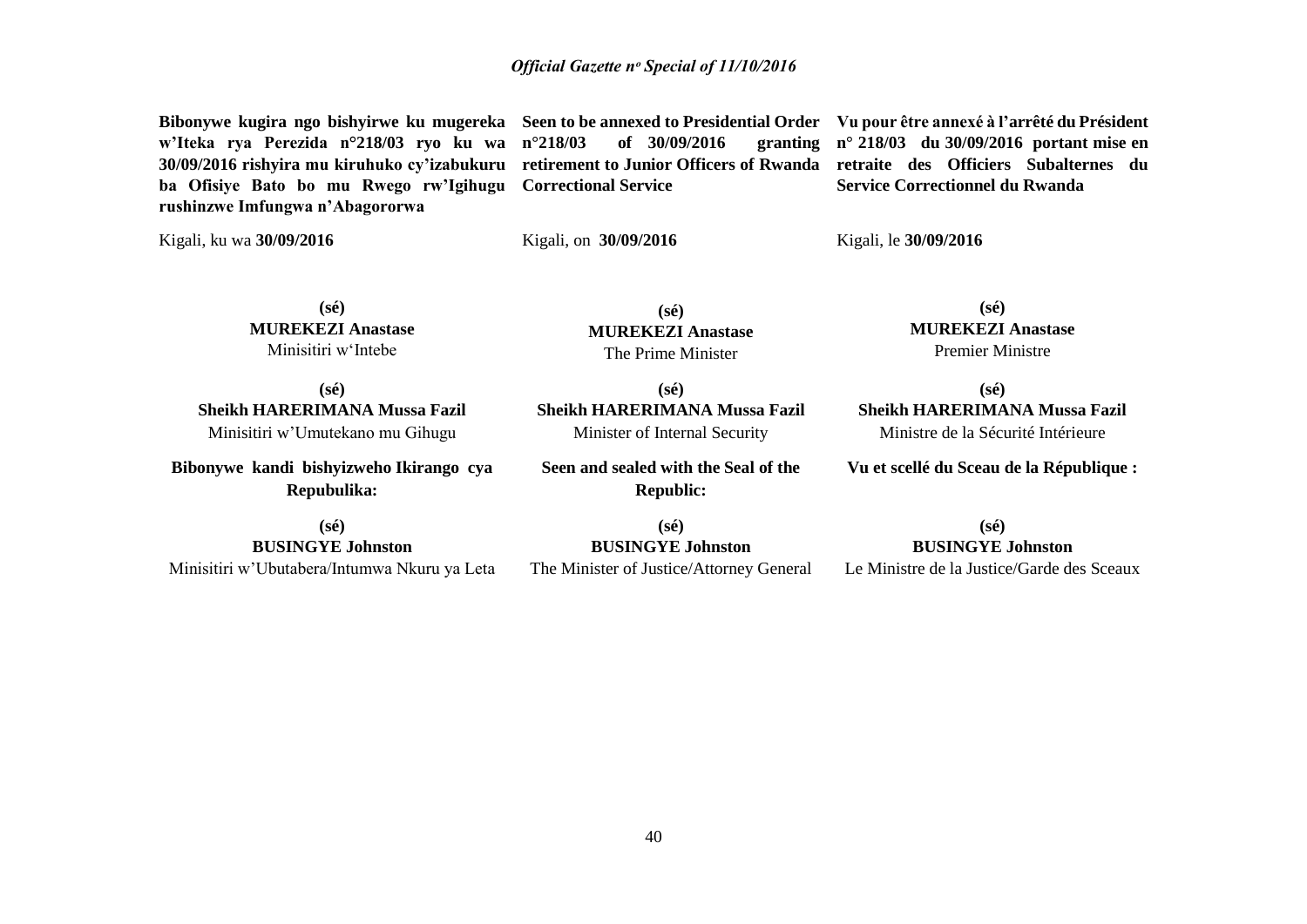**Bibonywe kugira ngo bishyirwe ku mugereka w'Iteka rya Perezida n°218/03 ryo ku wa 30/09/2016 rishyira mu kiruhuko cy'izabukuru ba Ofisiye Bato bo mu Rwego rw'Igihugu rushinzwe Imfungwa n'Abagororwa**

Kigali, ku wa **30/09/2016**

**(sé)**
**MUREKEZI Anastase**
Minisitiri w'Intebe

**(sé)**
**Sheikh HARERIMANA Mussa Fazil**
Minisitiri w'Umutekano mu Gihugu

**Bibonywe kandi bishyizweho Ikirango cya Repubulika:**

**(sé)**
**BUSINGYE Johnston**
Minisitiri w'Ubutabera/Intumwa Nkuru ya Leta

**Seen to be annexed to Presidential Order n°218/03 of 30/09/2016 granting retirement to Junior Officers of Rwanda Correctional Service**

Kigali, on **30/09/2016**

**(sé)**
**MUREKEZI Anastase**
The Prime Minister

**(sé)**
**Sheikh HARERIMANA Mussa Fazil**
Minister of Internal Security

**Seen and sealed with the Seal of the Republic:**

**(sé)**
**BUSINGYE Johnston**
The Minister of Justice/Attorney General

**Vu pour être annexé à l'arrêté du Président n° 218/03 du 30/09/2016 portant mise en retraite des Officiers Subalternes du Service Correctionnel du Rwanda**

Kigali, le **30/09/2016**

**(sé)**
**MUREKEZI Anastase**
Premier Ministre

**(sé)**
**Sheikh HARERIMANA Mussa Fazil**
Ministre de la Sécurité Intérieure

**Vu et scellé du Sceau de la République :**

**(sé)**
**BUSINGYE Johnston**
Le Ministre de la Justice/Garde des Sceaux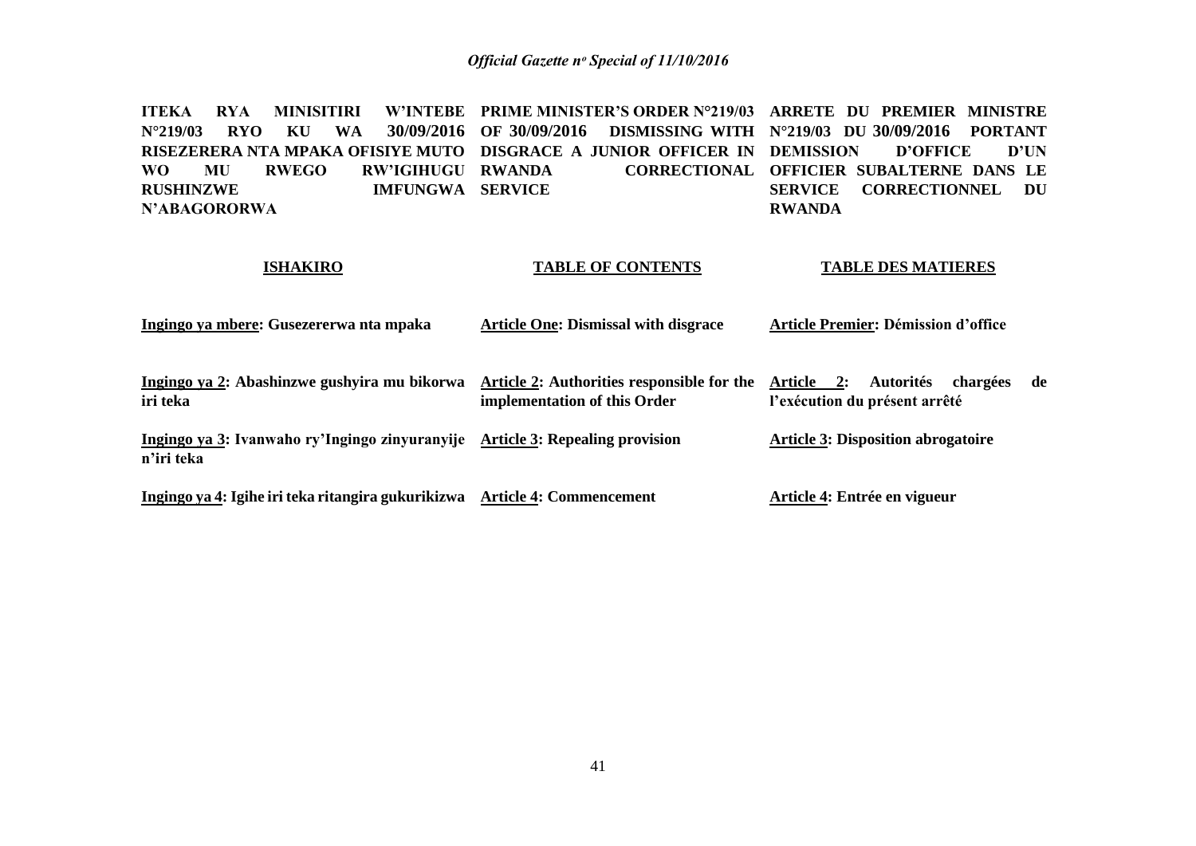**ITEKA RYA MINISITIRI W'INTEBE N°219/03 RYO KU WA 30/09/2016 RISEZERERA NTA MPAKA OFISIYE MUTO WO MU RWEGO RW'IGIHUGU RUSHINZWE IMFUNGWA N'ABAGORORWA**

**PRIME MINISTER'S ORDER N°219/03 OF 30/09/2016 DISMISSING WITH DISGRACE A JUNIOR OFFICER IN RWANDA CORRECTIONAL SERVICE**

**ARRETE DU PREMIER MINISTRE N°219/03 DU 30/09/2016 PORTANT DEMISSION D'OFFICE D'UN OFFICIER SUBALTERNE DANS LE SERVICE CORRECTIONNEL DU RWANDA**

| **ISHAKIRO** | **TABLE OF CONTENTS** | **TABLE DES MATIERES** |
|---|---|---|
| **Ingingo ya mbere: Gusezererwa nta mpaka** | **Article One: Dismissal with disgrace** | **Article Premier: Démission d'office** |
| **Ingingo ya 2: Abashinzwe gushyira mu bikorwa iri teka** | **Article 2: Authorities responsible for the implementation of this Order** | **Article 2: Autorités chargées de l'exécution du présent arrêté** |
| **Ingingo ya 3: Ivanwaho ry'Ingingo zinyuranyije n'iri teka** | **Article 3: Repealing provision** | **Article 3: Disposition abrogatoire** |
| **Ingingo ya 4: Igihe iri teka ritangira gukurikizwa** | **Article 4: Commencement** | **Article 4: Entrée en vigueur** |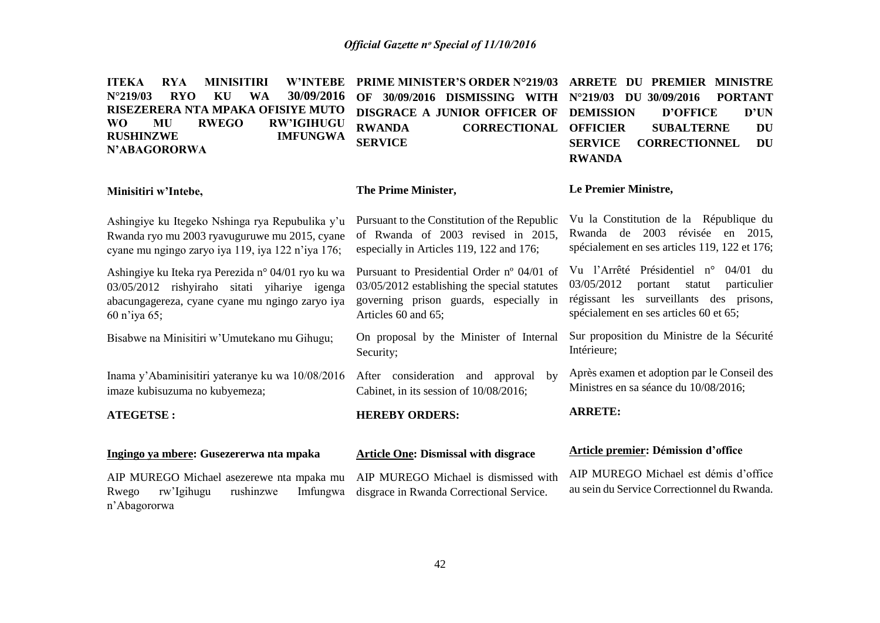**ITEKA RYA MINISITIRI W'INTEBE N°219/03 RYO KU WA 30/09/2016 RISEZERERA NTA MPAKA OFISIYE MUTO WO MU RWEGO RW'IGIHUGU RUSHINZWE IMFUNGWA N'ABAGORORWA**

**Minisitiri w'Intebe,**

Ashingiye ku Itegeko Nshinga rya Repubulika y'u Rwanda ryo mu 2003 ryavuguruwe mu 2015, cyane cyane mu ngingo zaryo iya 119, iya 122 n'iya 176;

Ashingiye ku Iteka rya Perezida n° 04/01 ryo ku wa 03/05/2012 rishyiraho sitati yihariye igenga abacungagereza, cyane cyane mu ngingo zaryo iya 60 n'iya 65;

Bisabwe na Minisitiri w'Umutekano mu Gihugu;

Inama y'Abaminisitiri yateranye ku wa 10/08/2016 imaze kubisuzuma no kubyemeza;

**ATEGETSE :**

**Ingingo ya mbere: Gusezererwa nta mpaka**

AIP MUREGO Michael asezerewe nta mpaka mu Rwego rw'Igihugu rushinzwe Imfungwa n'Abagororwa

**PRIME MINISTER'S ORDER N°219/03 OF 30/09/2016 DISMISSING WITH DISGRACE A JUNIOR OFFICER OF RWANDA CORRECTIONAL SERVICE**

**The Prime Minister,**

Pursuant to the Constitution of the Republic of Rwanda of 2003 revised in 2015, especially in Articles 119, 122 and 176;

Pursuant to Presidential Order nº 04/01 of 03/05/2012 establishing the special statutes governing prison guards, especially in Articles 60 and 65;

On proposal by the Minister of Internal Security;

After consideration and approval by Cabinet, in its session of 10/08/2016;

**HEREBY ORDERS:**

**Article One: Dismissal with disgrace**

AIP MUREGO Michael is dismissed with disgrace in Rwanda Correctional Service.

**ARRETE DU PREMIER MINISTRE N°219/03 DU 30/09/2016 PORTANT DEMISSION D'OFFICE D'UN OFFICIER SUBALTERNE DU SERVICE CORRECTIONNEL DU RWANDA**

**Le Premier Ministre,**

Vu la Constitution de la République du Rwanda de 2003 révisée en 2015, spécialement en ses articles 119, 122 et 176;

Vu l'Arrêté Présidentiel n° 04/01 du 03/05/2012 portant statut particulier régissant les surveillants des prisons, spécialement en ses articles 60 et 65;

Sur proposition du Ministre de la Sécurité Intérieure;

Après examen et adoption par le Conseil des Ministres en sa séance du 10/08/2016;

**ARRETE:**

**Article premier: Démission d'office**

AIP MUREGO Michael est démis d'office au sein du Service Correctionnel du Rwanda.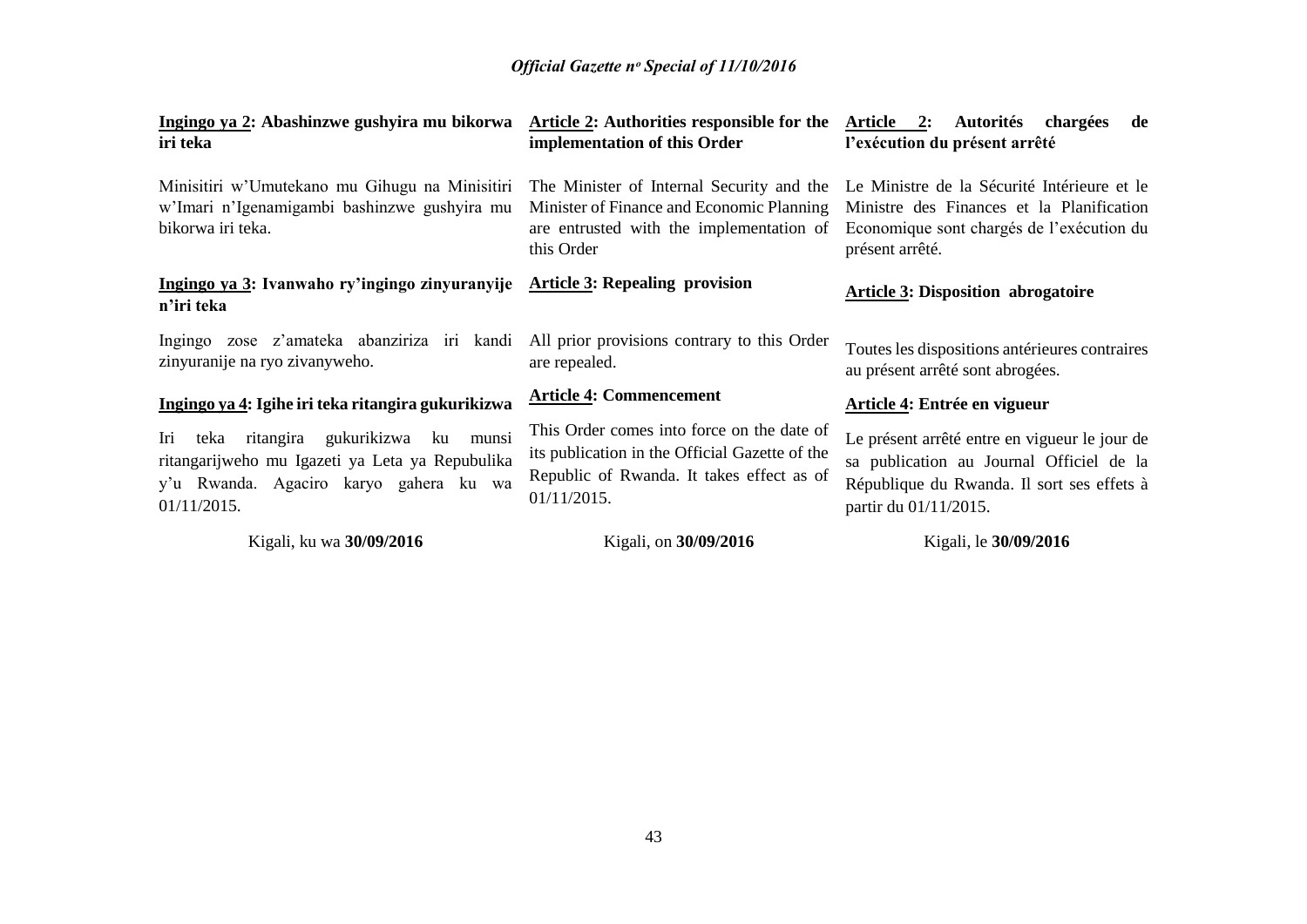**Ingingo ya 2: Abashinzwe gushyira mu bikorwa iri teka**

Minisitiri w'Umutekano mu Gihugu na Minisitiri w'Imari n'Igenamigambi bashinzwe gushyira mu bikorwa iri teka.

**Ingingo ya 3: Ivanwaho ry'ingingo zinyuranyije n'iri teka**

Ingingo zose z'amateka abanziriza iri kandi zinyuranije na ryo zivanyweho.

**Ingingo ya 4: Igihe iri teka ritangira gukurikizwa**

Iri teka ritangira gukurikizwa ku munsi ritangarijweho mu Igazeti ya Leta ya Repubulika y'u Rwanda. Agaciro karyo gahera ku wa 01/11/2015.

Kigali, ku wa **30/09/2016**

**Article 2: Authorities responsible for the implementation of this Order**

The Minister of Internal Security and the Minister of Finance and Economic Planning are entrusted with the implementation of this Order

**Article 3: Repealing provision**

All prior provisions contrary to this Order are repealed.

**Article 4: Commencement**

This Order comes into force on the date of its publication in the Official Gazette of the Republic of Rwanda. It takes effect as of 01/11/2015.

Kigali, on **30/09/2016**

**Article 2: Autorités chargées de l'exécution du présent arrêté**

Le Ministre de la Sécurité Intérieure et le Ministre des Finances et la Planification Economique sont chargés de l'exécution du présent arrêté.

**Article 3: Disposition abrogatoire**

Toutes les dispositions antérieures contraires au présent arrêté sont abrogées.

**Article 4: Entrée en vigueur**

Le présent arrêté entre en vigueur le jour de sa publication au Journal Officiel de la République du Rwanda. Il sort ses effets à partir du 01/11/2015.

Kigali, le **30/09/2016**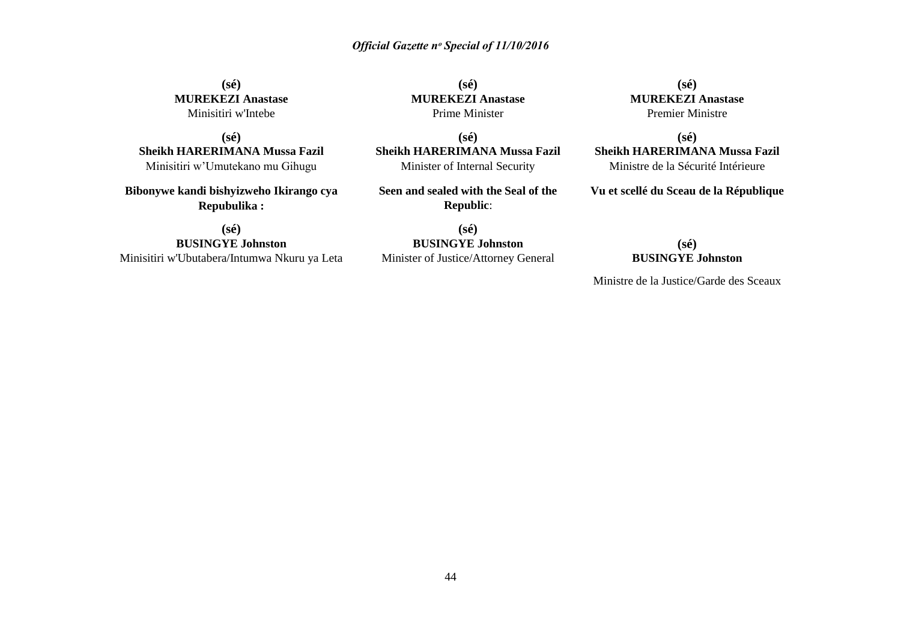**(sé)**
**MUREKEZI Anastase**
Minisitiri w'Intebe

**(sé)**
**Sheikh HARERIMANA Mussa Fazil**
Minisitiri w'Umutekano mu Gihugu

**Bibonywe kandi bishyizweho Ikirango cya Repubulika :**

**(sé)**
**BUSINGYE Johnston**
Minisitiri w'Ubutabera/Intumwa Nkuru ya Leta

**(sé)**
**MUREKEZI Anastase**
Prime Minister

**(sé)**
**Sheikh HARERIMANA Mussa Fazil**
Minister of Internal Security

**Seen and sealed with the Seal of the Republic**:

**(sé)**
**BUSINGYE Johnston**
Minister of Justice/Attorney General

**(sé)**
**MUREKEZI Anastase**
Premier Ministre

**(sé)**
**Sheikh HARERIMANA Mussa Fazil**
Ministre de la Sécurité Intérieure

**Vu et scellé du Sceau de la République**

**(sé)**
**BUSINGYE Johnston**

Ministre de la Justice/Garde des Sceaux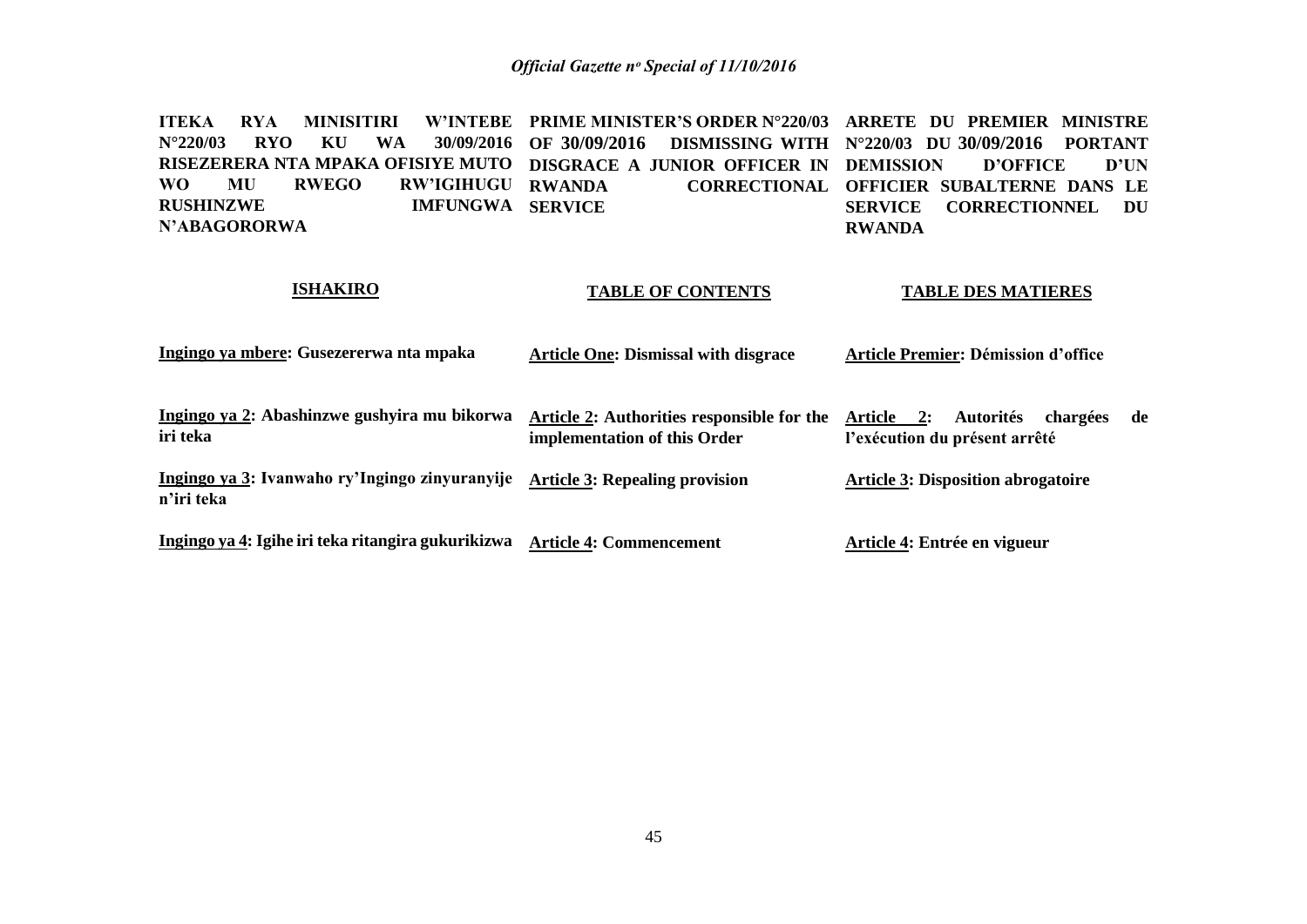**ITEKA RYA MINISITIRI W'INTEBE N°220/03 RYO KU WA 30/09/2016 RISEZERERA NTA MPAKA OFISIYE MUTO WO MU RWEGO RW'IGIHUGU RUSHINZWE IMFUNGWA N'ABAGORORWA**

**ISHAKIRO**

**Ingingo ya mbere: Gusezererwa nta mpaka**

**Ingingo ya 2: Abashinzwe gushyira mu bikorwa iri teka**

**Ingingo ya 3: Ivanwaho ry'Ingingo zinyuranyije n'iri teka**

**Ingingo ya 4: Igihe iri teka ritangira gukurikizwa**

**PRIME MINISTER'S ORDER N°220/03 OF 30/09/2016 DISMISSING WITH DISGRACE A JUNIOR OFFICER IN RWANDA CORRECTIONAL SERVICE**

**TABLE OF CONTENTS**

**Article One: Dismissal with disgrace**

**Article 2: Authorities responsible for the implementation of this Order**

**Article 3: Repealing provision**

**Article 4: Commencement**

**ARRETE DU PREMIER MINISTRE N°220/03 DU 30/09/2016 PORTANT DEMISSION D'OFFICE D'UN OFFICIER SUBALTERNE DANS LE SERVICE CORRECTIONNEL DU RWANDA**

**TABLE DES MATIERES**

**Article Premier: Démission d'office**

**Article 2: Autorités chargées de l'exécution du présent arrêté**

**Article 3: Disposition abrogatoire**

**Article 4: Entrée en vigueur**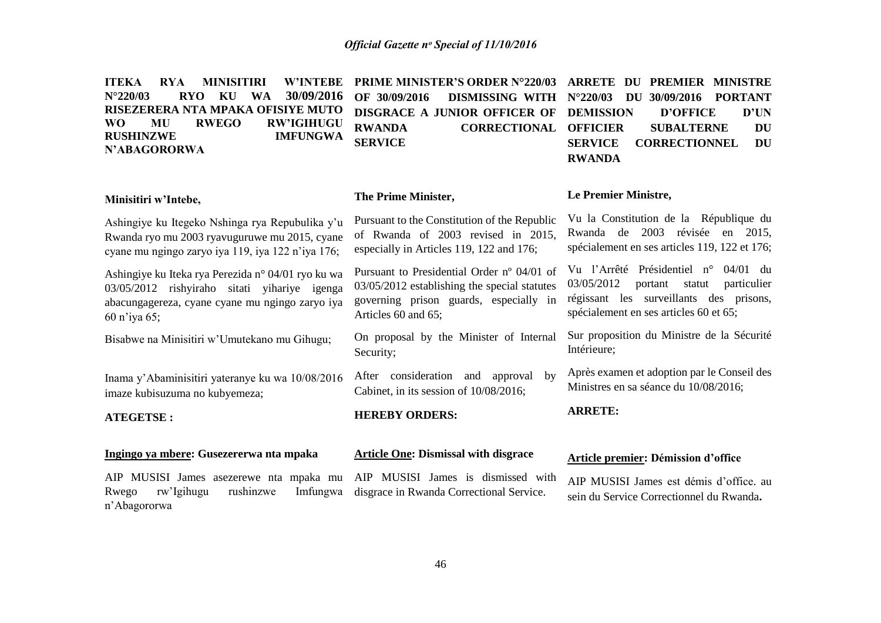**ITEKA RYA MINISITIRI W'INTEBE N°220/03 RYO KU WA 30/09/2016 RISEZERERA NTA MPAKA OFISIYE MUTO WO MU RWEGO RW'IGIHUGU RUSHINZWE IMFUNGWA N'ABAGORORWA**

**Minisitiri w'Intebe,**

Ashingiye ku Itegeko Nshinga rya Repubulika y'u Rwanda ryo mu 2003 ryavuguruwe mu 2015, cyane cyane mu ngingo zaryo iya 119, iya 122 n'iya 176;

Ashingiye ku Iteka rya Perezida n° 04/01 ryo ku wa 03/05/2012 rishyiraho sitati yihariye igenga abacungagereza, cyane cyane mu ngingo zaryo iya 60 n'iya 65;

Bisabwe na Minisitiri w'Umutekano mu Gihugu;

Inama y'Abaminisitiri yateranye ku wa 10/08/2016 imaze kubisuzuma no kubyemeza;

**ATEGETSE :**

**Ingingo ya mbere: Gusezererwa nta mpaka**

AIP MUSISI James asezerewe nta mpaka mu Rwego rw'Igihugu rushinzwe Imfungwa n'Abagororwa

**PRIME MINISTER'S ORDER N°220/03 OF 30/09/2016 DISMISSING WITH DISGRACE A JUNIOR OFFICER OF RWANDA CORRECTIONAL SERVICE**

**The Prime Minister,**

Pursuant to the Constitution of the Republic of Rwanda of 2003 revised in 2015, especially in Articles 119, 122 and 176;

Pursuant to Presidential Order nº 04/01 of 03/05/2012 establishing the special statutes governing prison guards, especially in Articles 60 and 65;

On proposal by the Minister of Internal Security;

After consideration and approval by Cabinet, in its session of 10/08/2016;

**HEREBY ORDERS:**

**Article One: Dismissal with disgrace**

AIP MUSISI James is dismissed with disgrace in Rwanda Correctional Service.

**ARRETE DU PREMIER MINISTRE N°220/03 DU 30/09/2016 PORTANT DEMISSION D'OFFICE D'UN OFFICIER SUBALTERNE DU SERVICE CORRECTIONNEL DU RWANDA**

**Le Premier Ministre,**

Vu la Constitution de la République du Rwanda de 2003 révisée en 2015, spécialement en ses articles 119, 122 et 176;

Vu l'Arrêté Présidentiel n° 04/01 du 03/05/2012 portant statut particulier régissant les surveillants des prisons, spécialement en ses articles 60 et 65;

Sur proposition du Ministre de la Sécurité Intérieure;

Après examen et adoption par le Conseil des Ministres en sa séance du 10/08/2016;

**ARRETE:**

**Article premier: Démission d'office**

AIP MUSISI James est démis d'office. au sein du Service Correctionnel du Rwanda**.**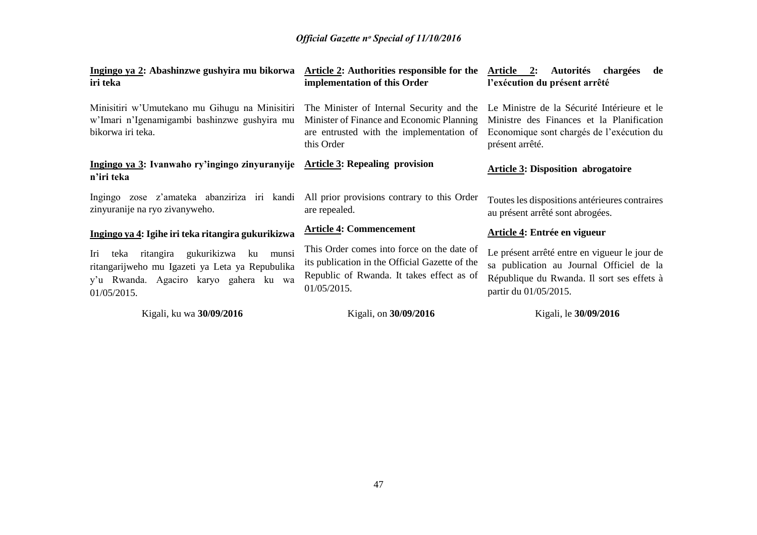**Ingingo ya 2: Abashinzwe gushyira mu bikorwa iri teka**

Minisitiri w'Umutekano mu Gihugu na Minisitiri w'Imari n'Igenamigambi bashinzwe gushyira mu bikorwa iri teka.

**Ingingo ya 3: Ivanwaho ry'ingingo zinyuranyije n'iri teka**

Ingingo zose z'amateka abanziriza iri kandi zinyuranije na ryo zivanyweho.

**Ingingo ya 4: Igihe iri teka ritangira gukurikizwa**

Iri teka ritangira gukurikizwa ku munsi ritangarijweho mu Igazeti ya Leta ya Repubulika y'u Rwanda. Agaciro karyo gahera ku wa 01/05/2015.

Kigali, ku wa **30/09/2016**

**Article 2: Authorities responsible for the implementation of this Order**

The Minister of Internal Security and the Minister of Finance and Economic Planning are entrusted with the implementation of this Order

**Article 3: Repealing provision**

All prior provisions contrary to this Order are repealed.

**Article 4: Commencement**

This Order comes into force on the date of its publication in the Official Gazette of the Republic of Rwanda. It takes effect as of 01/05/2015.

Kigali, on **30/09/2016**

**Article 2: Autorités chargées de l'exécution du présent arrêté**

Le Ministre de la Sécurité Intérieure et le Ministre des Finances et la Planification Economique sont chargés de l'exécution du présent arrêté.

**Article 3: Disposition abrogatoire**

Toutes les dispositions antérieures contraires au présent arrêté sont abrogées.

**Article 4: Entrée en vigueur**

Le présent arrêté entre en vigueur le jour de sa publication au Journal Officiel de la République du Rwanda. Il sort ses effets à partir du 01/05/2015.

Kigali, le **30/09/2016**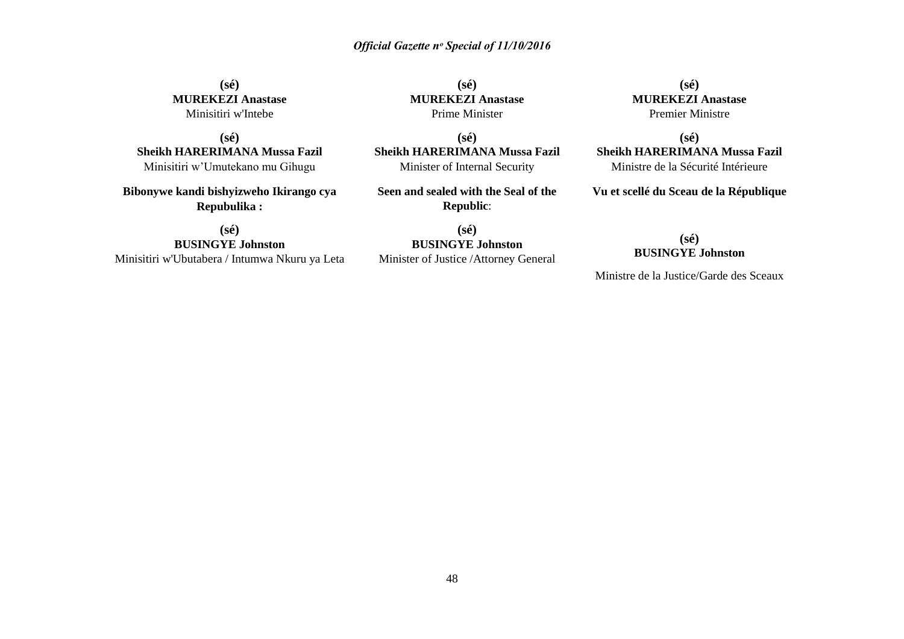**(sé)**
**MUREKEZI Anastase**
Minisitiri w'Intebe

**(sé)**
**Sheikh HARERIMANA Mussa Fazil**
Minisitiri w'Umutekano mu Gihugu

**Bibonywe kandi bishyizweho Ikirango cya Repubulika :**

**(sé)**
**BUSINGYE Johnston**
Minisitiri w'Ubutabera / Intumwa Nkuru ya Leta

**(sé)**
**MUREKEZI Anastase**
Prime Minister

**(sé)**
**Sheikh HARERIMANA Mussa Fazil**
Minister of Internal Security

**Seen and sealed with the Seal of the Republic**:

**(sé)**
**BUSINGYE Johnston**
Minister of Justice /Attorney General

**(sé)**
**MUREKEZI Anastase**
Premier Ministre

**(sé)**
**Sheikh HARERIMANA Mussa Fazil**
Ministre de la Sécurité Intérieure

**Vu et scellé du Sceau de la République**

**(sé)**
**BUSINGYE Johnston**

Ministre de la Justice/Garde des Sceaux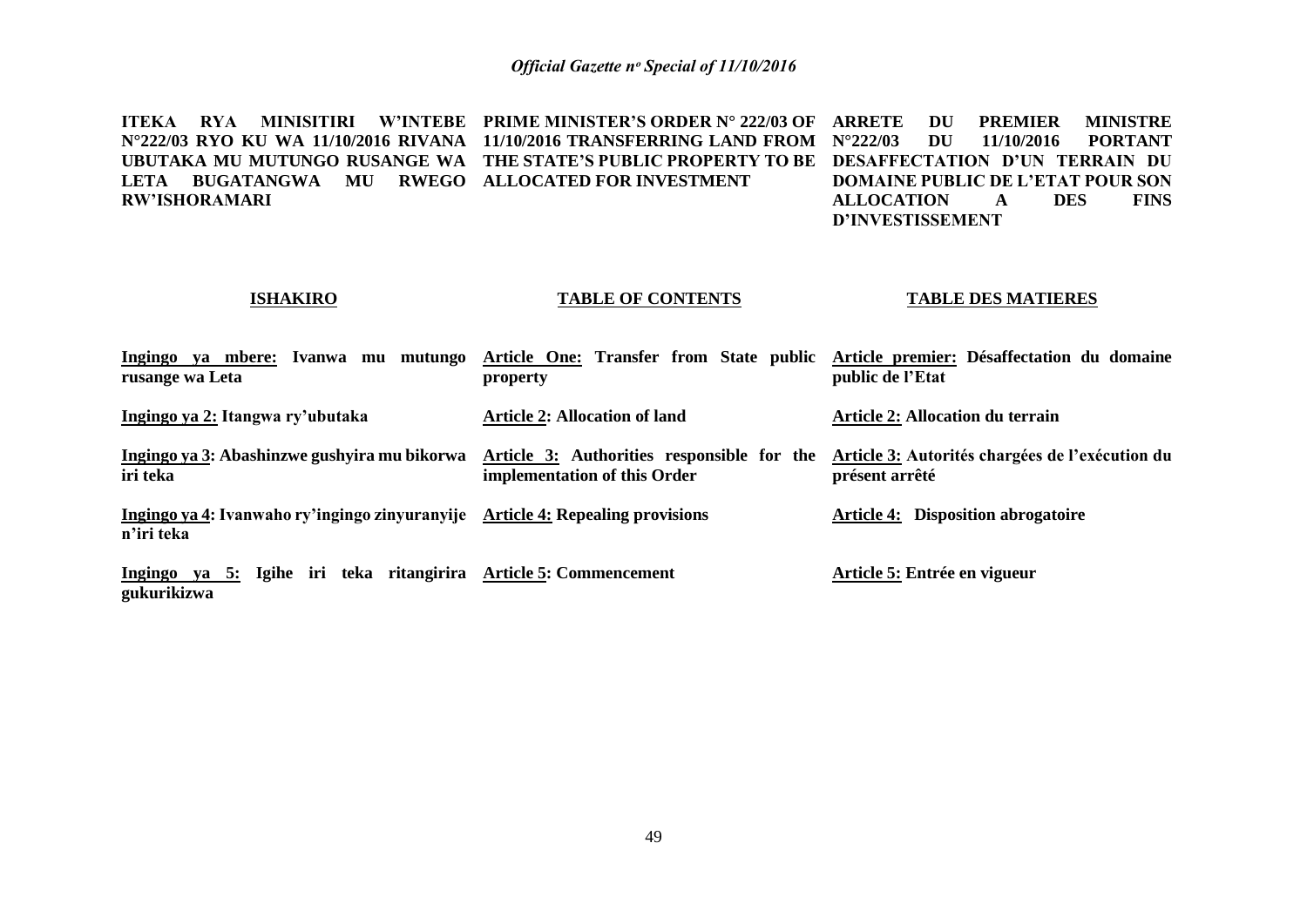**ITEKA RYA MINISITIRI W'INTEBE N°222/03 RYO KU WA 11/10/2016 RIVANA UBUTAKA MU MUTUNGO RUSANGE WA LETA BUGATANGWA MU RWEGO RW'ISHORAMARI**

**PRIME MINISTER'S ORDER N° 222/03 OF 11/10/2016 TRANSFERRING LAND FROM THE STATE'S PUBLIC PROPERTY TO BE ALLOCATED FOR INVESTMENT**

**ARRETE DU PREMIER MINISTRE N°222/03 DU 11/10/2016 PORTANT DESAFFECTATION D'UN TERRAIN DU DOMAINE PUBLIC DE L'ETAT POUR SON ALLOCATION A DES FINS D'INVESTISSEMENT**

| **ISHAKIRO** | **TABLE OF CONTENTS** | **TABLE DES MATIERES** |
|---|---|---|
| **Ingingo ya mbere: Ivanwa mu mutungo rusange wa Leta** | **Article One: Transfer from State public property** | **Article premier: Désaffectation du domaine public de l'Etat** |
| **Ingingo ya 2: Itangwa ry'ubutaka** | **Article 2: Allocation of land** | **Article 2: Allocation du terrain** |
| **Ingingo ya 3: Abashinzwe gushyira mu bikorwa iri teka** | **Article 3: Authorities responsible for the implementation of this Order** | **Article 3: Autorités chargées de l'exécution du présent arrêté** |
| **Ingingo ya 4: Ivanwaho ry'ingingo zinyuranyije n'iri teka** | **Article 4: Repealing provisions** | **Article 4: Disposition abrogatoire** |
| **Ingingo ya 5: Igihe iri teka ritangirira gukurikizwa** | **Article 5: Commencement** | **Article 5: Entrée en vigueur** |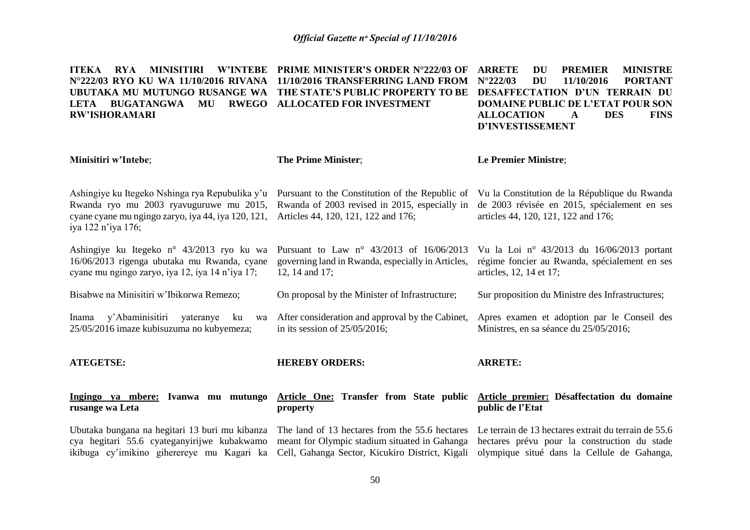**ITEKA RYA MINISITIRI W'INTEBE N°222/03 RYO KU WA 11/10/2016 RIVANA UBUTAKA MU MUTUNGO RUSANGE WA LETA BUGATANGWA MU RWEGO RW'ISHORAMARI**

Minisitiri w'Intebe;

Ashingiye ku Itegeko Nshinga rya Repubulika y'u Rwanda ryo mu 2003 ryavuguruwe mu 2015, cyane cyane mu ngingo zaryo, iya 44, iya 120, 121, iya 122 n'iya 176;

Ashingiye ku Itegeko n° 43/2013 ryo ku wa 16/06/2013 rigenga ubutaka mu Rwanda, cyane cyane mu ngingo zaryo, iya 12, iya 14 n'iya 17;

Bisabwe na Minisitiri w'Ibikorwa Remezo;

Inama y'Abaminisitiri yateranye ku wa 25/05/2016 imaze kubisuzuma no kubyemeza;

**ATEGETSE:**

**Ingingo ya mbere: Ivanwa mu mutungo rusange wa Leta**

Ubutaka bungana na hegitari 13 buri mu kibanza cya hegitari 55.6 cyateganyirijwe kubakwamo ikibuga cy'imikino giherereye mu Kagari ka

**PRIME MINISTER'S ORDER N°222/03 OF 11/10/2016 TRANSFERRING LAND FROM THE STATE'S PUBLIC PROPERTY TO BE ALLOCATED FOR INVESTMENT**

**The Prime Minister**;

Pursuant to the Constitution of the Republic of Rwanda of 2003 revised in 2015, especially in Articles 44, 120, 121, 122 and 176;

Pursuant to Law n° 43/2013 of 16/06/2013 governing land in Rwanda, especially in Articles, 12, 14 and 17;

On proposal by the Minister of Infrastructure;

After consideration and approval by the Cabinet, in its session of 25/05/2016;

**HEREBY ORDERS:**

**Article One: Transfer from State public property**

The land of 13 hectares from the 55.6 hectares meant for Olympic stadium situated in Gahanga Cell, Gahanga Sector, Kicukiro District, Kigali

**ARRETE DU PREMIER MINISTRE N°222/03 DU 11/10/2016 PORTANT DESAFFECTATION D'UN TERRAIN DU DOMAINE PUBLIC DE L'ETAT POUR SON ALLOCATION A DES FINS D'INVESTISSEMENT**

**Le Premier Ministre**;

Vu la Constitution de la République du Rwanda de 2003 révisée en 2015, spécialement en ses articles 44, 120, 121, 122 and 176;

Vu la Loi n° 43/2013 du 16/06/2013 portant régime foncier au Rwanda, spécialement en ses articles, 12, 14 et 17;

Sur proposition du Ministre des Infrastructures;

Apres examen et adoption par le Conseil des Ministres, en sa séance du 25/05/2016;

**ARRETE:**

**Article premier: Désaffectation du domaine public de l'Etat**

Le terrain de 13 hectares extrait du terrain de 55.6 hectares prévu pour la construction du stade olympique situé dans la Cellule de Gahanga,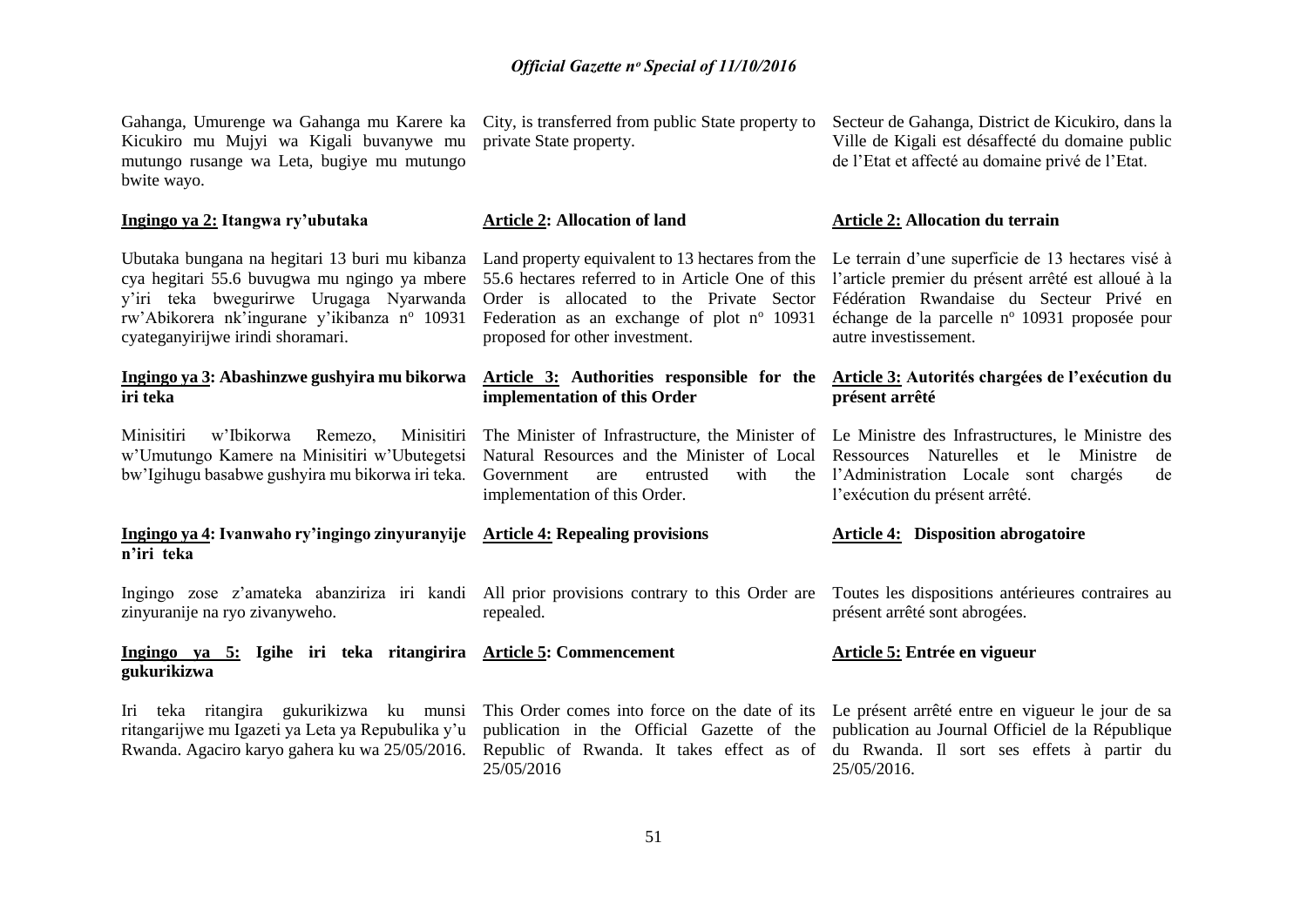Gahanga, Umurenge wa Gahanga mu Karere ka Kicukiro mu Mujyi wa Kigali buvanywe mu mutungo rusange wa Leta, bugiye mu mutungo bwite wayo.

**Ingingo ya 2: Itangwa ry'ubutaka**

Ubutaka bungana na hegitari 13 buri mu kibanza cya hegitari 55.6 buvugwa mu ngingo ya mbere y'iri teka bwegurirwe Urugaga Nyarwanda rw'Abikorera nk'ingurane y'ikibanza n° 10931 cyateganyirijwe irindi shoramari.

**Ingingo ya 3: Abashinzwe gushyira mu bikorwa iri teka**

Minisitiri w'Ibikorwa Remezo, Minisitiri w'Umutungo Kamere na Minisitiri w'Ubutegetsi bw'Igihugu basabwe gushyira mu bikorwa iri teka.

**Ingingo ya 4: Ivanwaho ry'ingingo zinyuranyije n'iri teka**

Ingingo zose z'amateka abanziriza iri kandi zinyuranije na ryo zivanyweho.

**Ingingo ya 5: Igihe iri teka ritangirira gukurikizwa**

Iri teka ritangira gukurikizwa ku munsi ritangarijwe mu Igazeti ya Leta ya Repubulika y'u Rwanda. Agaciro karyo gahera ku wa 25/05/2016.

City, is transferred from public State property to private State property.

**Article 2: Allocation of land**

Land property equivalent to 13 hectares from the 55.6 hectares referred to in Article One of this Order is allocated to the Private Sector Federation as an exchange of plot n° 10931 proposed for other investment.

**Article 3: Authorities responsible for the implementation of this Order**

The Minister of Infrastructure, the Minister of Natural Resources and the Minister of Local Government are entrusted with the implementation of this Order.

**Article 4: Repealing provisions**

All prior provisions contrary to this Order are repealed.

**Article 5: Commencement**

This Order comes into force on the date of its publication in the Official Gazette of the Republic of Rwanda. It takes effect as of 25/05/2016

Secteur de Gahanga, District de Kicukiro, dans la Ville de Kigali est désaffecté du domaine public de l'Etat et affecté au domaine privé de l'Etat.

**Article 2: Allocation du terrain**

Le terrain d'une superficie de 13 hectares visé à l'article premier du présent arrêté est alloué à la Fédération Rwandaise du Secteur Privé en échange de la parcelle n° 10931 proposée pour autre investissement.

**Article 3: Autorités chargées de l'exécution du présent arrêté**

Le Ministre des Infrastructures, le Ministre des Ressources Naturelles et le Ministre de l'Administration Locale sont chargés de l'exécution du présent arrêté.

**Article 4: Disposition abrogatoire**

Toutes les dispositions antérieures contraires au présent arrêté sont abrogées.

**Article 5: Entrée en vigueur**

Le présent arrêté entre en vigueur le jour de sa publication au Journal Officiel de la République du Rwanda. Il sort ses effets à partir du 25/05/2016.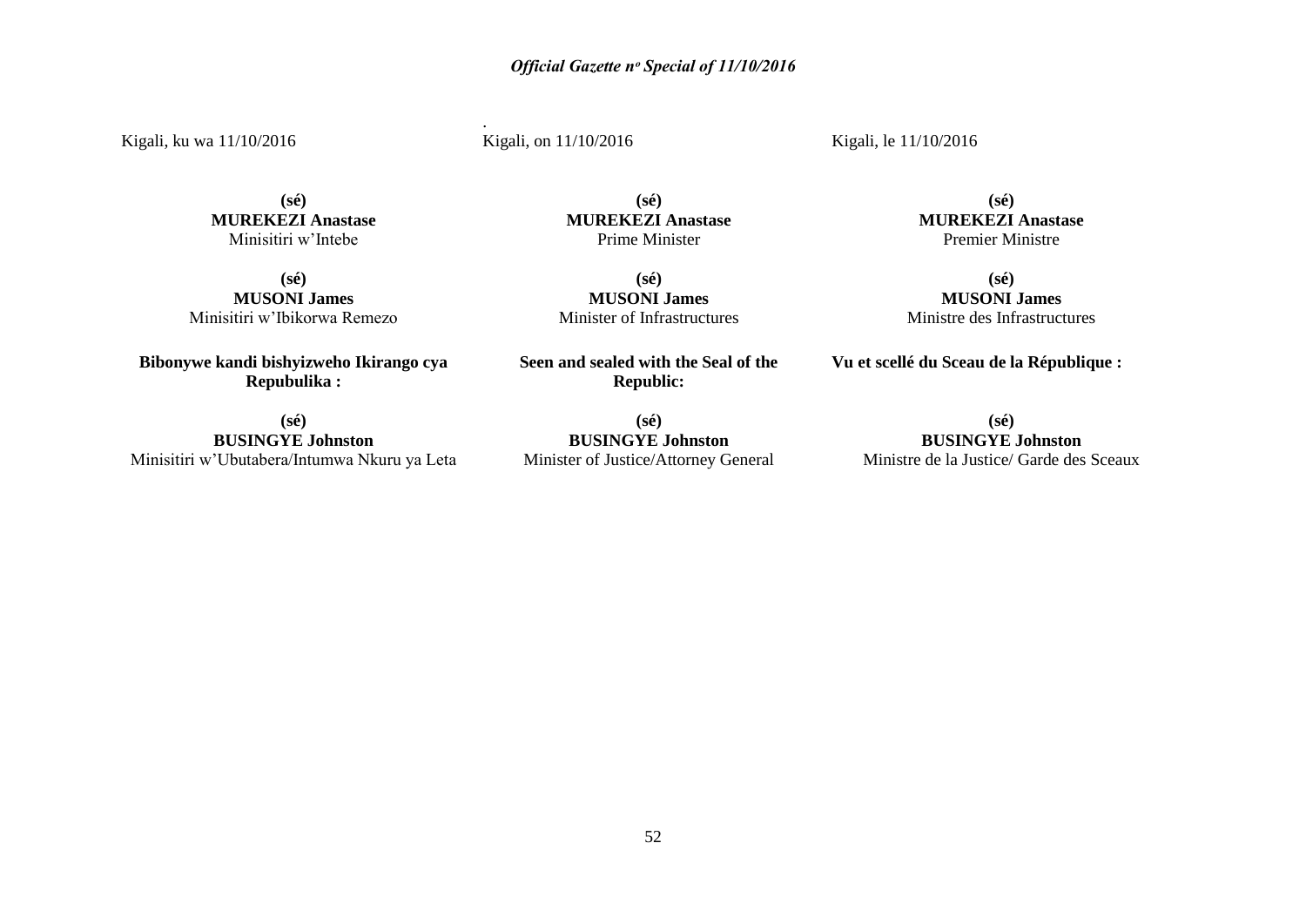Kigali, ku wa 11/10/2016

**(sé)**
**MUREKEZI Anastase**
Minisitiri w'Intebe

**(sé)**
**MUSONI James**
Minisitiri w'Ibikorwa Remezo

**Bibonywe kandi bishyizweho Ikirango cya Repubulika :**

**(sé)**
**BUSINGYE Johnston**
Minisitiri w'Ubutabera/Intumwa Nkuru ya Leta

.
Kigali, on 11/10/2016

**(sé)**
**MUREKEZI Anastase**
Prime Minister

**(sé)**
**MUSONI James**
Minister of Infrastructures

**Seen and sealed with the Seal of the Republic:**

**(sé)**
**BUSINGYE Johnston**
Minister of Justice/Attorney General

Kigali, le 11/10/2016

**(sé)**
**MUREKEZI Anastase**
Premier Ministre

**(sé)**
**MUSONI James**
Ministre des Infrastructures

**Vu et scellé du Sceau de la République :**

**(sé)**
**BUSINGYE Johnston**
Ministre de la Justice/ Garde des Sceaux